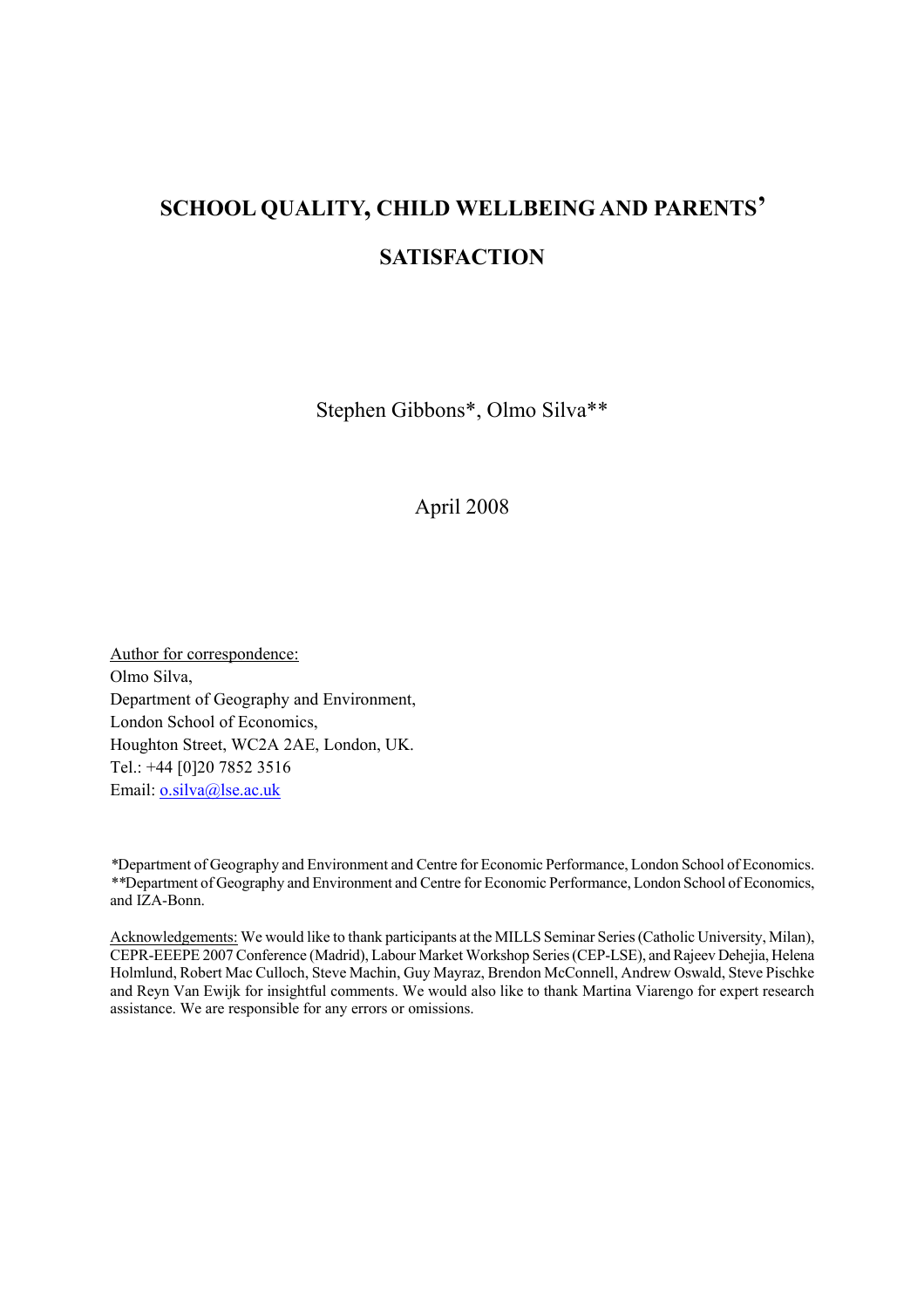# SCHOOL QUALITY, CHILD WELLBEING AND PARENTS' SATISFACTION

Stephen Gibbons*, Olmo Silva**

April 2008

Author for correspondence:
Olmo Silva,
Department of Geography and Environment,
London School of Economics,
Houghton Street, WC2A 2AE, London, UK.
Tel.: +44 [0]20 7852 3516
Email: o.silva@lse.ac.uk

*Department of Geography and Environment and Centre for Economic Performance, London School of Economics.
**Department of Geography and Environment and Centre for Economic Performance, London School of Economics, and IZA-Bonn.

Acknowledgements: We would like to thank participants at the MILLS Seminar Series (Catholic University, Milan), CEPR-EEEPE 2007 Conference (Madrid), Labour Market Workshop Series (CEP-LSE), and Rajeev Dehejia, Helena Holmlund, Robert Mac Culloch, Steve Machin, Guy Mayraz, Brendon McConnell, Andrew Oswald, Steve Pischke and Reyn Van Ewijk for insightful comments. We would also like to thank Martina Viarengo for expert research assistance. We are responsible for any errors or omissions.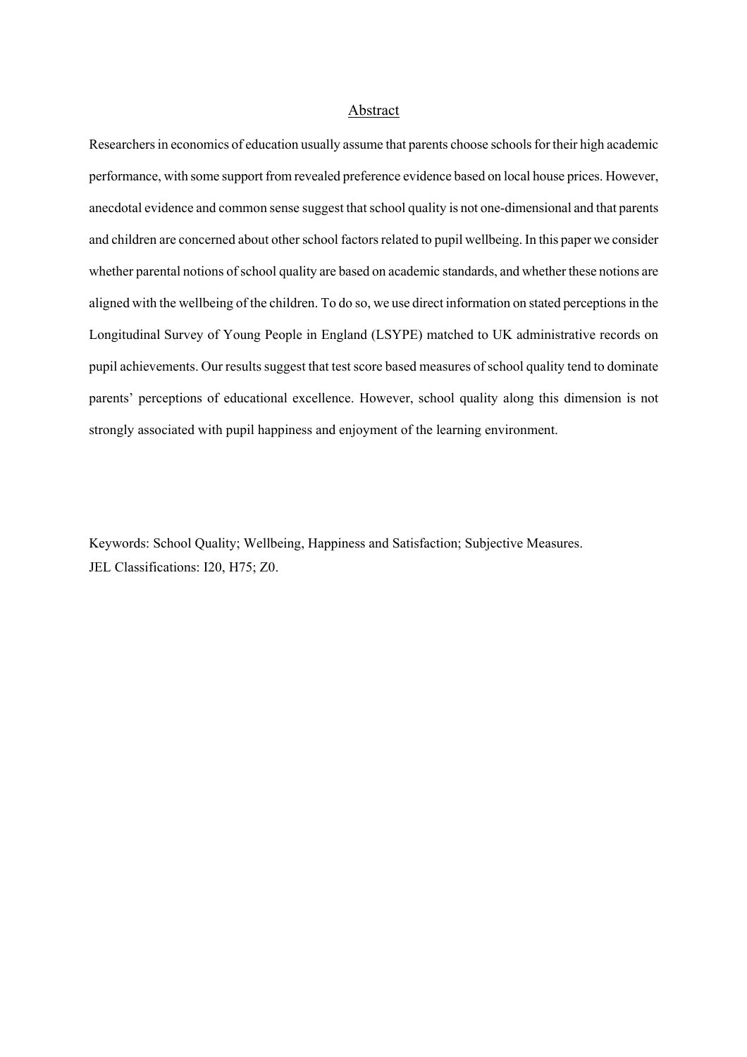## Abstract

Researchers in economics of education usually assume that parents choose schools for their high academic performance, with some support from revealed preference evidence based on local house prices. However, anecdotal evidence and common sense suggest that school quality is not one-dimensional and that parents and children are concerned about other school factors related to pupil wellbeing. In this paper we consider whether parental notions of school quality are based on academic standards, and whether these notions are aligned with the wellbeing of the children. To do so, we use direct information on stated perceptions in the Longitudinal Survey of Young People in England (LSYPE) matched to UK administrative records on pupil achievements. Our results suggest that test score based measures of school quality tend to dominate parents' perceptions of educational excellence. However, school quality along this dimension is not strongly associated with pupil happiness and enjoyment of the learning environment.

Keywords: School Quality; Wellbeing, Happiness and Satisfaction; Subjective Measures.

JEL Classifications: I20, H75; Z0.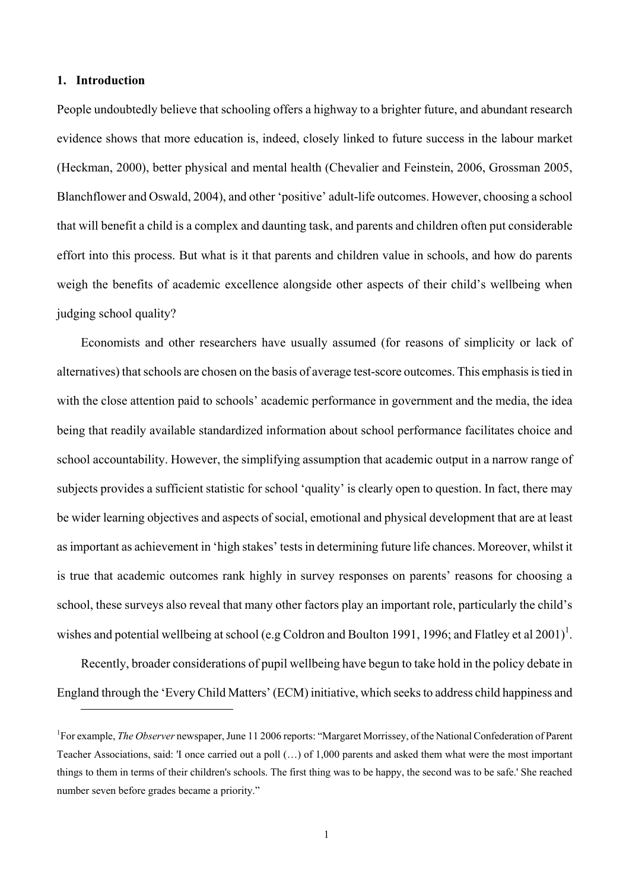## 1. Introduction

People undoubtedly believe that schooling offers a highway to a brighter future, and abundant research evidence shows that more education is, indeed, closely linked to future success in the labour market (Heckman, 2000), better physical and mental health (Chevalier and Feinstein, 2006, Grossman 2005, Blanchflower and Oswald, 2004), and other 'positive' adult-life outcomes. However, choosing a school that will benefit a child is a complex and daunting task, and parents and children often put considerable effort into this process. But what is it that parents and children value in schools, and how do parents weigh the benefits of academic excellence alongside other aspects of their child's wellbeing when judging school quality?

Economists and other researchers have usually assumed (for reasons of simplicity or lack of alternatives) that schools are chosen on the basis of average test-score outcomes. This emphasis is tied in with the close attention paid to schools' academic performance in government and the media, the idea being that readily available standardized information about school performance facilitates choice and school accountability. However, the simplifying assumption that academic output in a narrow range of subjects provides a sufficient statistic for school 'quality' is clearly open to question. In fact, there may be wider learning objectives and aspects of social, emotional and physical development that are at least as important as achievement in 'high stakes' tests in determining future life chances. Moreover, whilst it is true that academic outcomes rank highly in survey responses on parents' reasons for choosing a school, these surveys also reveal that many other factors play an important role, particularly the child's wishes and potential wellbeing at school (e.g Coldron and Boulton 1991, 1996; and Flatley et al 2001)[1].

Recently, broader considerations of pupil wellbeing have begun to take hold in the policy debate in England through the 'Every Child Matters' (ECM) initiative, which seeks to address child happiness and

[1]For example, *The Observer* newspaper, June 11 2006 reports: "Margaret Morrissey, of the National Confederation of Parent Teacher Associations, said: 'I once carried out a poll (…) of 1,000 parents and asked them what were the most important things to them in terms of their children's schools. The first thing was to be happy, the second was to be safe.' She reached number seven before grades became a priority."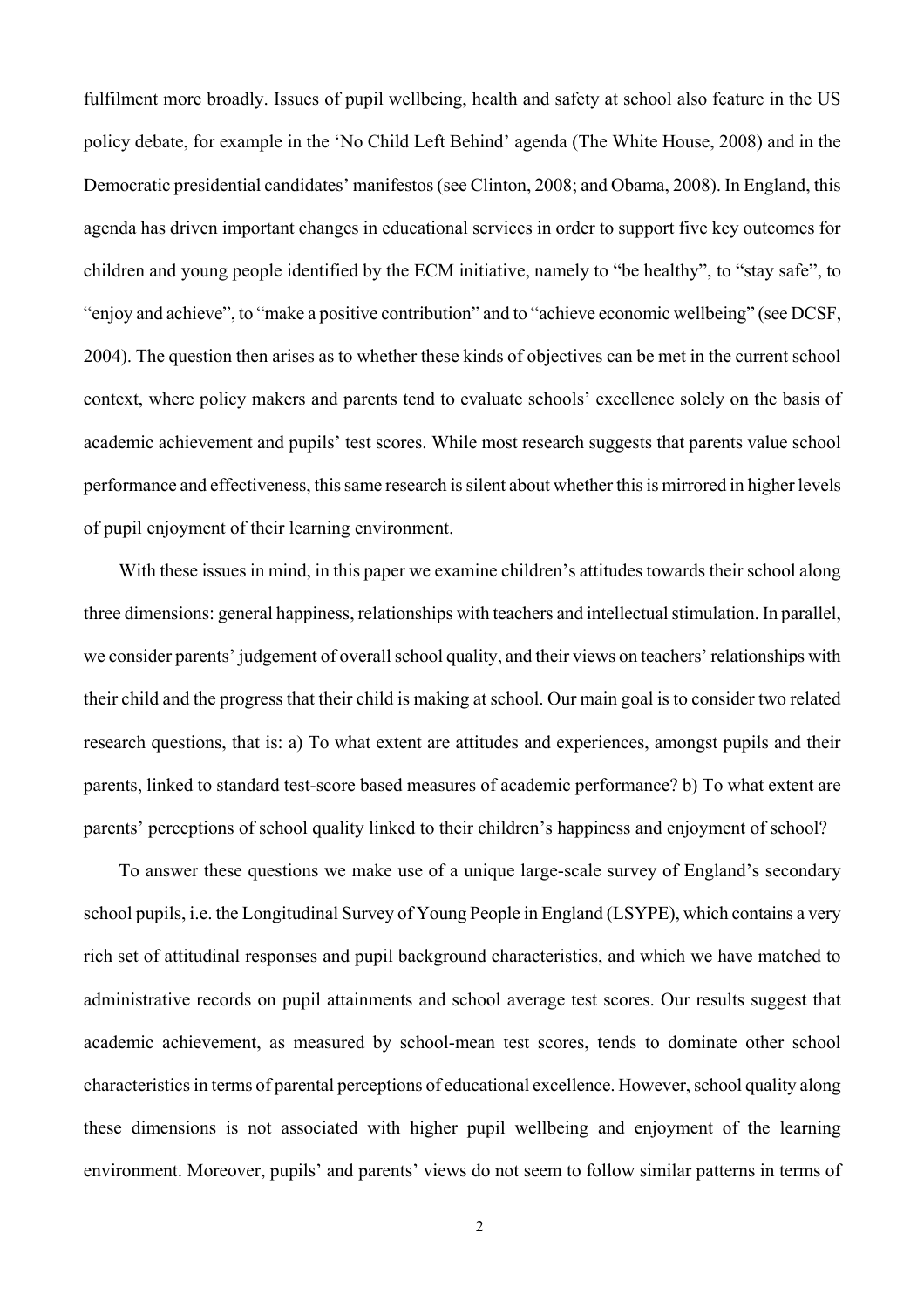fulfilment more broadly. Issues of pupil wellbeing, health and safety at school also feature in the US policy debate, for example in the 'No Child Left Behind' agenda (The White House, 2008) and in the Democratic presidential candidates' manifestos (see Clinton, 2008; and Obama, 2008). In England, this agenda has driven important changes in educational services in order to support five key outcomes for children and young people identified by the ECM initiative, namely to "be healthy", to "stay safe", to "enjoy and achieve", to "make a positive contribution" and to "achieve economic wellbeing" (see DCSF, 2004). The question then arises as to whether these kinds of objectives can be met in the current school context, where policy makers and parents tend to evaluate schools' excellence solely on the basis of academic achievement and pupils' test scores. While most research suggests that parents value school performance and effectiveness, this same research is silent about whether this is mirrored in higher levels of pupil enjoyment of their learning environment.

With these issues in mind, in this paper we examine children's attitudes towards their school along three dimensions: general happiness, relationships with teachers and intellectual stimulation. In parallel, we consider parents' judgement of overall school quality, and their views on teachers' relationships with their child and the progress that their child is making at school. Our main goal is to consider two related research questions, that is: a) To what extent are attitudes and experiences, amongst pupils and their parents, linked to standard test-score based measures of academic performance? b) To what extent are parents' perceptions of school quality linked to their children's happiness and enjoyment of school?

To answer these questions we make use of a unique large-scale survey of England's secondary school pupils, i.e. the Longitudinal Survey of Young People in England (LSYPE), which contains a very rich set of attitudinal responses and pupil background characteristics, and which we have matched to administrative records on pupil attainments and school average test scores. Our results suggest that academic achievement, as measured by school-mean test scores, tends to dominate other school characteristics in terms of parental perceptions of educational excellence. However, school quality along these dimensions is not associated with higher pupil wellbeing and enjoyment of the learning environment. Moreover, pupils' and parents' views do not seem to follow similar patterns in terms of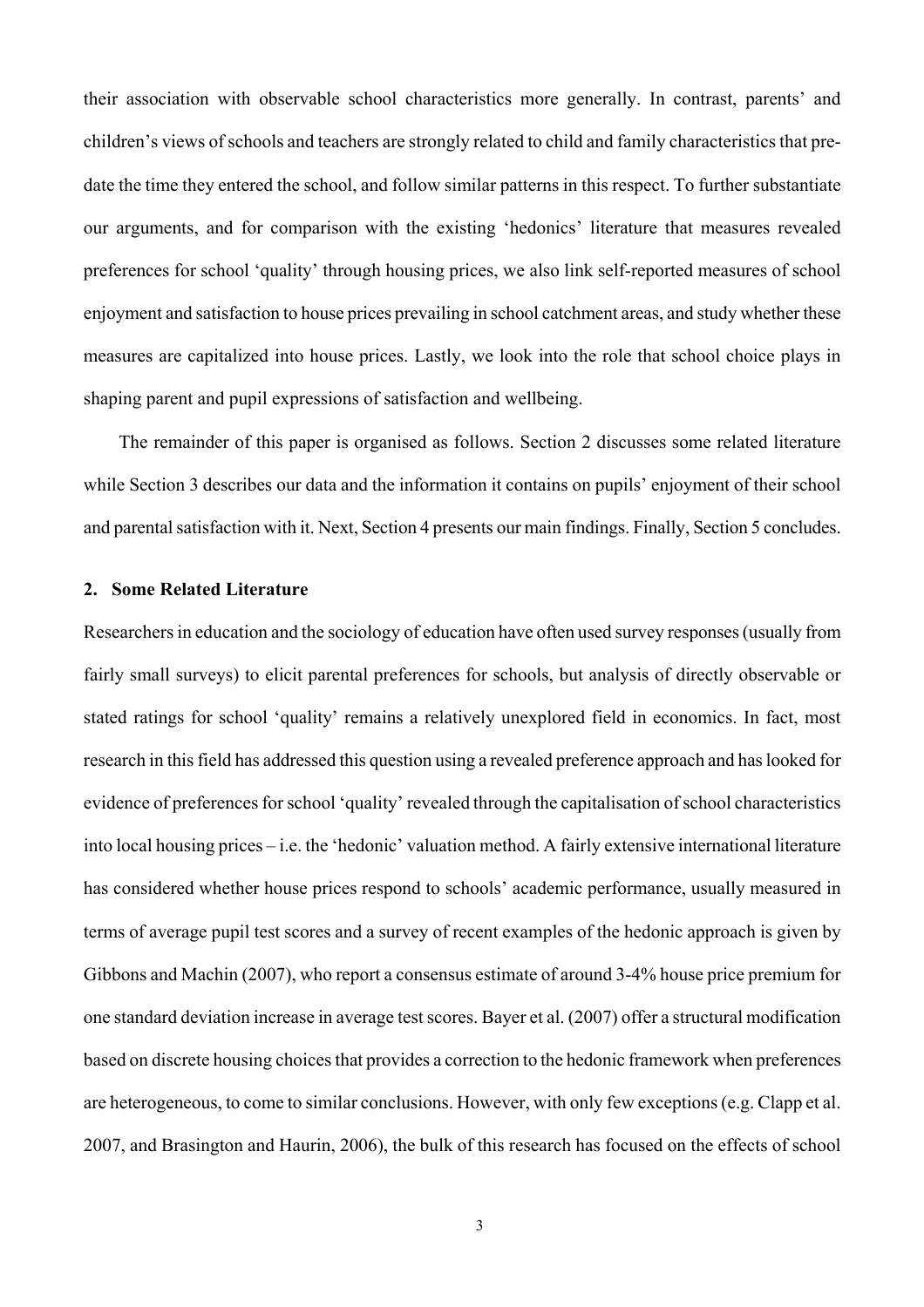their association with observable school characteristics more generally. In contrast, parents' and children's views of schools and teachers are strongly related to child and family characteristics that pre-date the time they entered the school, and follow similar patterns in this respect. To further substantiate our arguments, and for comparison with the existing 'hedonics' literature that measures revealed preferences for school 'quality' through housing prices, we also link self-reported measures of school enjoyment and satisfaction to house prices prevailing in school catchment areas, and study whether these measures are capitalized into house prices. Lastly, we look into the role that school choice plays in shaping parent and pupil expressions of satisfaction and wellbeing.

The remainder of this paper is organised as follows. Section 2 discusses some related literature while Section 3 describes our data and the information it contains on pupils' enjoyment of their school and parental satisfaction with it. Next, Section 4 presents our main findings. Finally, Section 5 concludes.

## 2. Some Related Literature

Researchers in education and the sociology of education have often used survey responses (usually from fairly small surveys) to elicit parental preferences for schools, but analysis of directly observable or stated ratings for school 'quality' remains a relatively unexplored field in economics. In fact, most research in this field has addressed this question using a revealed preference approach and has looked for evidence of preferences for school 'quality' revealed through the capitalisation of school characteristics into local housing prices – i.e. the 'hedonic' valuation method. A fairly extensive international literature has considered whether house prices respond to schools' academic performance, usually measured in terms of average pupil test scores and a survey of recent examples of the hedonic approach is given by Gibbons and Machin (2007), who report a consensus estimate of around 3-4% house price premium for one standard deviation increase in average test scores. Bayer et al. (2007) offer a structural modification based on discrete housing choices that provides a correction to the hedonic framework when preferences are heterogeneous, to come to similar conclusions. However, with only few exceptions (e.g. Clapp et al. 2007, and Brasington and Haurin, 2006), the bulk of this research has focused on the effects of school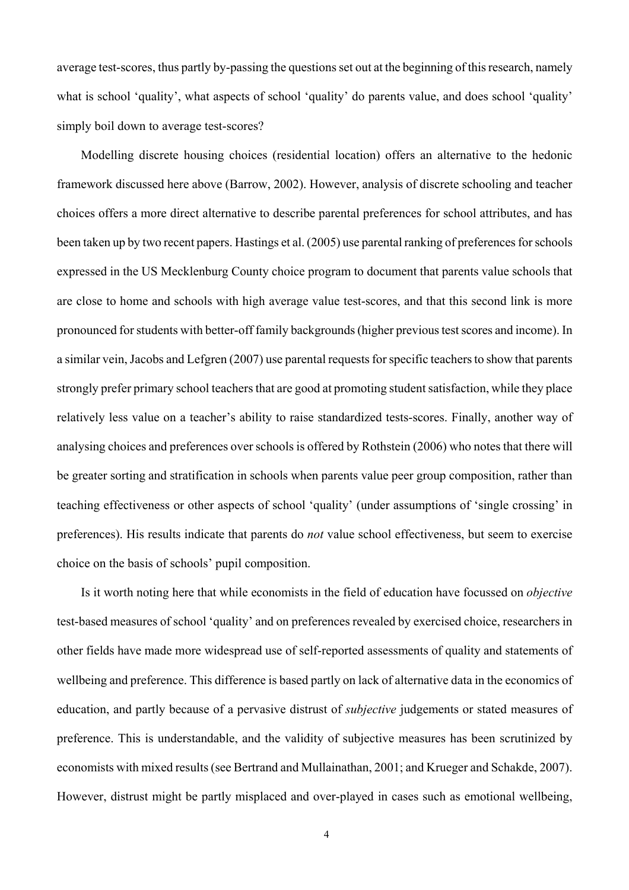average test-scores, thus partly by-passing the questions set out at the beginning of this research, namely what is school 'quality', what aspects of school 'quality' do parents value, and does school 'quality' simply boil down to average test-scores?

Modelling discrete housing choices (residential location) offers an alternative to the hedonic framework discussed here above (Barrow, 2002). However, analysis of discrete schooling and teacher choices offers a more direct alternative to describe parental preferences for school attributes, and has been taken up by two recent papers. Hastings et al. (2005) use parental ranking of preferences for schools expressed in the US Mecklenburg County choice program to document that parents value schools that are close to home and schools with high average value test-scores, and that this second link is more pronounced for students with better-off family backgrounds (higher previous test scores and income). In a similar vein, Jacobs and Lefgren (2007) use parental requests for specific teachers to show that parents strongly prefer primary school teachers that are good at promoting student satisfaction, while they place relatively less value on a teacher's ability to raise standardized tests-scores. Finally, another way of analysing choices and preferences over schools is offered by Rothstein (2006) who notes that there will be greater sorting and stratification in schools when parents value peer group composition, rather than teaching effectiveness or other aspects of school 'quality' (under assumptions of 'single crossing' in preferences). His results indicate that parents do *not* value school effectiveness, but seem to exercise choice on the basis of schools' pupil composition.

Is it worth noting here that while economists in the field of education have focussed on *objective* test-based measures of school 'quality' and on preferences revealed by exercised choice, researchers in other fields have made more widespread use of self-reported assessments of quality and statements of wellbeing and preference. This difference is based partly on lack of alternative data in the economics of education, and partly because of a pervasive distrust of *subjective* judgements or stated measures of preference. This is understandable, and the validity of subjective measures has been scrutinized by economists with mixed results (see Bertrand and Mullainathan, 2001; and Krueger and Schakde, 2007). However, distrust might be partly misplaced and over-played in cases such as emotional wellbeing,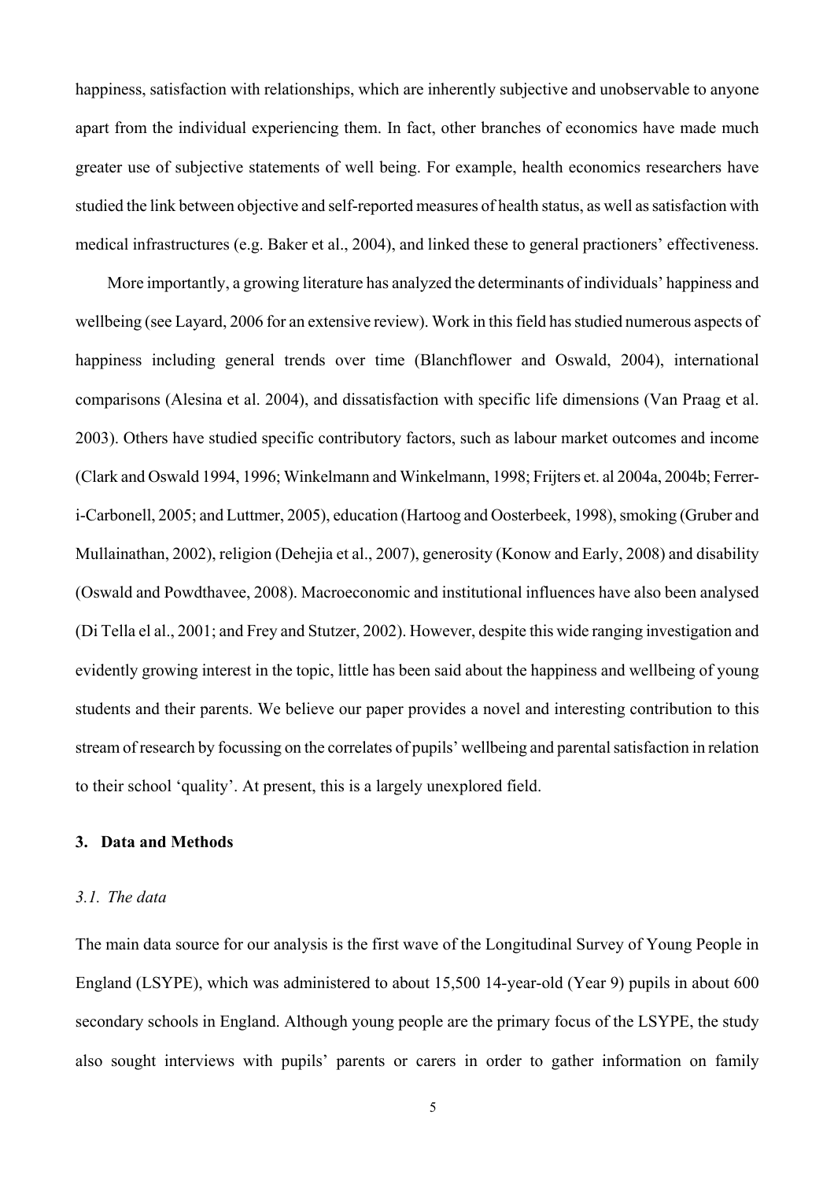happiness, satisfaction with relationships, which are inherently subjective and unobservable to anyone apart from the individual experiencing them. In fact, other branches of economics have made much greater use of subjective statements of well being. For example, health economics researchers have studied the link between objective and self-reported measures of health status, as well as satisfaction with medical infrastructures (e.g. Baker et al., 2004), and linked these to general practioners' effectiveness.

More importantly, a growing literature has analyzed the determinants of individuals' happiness and wellbeing (see Layard, 2006 for an extensive review). Work in this field has studied numerous aspects of happiness including general trends over time (Blanchflower and Oswald, 2004), international comparisons (Alesina et al. 2004), and dissatisfaction with specific life dimensions (Van Praag et al. 2003). Others have studied specific contributory factors, such as labour market outcomes and income (Clark and Oswald 1994, 1996; Winkelmann and Winkelmann, 1998; Frijters et. al 2004a, 2004b; Ferrer-i-Carbonell, 2005; and Luttmer, 2005), education (Hartoog and Oosterbeek, 1998), smoking (Gruber and Mullainathan, 2002), religion (Dehejia et al., 2007), generosity (Konow and Early, 2008) and disability (Oswald and Powdthavee, 2008). Macroeconomic and institutional influences have also been analysed (Di Tella el al., 2001; and Frey and Stutzer, 2002). However, despite this wide ranging investigation and evidently growing interest in the topic, little has been said about the happiness and wellbeing of young students and their parents. We believe our paper provides a novel and interesting contribution to this stream of research by focussing on the correlates of pupils' wellbeing and parental satisfaction in relation to their school 'quality'. At present, this is a largely unexplored field.

## 3. Data and Methods

### *3.1. The data*

The main data source for our analysis is the first wave of the Longitudinal Survey of Young People in England (LSYPE), which was administered to about 15,500 14-year-old (Year 9) pupils in about 600 secondary schools in England. Although young people are the primary focus of the LSYPE, the study also sought interviews with pupils' parents or carers in order to gather information on family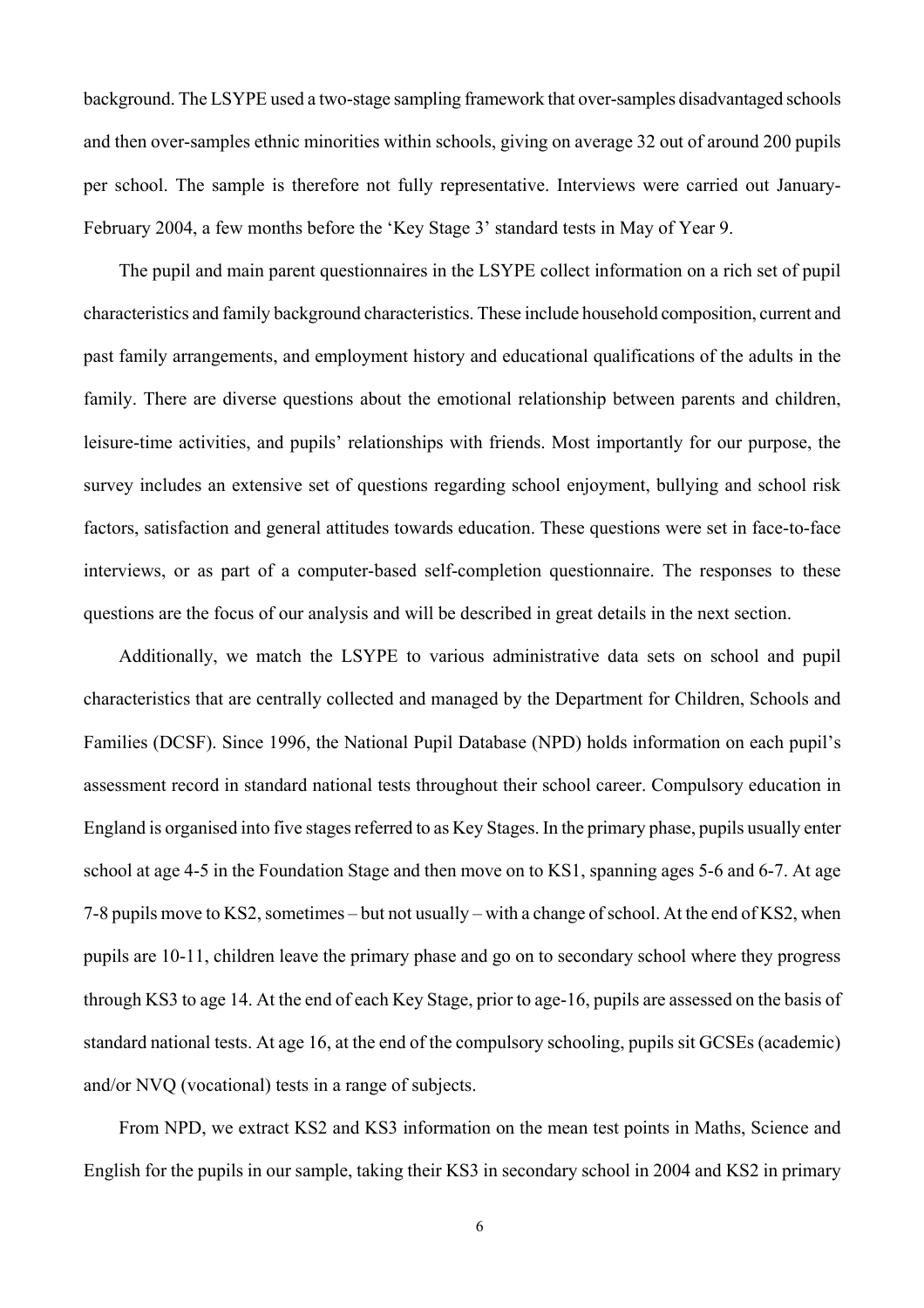background. The LSYPE used a two-stage sampling framework that over-samples disadvantaged schools and then over-samples ethnic minorities within schools, giving on average 32 out of around 200 pupils per school. The sample is therefore not fully representative. Interviews were carried out January-February 2004, a few months before the 'Key Stage 3' standard tests in May of Year 9.

The pupil and main parent questionnaires in the LSYPE collect information on a rich set of pupil characteristics and family background characteristics. These include household composition, current and past family arrangements, and employment history and educational qualifications of the adults in the family. There are diverse questions about the emotional relationship between parents and children, leisure-time activities, and pupils' relationships with friends. Most importantly for our purpose, the survey includes an extensive set of questions regarding school enjoyment, bullying and school risk factors, satisfaction and general attitudes towards education. These questions were set in face-to-face interviews, or as part of a computer-based self-completion questionnaire. The responses to these questions are the focus of our analysis and will be described in great details in the next section.

Additionally, we match the LSYPE to various administrative data sets on school and pupil characteristics that are centrally collected and managed by the Department for Children, Schools and Families (DCSF). Since 1996, the National Pupil Database (NPD) holds information on each pupil's assessment record in standard national tests throughout their school career. Compulsory education in England is organised into five stages referred to as Key Stages. In the primary phase, pupils usually enter school at age 4-5 in the Foundation Stage and then move on to KS1, spanning ages 5-6 and 6-7. At age 7-8 pupils move to KS2, sometimes – but not usually – with a change of school. At the end of KS2, when pupils are 10-11, children leave the primary phase and go on to secondary school where they progress through KS3 to age 14. At the end of each Key Stage, prior to age-16, pupils are assessed on the basis of standard national tests. At age 16, at the end of the compulsory schooling, pupils sit GCSEs (academic) and/or NVQ (vocational) tests in a range of subjects.

From NPD, we extract KS2 and KS3 information on the mean test points in Maths, Science and English for the pupils in our sample, taking their KS3 in secondary school in 2004 and KS2 in primary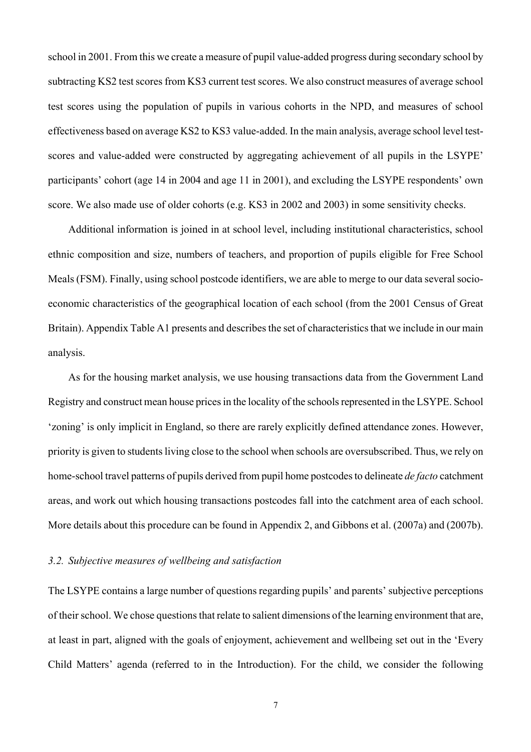school in 2001. From this we create a measure of pupil value-added progress during secondary school by subtracting KS2 test scores from KS3 current test scores. We also construct measures of average school test scores using the population of pupils in various cohorts in the NPD, and measures of school effectiveness based on average KS2 to KS3 value-added. In the main analysis, average school level test-scores and value-added were constructed by aggregating achievement of all pupils in the LSYPE' participants' cohort (age 14 in 2004 and age 11 in 2001), and excluding the LSYPE respondents' own score. We also made use of older cohorts (e.g. KS3 in 2002 and 2003) in some sensitivity checks.

Additional information is joined in at school level, including institutional characteristics, school ethnic composition and size, numbers of teachers, and proportion of pupils eligible for Free School Meals (FSM). Finally, using school postcode identifiers, we are able to merge to our data several socio-economic characteristics of the geographical location of each school (from the 2001 Census of Great Britain). Appendix Table A1 presents and describes the set of characteristics that we include in our main analysis.

As for the housing market analysis, we use housing transactions data from the Government Land Registry and construct mean house prices in the locality of the schools represented in the LSYPE. School 'zoning' is only implicit in England, so there are rarely explicitly defined attendance zones. However, priority is given to students living close to the school when schools are oversubscribed. Thus, we rely on home-school travel patterns of pupils derived from pupil home postcodes to delineate *de facto* catchment areas, and work out which housing transactions postcodes fall into the catchment area of each school. More details about this procedure can be found in Appendix 2, and Gibbons et al. (2007a) and (2007b).

### *3.2. Subjective measures of wellbeing and satisfaction*

The LSYPE contains a large number of questions regarding pupils' and parents' subjective perceptions of their school. We chose questions that relate to salient dimensions of the learning environment that are, at least in part, aligned with the goals of enjoyment, achievement and wellbeing set out in the 'Every Child Matters' agenda (referred to in the Introduction). For the child, we consider the following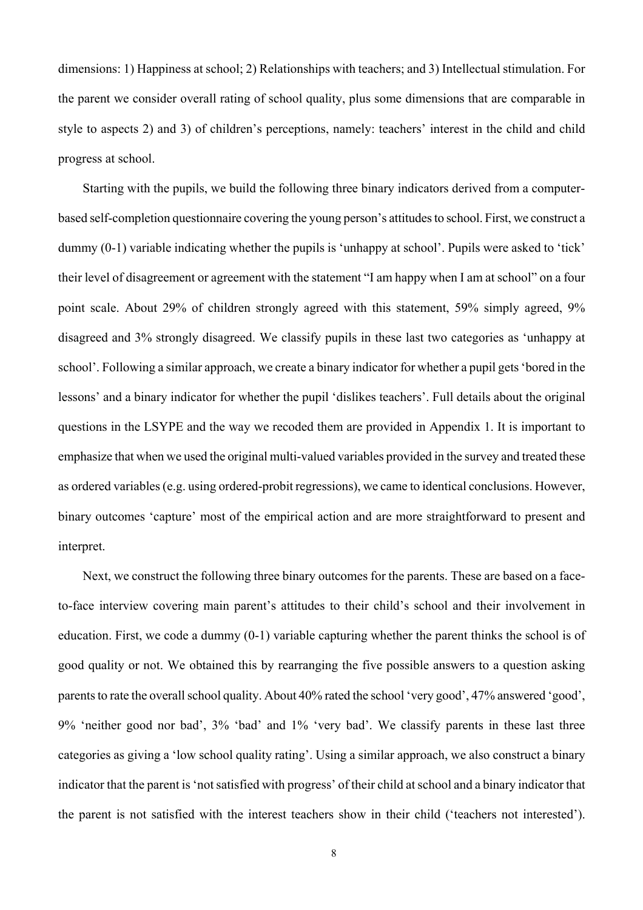dimensions: 1) Happiness at school; 2) Relationships with teachers; and 3) Intellectual stimulation. For the parent we consider overall rating of school quality, plus some dimensions that are comparable in style to aspects 2) and 3) of children's perceptions, namely: teachers' interest in the child and child progress at school.

Starting with the pupils, we build the following three binary indicators derived from a computer-based self-completion questionnaire covering the young person's attitudes to school. First, we construct a dummy (0-1) variable indicating whether the pupils is 'unhappy at school'. Pupils were asked to 'tick' their level of disagreement or agreement with the statement "I am happy when I am at school" on a four point scale. About 29% of children strongly agreed with this statement, 59% simply agreed, 9% disagreed and 3% strongly disagreed. We classify pupils in these last two categories as 'unhappy at school'. Following a similar approach, we create a binary indicator for whether a pupil gets 'bored in the lessons' and a binary indicator for whether the pupil 'dislikes teachers'. Full details about the original questions in the LSYPE and the way we recoded them are provided in Appendix 1. It is important to emphasize that when we used the original multi-valued variables provided in the survey and treated these as ordered variables (e.g. using ordered-probit regressions), we came to identical conclusions. However, binary outcomes 'capture' most of the empirical action and are more straightforward to present and interpret.

Next, we construct the following three binary outcomes for the parents. These are based on a face-to-face interview covering main parent's attitudes to their child's school and their involvement in education. First, we code a dummy (0-1) variable capturing whether the parent thinks the school is of good quality or not. We obtained this by rearranging the five possible answers to a question asking parents to rate the overall school quality. About 40% rated the school 'very good', 47% answered 'good', 9% 'neither good nor bad', 3% 'bad' and 1% 'very bad'. We classify parents in these last three categories as giving a 'low school quality rating'. Using a similar approach, we also construct a binary indicator that the parent is 'not satisfied with progress' of their child at school and a binary indicator that the parent is not satisfied with the interest teachers show in their child ('teachers not interested').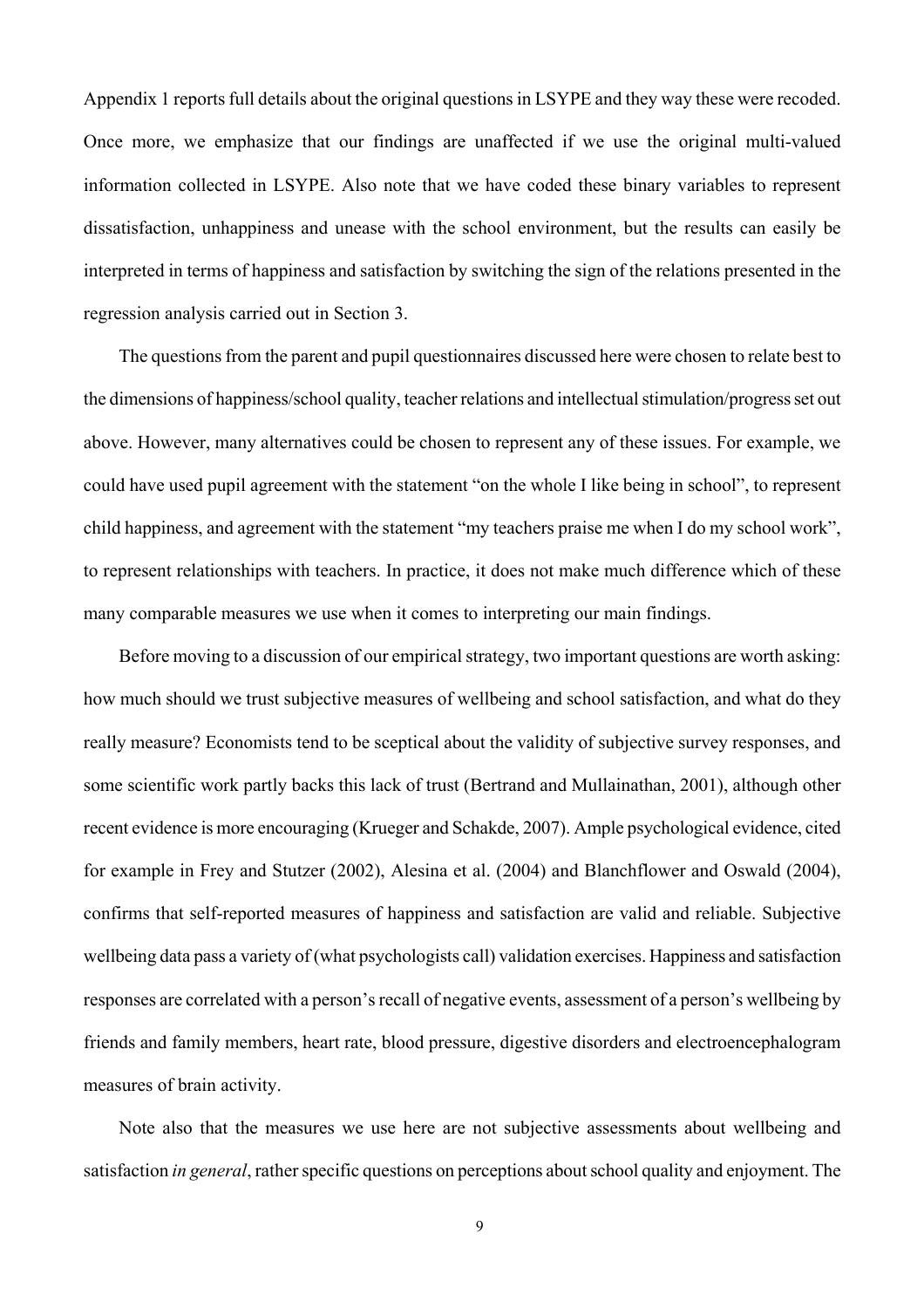Appendix 1 reports full details about the original questions in LSYPE and they way these were recoded. Once more, we emphasize that our findings are unaffected if we use the original multi-valued information collected in LSYPE. Also note that we have coded these binary variables to represent dissatisfaction, unhappiness and unease with the school environment, but the results can easily be interpreted in terms of happiness and satisfaction by switching the sign of the relations presented in the regression analysis carried out in Section 3.

The questions from the parent and pupil questionnaires discussed here were chosen to relate best to the dimensions of happiness/school quality, teacher relations and intellectual stimulation/progress set out above. However, many alternatives could be chosen to represent any of these issues. For example, we could have used pupil agreement with the statement "on the whole I like being in school", to represent child happiness, and agreement with the statement "my teachers praise me when I do my school work", to represent relationships with teachers. In practice, it does not make much difference which of these many comparable measures we use when it comes to interpreting our main findings.

Before moving to a discussion of our empirical strategy, two important questions are worth asking: how much should we trust subjective measures of wellbeing and school satisfaction, and what do they really measure? Economists tend to be sceptical about the validity of subjective survey responses, and some scientific work partly backs this lack of trust (Bertrand and Mullainathan, 2001), although other recent evidence is more encouraging (Krueger and Schakde, 2007). Ample psychological evidence, cited for example in Frey and Stutzer (2002), Alesina et al. (2004) and Blanchflower and Oswald (2004), confirms that self-reported measures of happiness and satisfaction are valid and reliable. Subjective wellbeing data pass a variety of (what psychologists call) validation exercises. Happiness and satisfaction responses are correlated with a person's recall of negative events, assessment of a person's wellbeing by friends and family members, heart rate, blood pressure, digestive disorders and electroencephalogram measures of brain activity.

Note also that the measures we use here are not subjective assessments about wellbeing and satisfaction *in general*, rather specific questions on perceptions about school quality and enjoyment. The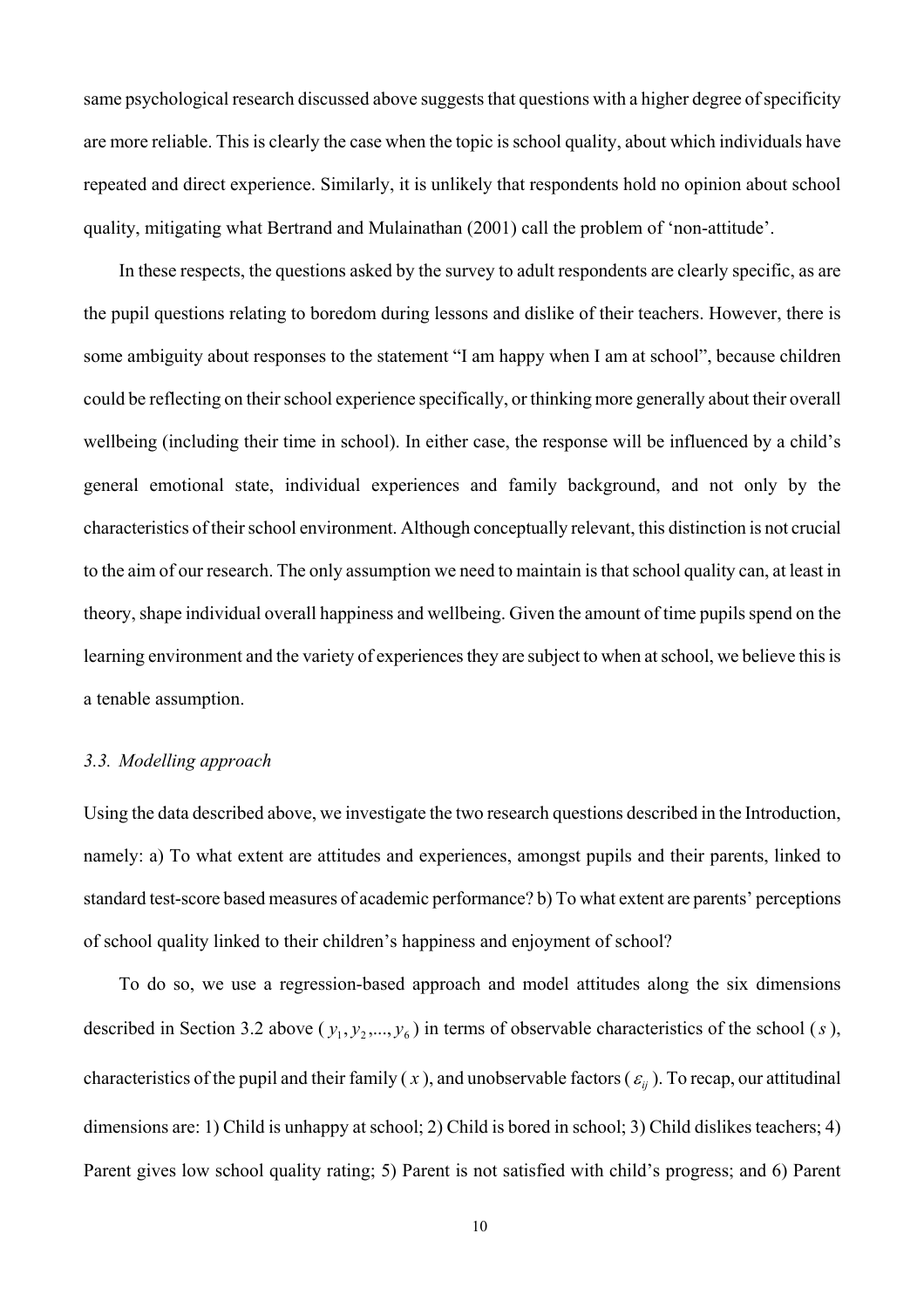same psychological research discussed above suggests that questions with a higher degree of specificity are more reliable. This is clearly the case when the topic is school quality, about which individuals have repeated and direct experience. Similarly, it is unlikely that respondents hold no opinion about school quality, mitigating what Bertrand and Mulainathan (2001) call the problem of 'non-attitude'.

In these respects, the questions asked by the survey to adult respondents are clearly specific, as are the pupil questions relating to boredom during lessons and dislike of their teachers. However, there is some ambiguity about responses to the statement "I am happy when I am at school", because children could be reflecting on their school experience specifically, or thinking more generally about their overall wellbeing (including their time in school). In either case, the response will be influenced by a child's general emotional state, individual experiences and family background, and not only by the characteristics of their school environment. Although conceptually relevant, this distinction is not crucial to the aim of our research. The only assumption we need to maintain is that school quality can, at least in theory, shape individual overall happiness and wellbeing. Given the amount of time pupils spend on the learning environment and the variety of experiences they are subject to when at school, we believe this is a tenable assumption.

### *3.3. Modelling approach*

Using the data described above, we investigate the two research questions described in the Introduction, namely: a) To what extent are attitudes and experiences, amongst pupils and their parents, linked to standard test-score based measures of academic performance? b) To what extent are parents' perceptions of school quality linked to their children's happiness and enjoyment of school?

To do so, we use a regression-based approach and model attitudes along the six dimensions described in Section 3.2 above ($y_1, y_2, ..., y_6$) in terms of observable characteristics of the school ($s$), characteristics of the pupil and their family ($x$), and unobservable factors ($\varepsilon_{ij}$). To recap, our attitudinal dimensions are: 1) Child is unhappy at school; 2) Child is bored in school; 3) Child dislikes teachers; 4) Parent gives low school quality rating; 5) Parent is not satisfied with child's progress; and 6) Parent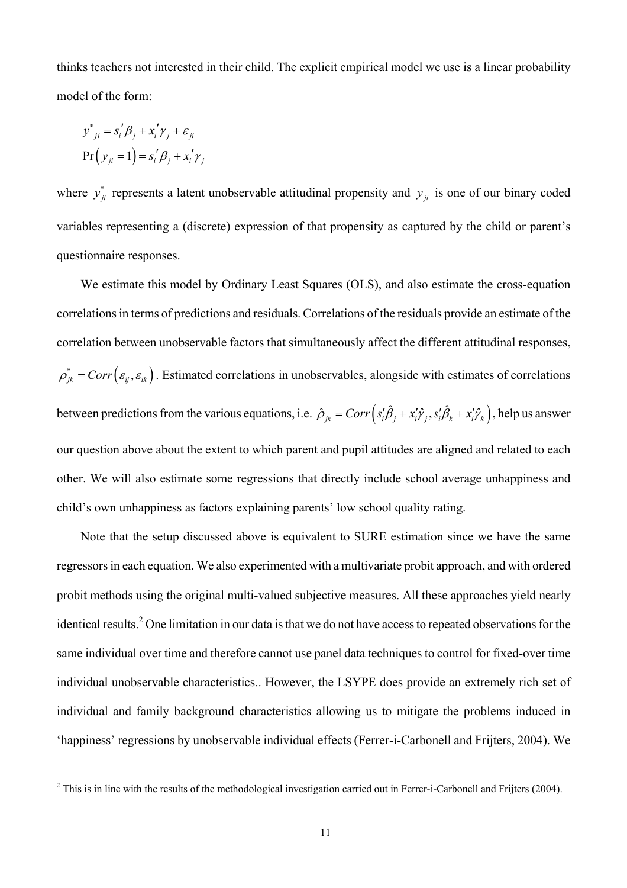thinks teachers not interested in their child. The explicit empirical model we use is a linear probability model of the form:

$$
\begin{aligned}
y^*_{ji} &= s_i'\beta_j + x_i'\gamma_j + \varepsilon_{ji} \\
\Pr\left(y_{ji} = 1\right) &= s_i'\beta_j + x_i'\gamma_j
\end{aligned}
$$

where $y^*_{ji}$ represents a latent unobservable attitudinal propensity and $y_{ji}$ is one of our binary coded variables representing a (discrete) expression of that propensity as captured by the child or parent's questionnaire responses.

We estimate this model by Ordinary Least Squares (OLS), and also estimate the cross-equation correlations in terms of predictions and residuals. Correlations of the residuals provide an estimate of the correlation between unobservable factors that simultaneously affect the different attitudinal responses, $\rho^*_{jk} = Corr\left(\varepsilon_{ij}, \varepsilon_{ik}\right)$. Estimated correlations in unobservables, alongside with estimates of correlations between predictions from the various equations, i.e. $\hat{\rho}_{jk} = Corr\left(s_i'\hat{\beta}_j + x_i'\hat{\gamma}_j, s_i'\hat{\beta}_k + x_i'\hat{\gamma}_k\right)$, help us answer our question above about the extent to which parent and pupil attitudes are aligned and related to each other. We will also estimate some regressions that directly include school average unhappiness and child's own unhappiness as factors explaining parents' low school quality rating.

Note that the setup discussed above is equivalent to SURE estimation since we have the same regressors in each equation. We also experimented with a multivariate probit approach, and with ordered probit methods using the original multi-valued subjective measures. All these approaches yield nearly identical results.[2] One limitation in our data is that we do not have access to repeated observations for the same individual over time and therefore cannot use panel data techniques to control for fixed-over time individual unobservable characteristics.. However, the LSYPE does provide an extremely rich set of individual and family background characteristics allowing us to mitigate the problems induced in 'happiness' regressions by unobservable individual effects (Ferrer-i-Carbonell and Frijters, 2004). We

---

[2] This is in line with the results of the methodological investigation carried out in Ferrer-i-Carbonell and Frijters (2004).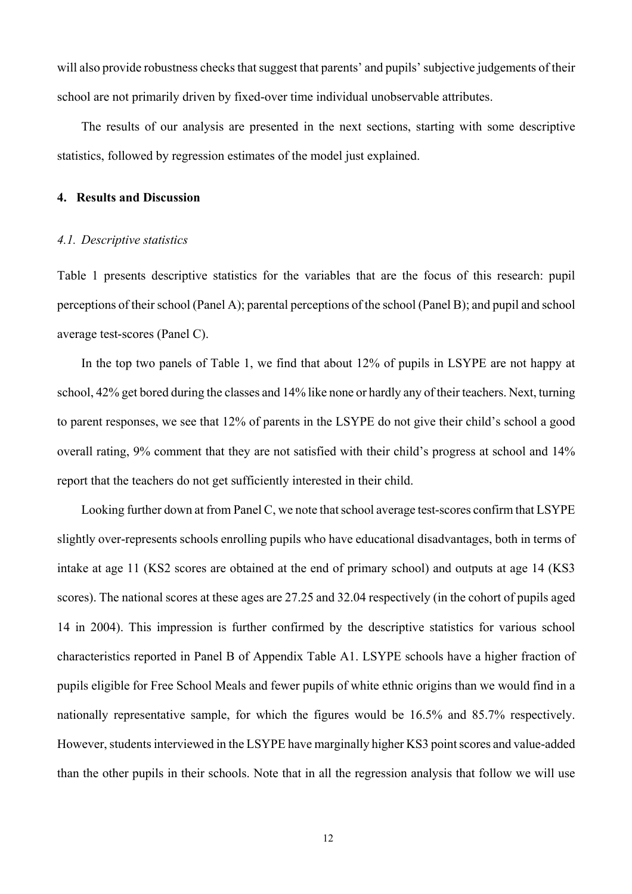will also provide robustness checks that suggest that parents' and pupils' subjective judgements of their school are not primarily driven by fixed-over time individual unobservable attributes.

The results of our analysis are presented in the next sections, starting with some descriptive statistics, followed by regression estimates of the model just explained.

## 4. Results and Discussion

### *4.1. Descriptive statistics*

Table 1 presents descriptive statistics for the variables that are the focus of this research: pupil perceptions of their school (Panel A); parental perceptions of the school (Panel B); and pupil and school average test-scores (Panel C).

In the top two panels of Table 1, we find that about 12% of pupils in LSYPE are not happy at school, 42% get bored during the classes and 14% like none or hardly any of their teachers. Next, turning to parent responses, we see that 12% of parents in the LSYPE do not give their child's school a good overall rating, 9% comment that they are not satisfied with their child's progress at school and 14% report that the teachers do not get sufficiently interested in their child.

Looking further down at from Panel C, we note that school average test-scores confirm that LSYPE slightly over-represents schools enrolling pupils who have educational disadvantages, both in terms of intake at age 11 (KS2 scores are obtained at the end of primary school) and outputs at age 14 (KS3 scores). The national scores at these ages are 27.25 and 32.04 respectively (in the cohort of pupils aged 14 in 2004). This impression is further confirmed by the descriptive statistics for various school characteristics reported in Panel B of Appendix Table A1. LSYPE schools have a higher fraction of pupils eligible for Free School Meals and fewer pupils of white ethnic origins than we would find in a nationally representative sample, for which the figures would be 16.5% and 85.7% respectively. However, students interviewed in the LSYPE have marginally higher KS3 point scores and value-added than the other pupils in their schools. Note that in all the regression analysis that follow we will use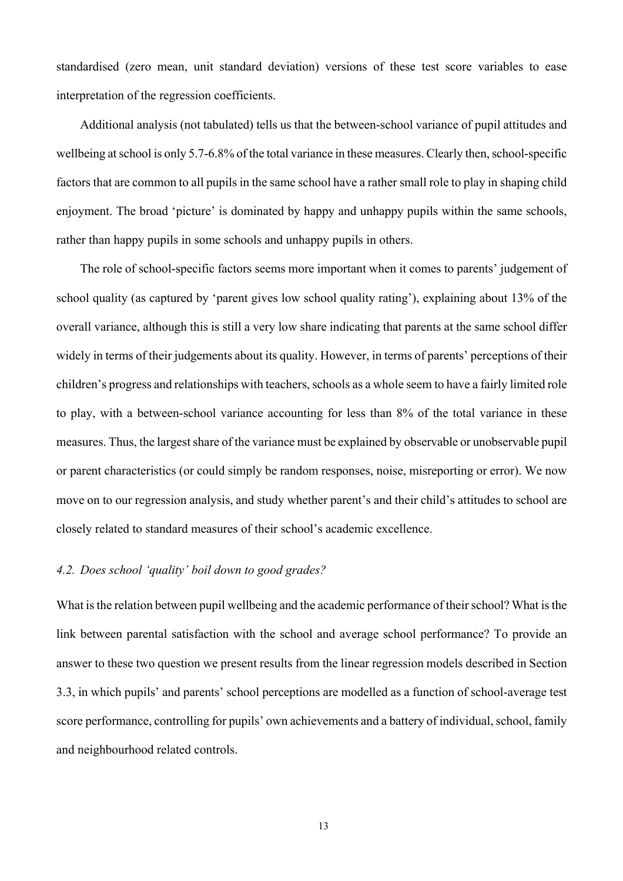standardised (zero mean, unit standard deviation) versions of these test score variables to ease interpretation of the regression coefficients.

Additional analysis (not tabulated) tells us that the between-school variance of pupil attitudes and wellbeing at school is only 5.7-6.8% of the total variance in these measures. Clearly then, school-specific factors that are common to all pupils in the same school have a rather small role to play in shaping child enjoyment. The broad 'picture' is dominated by happy and unhappy pupils within the same schools, rather than happy pupils in some schools and unhappy pupils in others.

The role of school-specific factors seems more important when it comes to parents' judgement of school quality (as captured by 'parent gives low school quality rating'), explaining about 13% of the overall variance, although this is still a very low share indicating that parents at the same school differ widely in terms of their judgements about its quality. However, in terms of parents' perceptions of their children's progress and relationships with teachers, schools as a whole seem to have a fairly limited role to play, with a between-school variance accounting for less than 8% of the total variance in these measures. Thus, the largest share of the variance must be explained by observable or unobservable pupil or parent characteristics (or could simply be random responses, noise, misreporting or error). We now move on to our regression analysis, and study whether parent's and their child's attitudes to school are closely related to standard measures of their school's academic excellence.

### *4.2. Does school 'quality' boil down to good grades?*

What is the relation between pupil wellbeing and the academic performance of their school? What is the link between parental satisfaction with the school and average school performance? To provide an answer to these two question we present results from the linear regression models described in Section 3.3, in which pupils' and parents' school perceptions are modelled as a function of school-average test score performance, controlling for pupils' own achievements and a battery of individual, school, family and neighbourhood related controls.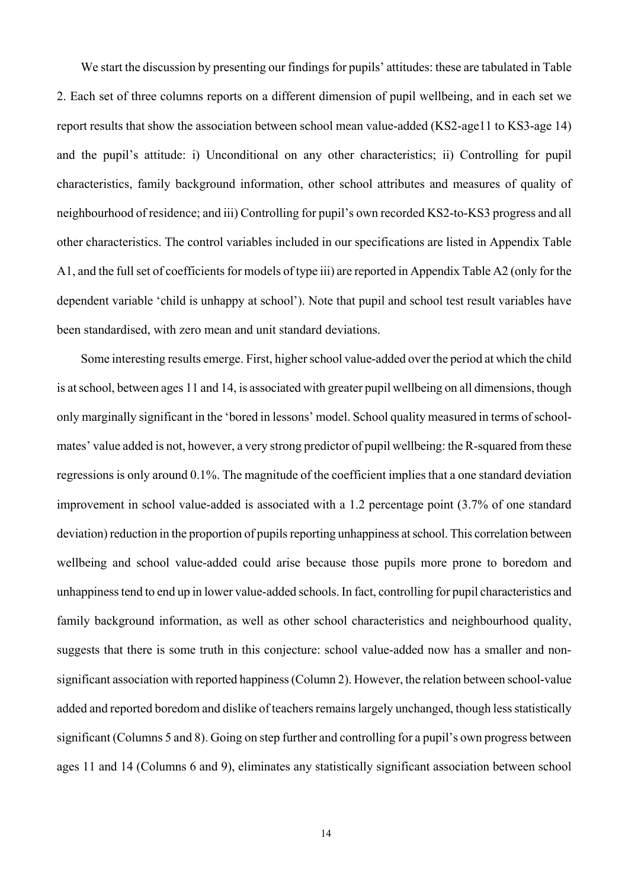We start the discussion by presenting our findings for pupils' attitudes: these are tabulated in Table 2. Each set of three columns reports on a different dimension of pupil wellbeing, and in each set we report results that show the association between school mean value-added (KS2-age11 to KS3-age 14) and the pupil's attitude: i) Unconditional on any other characteristics; ii) Controlling for pupil characteristics, family background information, other school attributes and measures of quality of neighbourhood of residence; and iii) Controlling for pupil's own recorded KS2-to-KS3 progress and all other characteristics. The control variables included in our specifications are listed in Appendix Table A1, and the full set of coefficients for models of type iii) are reported in Appendix Table A2 (only for the dependent variable 'child is unhappy at school'). Note that pupil and school test result variables have been standardised, with zero mean and unit standard deviations.

Some interesting results emerge. First, higher school value-added over the period at which the child is at school, between ages 11 and 14, is associated with greater pupil wellbeing on all dimensions, though only marginally significant in the 'bored in lessons' model. School quality measured in terms of school-mates' value added is not, however, a very strong predictor of pupil wellbeing: the R-squared from these regressions is only around 0.1%. The magnitude of the coefficient implies that a one standard deviation improvement in school value-added is associated with a 1.2 percentage point (3.7% of one standard deviation) reduction in the proportion of pupils reporting unhappiness at school. This correlation between wellbeing and school value-added could arise because those pupils more prone to boredom and unhappiness tend to end up in lower value-added schools. In fact, controlling for pupil characteristics and family background information, as well as other school characteristics and neighbourhood quality, suggests that there is some truth in this conjecture: school value-added now has a smaller and non-significant association with reported happiness (Column 2). However, the relation between school-value added and reported boredom and dislike of teachers remains largely unchanged, though less statistically significant (Columns 5 and 8). Going on step further and controlling for a pupil's own progress between ages 11 and 14 (Columns 6 and 9), eliminates any statistically significant association between school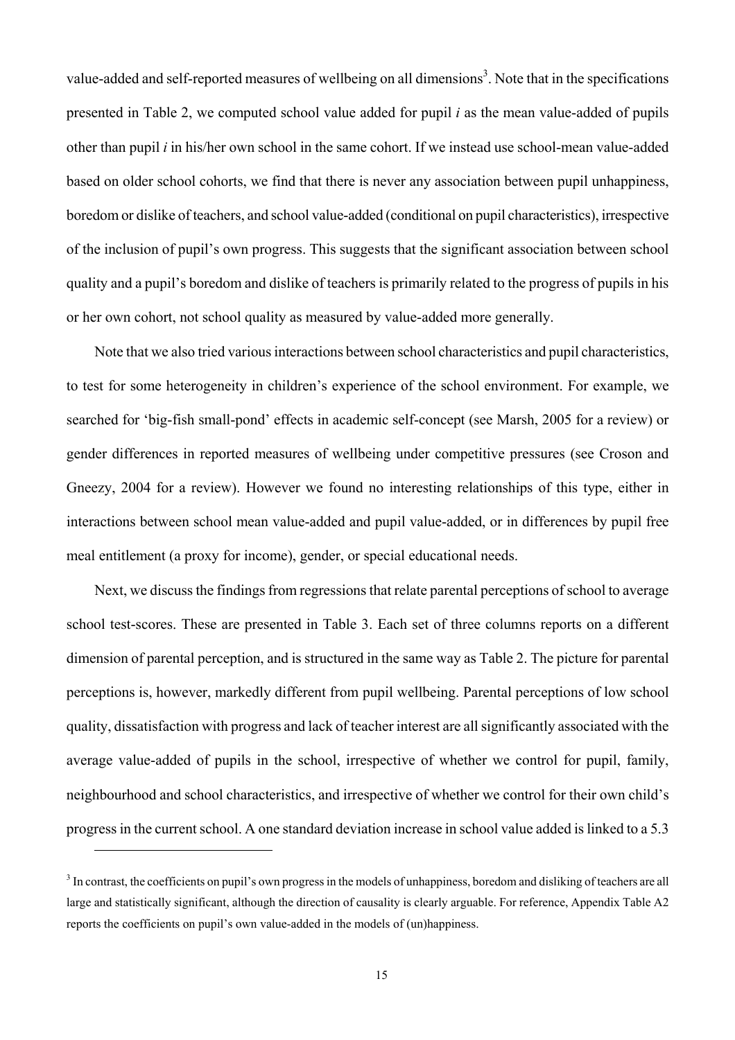value-added and self-reported measures of wellbeing on all dimensions[3]. Note that in the specifications presented in Table 2, we computed school value added for pupil *i* as the mean value-added of pupils other than pupil *i* in his/her own school in the same cohort. If we instead use school-mean value-added based on older school cohorts, we find that there is never any association between pupil unhappiness, boredom or dislike of teachers, and school value-added (conditional on pupil characteristics), irrespective of the inclusion of pupil's own progress. This suggests that the significant association between school quality and a pupil's boredom and dislike of teachers is primarily related to the progress of pupils in his or her own cohort, not school quality as measured by value-added more generally.

Note that we also tried various interactions between school characteristics and pupil characteristics, to test for some heterogeneity in children's experience of the school environment. For example, we searched for 'big-fish small-pond' effects in academic self-concept (see Marsh, 2005 for a review) or gender differences in reported measures of wellbeing under competitive pressures (see Croson and Gneezy, 2004 for a review). However we found no interesting relationships of this type, either in interactions between school mean value-added and pupil value-added, or in differences by pupil free meal entitlement (a proxy for income), gender, or special educational needs.

Next, we discuss the findings from regressions that relate parental perceptions of school to average school test-scores. These are presented in Table 3. Each set of three columns reports on a different dimension of parental perception, and is structured in the same way as Table 2. The picture for parental perceptions is, however, markedly different from pupil wellbeing. Parental perceptions of low school quality, dissatisfaction with progress and lack of teacher interest are all significantly associated with the average value-added of pupils in the school, irrespective of whether we control for pupil, family, neighbourhood and school characteristics, and irrespective of whether we control for their own child's progress in the current school. A one standard deviation increase in school value added is linked to a 5.3

[3] In contrast, the coefficients on pupil's own progress in the models of unhappiness, boredom and disliking of teachers are all large and statistically significant, although the direction of causality is clearly arguable. For reference, Appendix Table A2 reports the coefficients on pupil's own value-added in the models of (un)happiness.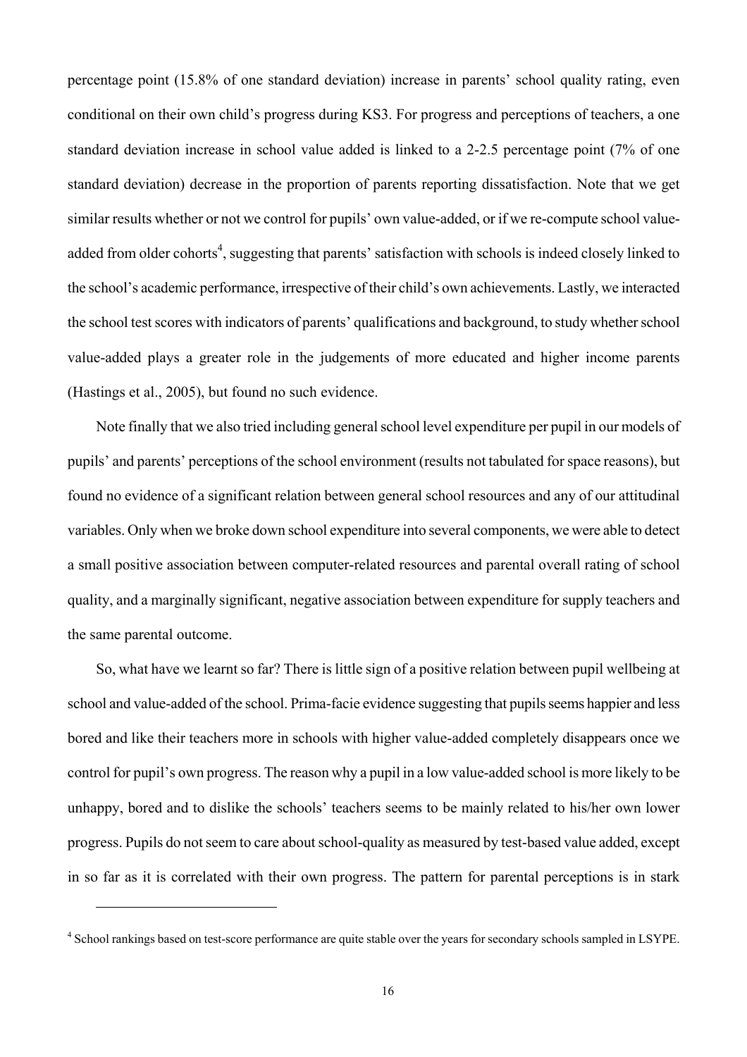percentage point (15.8% of one standard deviation) increase in parents' school quality rating, even conditional on their own child's progress during KS3. For progress and perceptions of teachers, a one standard deviation increase in school value added is linked to a 2-2.5 percentage point (7% of one standard deviation) decrease in the proportion of parents reporting dissatisfaction. Note that we get similar results whether or not we control for pupils' own value-added, or if we re-compute school value-added from older cohorts[4], suggesting that parents' satisfaction with schools is indeed closely linked to the school's academic performance, irrespective of their child's own achievements. Lastly, we interacted the school test scores with indicators of parents' qualifications and background, to study whether school value-added plays a greater role in the judgements of more educated and higher income parents (Hastings et al., 2005), but found no such evidence.

Note finally that we also tried including general school level expenditure per pupil in our models of pupils' and parents' perceptions of the school environment (results not tabulated for space reasons), but found no evidence of a significant relation between general school resources and any of our attitudinal variables. Only when we broke down school expenditure into several components, we were able to detect a small positive association between computer-related resources and parental overall rating of school quality, and a marginally significant, negative association between expenditure for supply teachers and the same parental outcome.

So, what have we learnt so far? There is little sign of a positive relation between pupil wellbeing at school and value-added of the school. Prima-facie evidence suggesting that pupils seems happier and less bored and like their teachers more in schools with higher value-added completely disappears once we control for pupil's own progress. The reason why a pupil in a low value-added school is more likely to be unhappy, bored and to dislike the schools' teachers seems to be mainly related to his/her own lower progress. Pupils do not seem to care about school-quality as measured by test-based value added, except in so far as it is correlated with their own progress. The pattern for parental perceptions is in stark

[4] School rankings based on test-score performance are quite stable over the years for secondary schools sampled in LSYPE.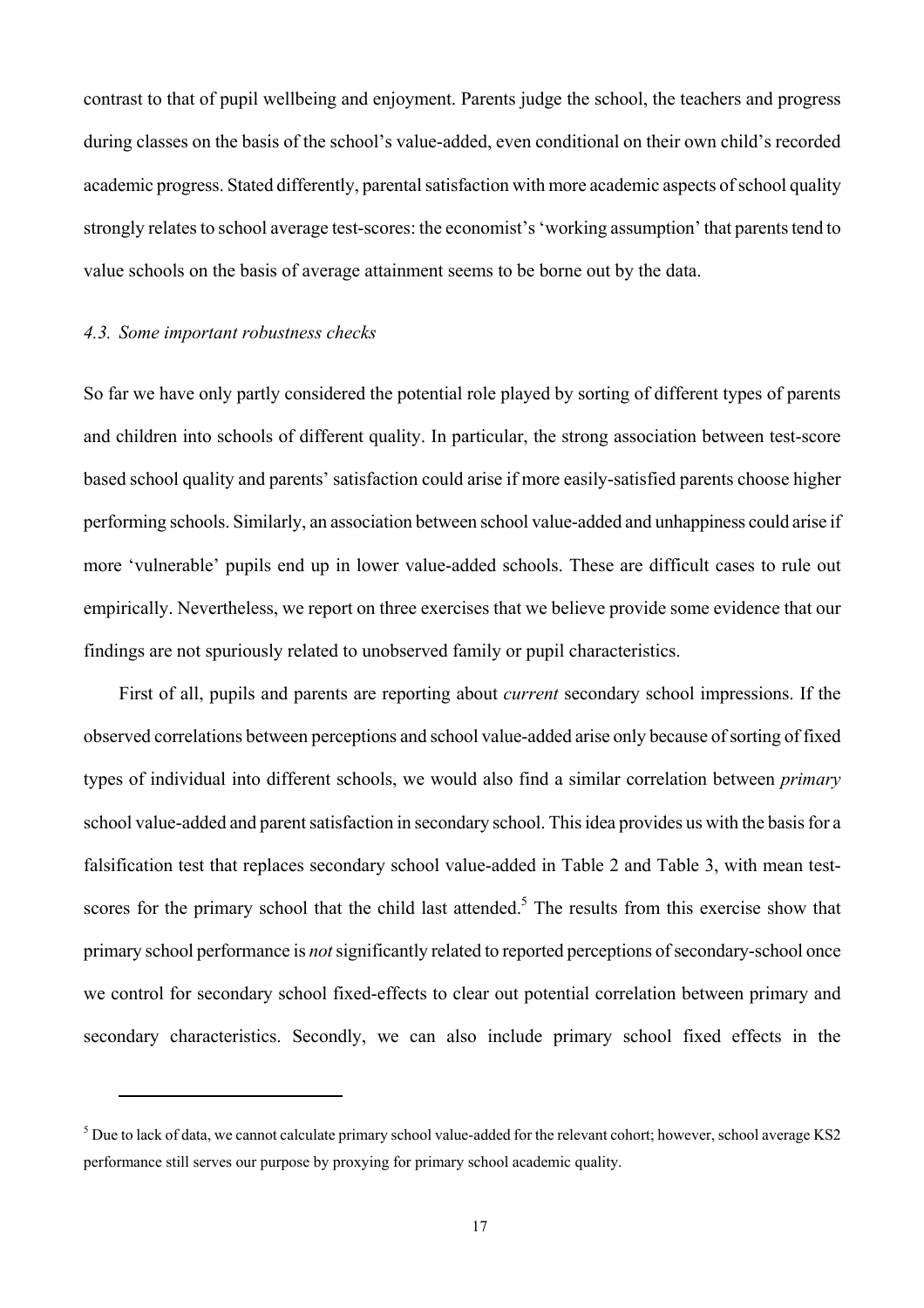contrast to that of pupil wellbeing and enjoyment. Parents judge the school, the teachers and progress during classes on the basis of the school's value-added, even conditional on their own child's recorded academic progress. Stated differently, parental satisfaction with more academic aspects of school quality strongly relates to school average test-scores: the economist's 'working assumption' that parents tend to value schools on the basis of average attainment seems to be borne out by the data.

### *4.3. Some important robustness checks*

So far we have only partly considered the potential role played by sorting of different types of parents and children into schools of different quality. In particular, the strong association between test-score based school quality and parents' satisfaction could arise if more easily-satisfied parents choose higher performing schools. Similarly, an association between school value-added and unhappiness could arise if more 'vulnerable' pupils end up in lower value-added schools. These are difficult cases to rule out empirically. Nevertheless, we report on three exercises that we believe provide some evidence that our findings are not spuriously related to unobserved family or pupil characteristics.

First of all, pupils and parents are reporting about *current* secondary school impressions. If the observed correlations between perceptions and school value-added arise only because of sorting of fixed types of individual into different schools, we would also find a similar correlation between *primary* school value-added and parent satisfaction in secondary school. This idea provides us with the basis for a falsification test that replaces secondary school value-added in Table 2 and Table 3, with mean test-scores for the primary school that the child last attended.[5] The results from this exercise show that primary school performance is *not* significantly related to reported perceptions of secondary-school once we control for secondary school fixed-effects to clear out potential correlation between primary and secondary characteristics. Secondly, we can also include primary school fixed effects in the

[5] Due to lack of data, we cannot calculate primary school value-added for the relevant cohort; however, school average KS2 performance still serves our purpose by proxying for primary school academic quality.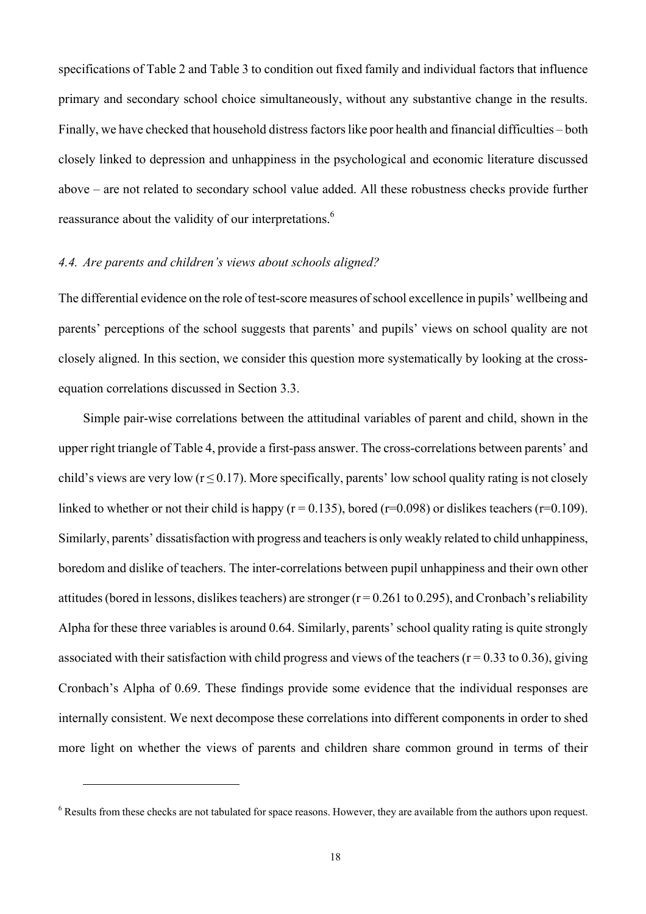specifications of Table 2 and Table 3 to condition out fixed family and individual factors that influence primary and secondary school choice simultaneously, without any substantive change in the results. Finally, we have checked that household distress factors like poor health and financial difficulties – both closely linked to depression and unhappiness in the psychological and economic literature discussed above – are not related to secondary school value added. All these robustness checks provide further reassurance about the validity of our interpretations.[6]

### *4.4. Are parents and children's views about schools aligned?*

The differential evidence on the role of test-score measures of school excellence in pupils' wellbeing and parents' perceptions of the school suggests that parents' and pupils' views on school quality are not closely aligned. In this section, we consider this question more systematically by looking at the cross-equation correlations discussed in Section 3.3.

Simple pair-wise correlations between the attitudinal variables of parent and child, shown in the upper right triangle of Table 4, provide a first-pass answer. The cross-correlations between parents' and child's views are very low ($r \leq 0.17$). More specifically, parents' low school quality rating is not closely linked to whether or not their child is happy ($r = 0.135$), bored ($r=0.098$) or dislikes teachers ($r=0.109$). Similarly, parents' dissatisfaction with progress and teachers is only weakly related to child unhappiness, boredom and dislike of teachers. The inter-correlations between pupil unhappiness and their own other attitudes (bored in lessons, dislikes teachers) are stronger ($r = 0.261$ to $0.295$), and Cronbach's reliability Alpha for these three variables is around 0.64. Similarly, parents' school quality rating is quite strongly associated with their satisfaction with child progress and views of the teachers ($r = 0.33$ to $0.36$), giving Cronbach's Alpha of 0.69. These findings provide some evidence that the individual responses are internally consistent. We next decompose these correlations into different components in order to shed more light on whether the views of parents and children share common ground in terms of their

[6] Results from these checks are not tabulated for space reasons. However, they are available from the authors upon request.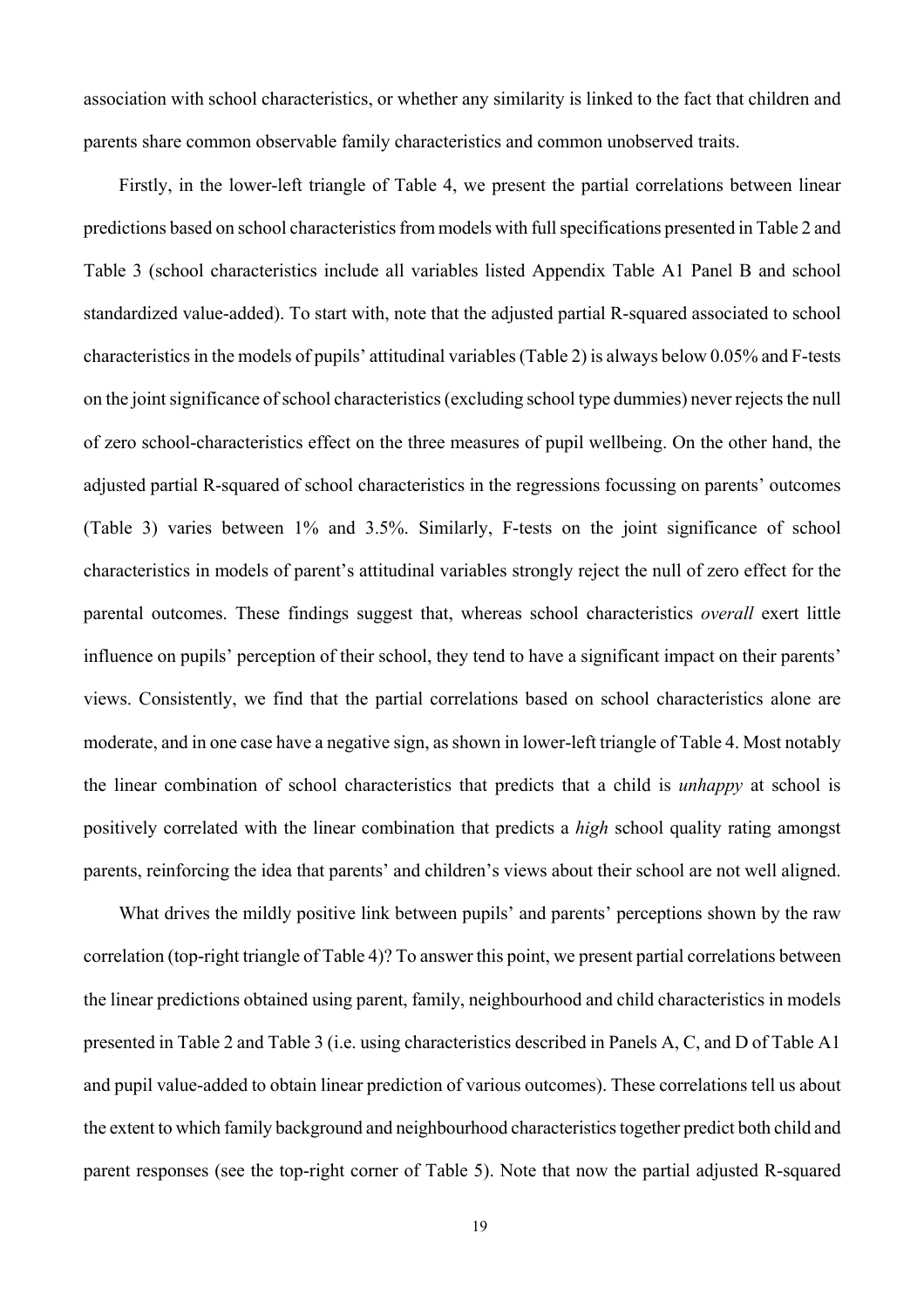association with school characteristics, or whether any similarity is linked to the fact that children and parents share common observable family characteristics and common unobserved traits.

Firstly, in the lower-left triangle of Table 4, we present the partial correlations between linear predictions based on school characteristics from models with full specifications presented in Table 2 and Table 3 (school characteristics include all variables listed Appendix Table A1 Panel B and school standardized value-added). To start with, note that the adjusted partial R-squared associated to school characteristics in the models of pupils' attitudinal variables (Table 2) is always below 0.05% and F-tests on the joint significance of school characteristics (excluding school type dummies) never rejects the null of zero school-characteristics effect on the three measures of pupil wellbeing. On the other hand, the adjusted partial R-squared of school characteristics in the regressions focussing on parents' outcomes (Table 3) varies between 1% and 3.5%. Similarly, F-tests on the joint significance of school characteristics in models of parent's attitudinal variables strongly reject the null of zero effect for the parental outcomes. These findings suggest that, whereas school characteristics *overall* exert little influence on pupils' perception of their school, they tend to have a significant impact on their parents' views. Consistently, we find that the partial correlations based on school characteristics alone are moderate, and in one case have a negative sign, as shown in lower-left triangle of Table 4. Most notably the linear combination of school characteristics that predicts that a child is *unhappy* at school is positively correlated with the linear combination that predicts a *high* school quality rating amongst parents, reinforcing the idea that parents' and children's views about their school are not well aligned.

What drives the mildly positive link between pupils' and parents' perceptions shown by the raw correlation (top-right triangle of Table 4)? To answer this point, we present partial correlations between the linear predictions obtained using parent, family, neighbourhood and child characteristics in models presented in Table 2 and Table 3 (i.e. using characteristics described in Panels A, C, and D of Table A1 and pupil value-added to obtain linear prediction of various outcomes). These correlations tell us about the extent to which family background and neighbourhood characteristics together predict both child and parent responses (see the top-right corner of Table 5). Note that now the partial adjusted R-squared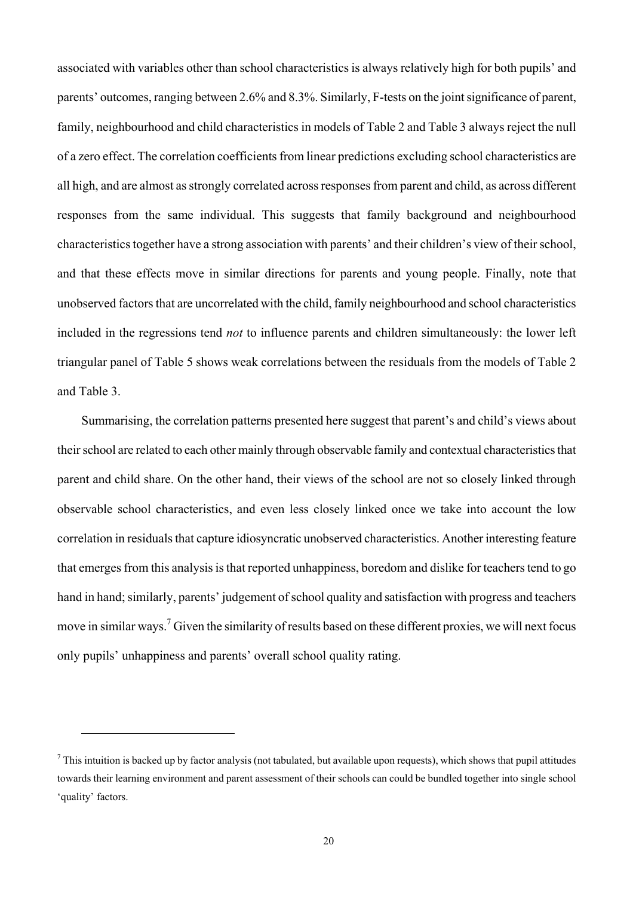associated with variables other than school characteristics is always relatively high for both pupils' and parents' outcomes, ranging between 2.6% and 8.3%. Similarly, F-tests on the joint significance of parent, family, neighbourhood and child characteristics in models of Table 2 and Table 3 always reject the null of a zero effect. The correlation coefficients from linear predictions excluding school characteristics are all high, and are almost as strongly correlated across responses from parent and child, as across different responses from the same individual. This suggests that family background and neighbourhood characteristics together have a strong association with parents' and their children's view of their school, and that these effects move in similar directions for parents and young people. Finally, note that unobserved factors that are uncorrelated with the child, family neighbourhood and school characteristics included in the regressions tend *not* to influence parents and children simultaneously: the lower left triangular panel of Table 5 shows weak correlations between the residuals from the models of Table 2 and Table 3.

Summarising, the correlation patterns presented here suggest that parent's and child's views about their school are related to each other mainly through observable family and contextual characteristics that parent and child share. On the other hand, their views of the school are not so closely linked through observable school characteristics, and even less closely linked once we take into account the low correlation in residuals that capture idiosyncratic unobserved characteristics. Another interesting feature that emerges from this analysis is that reported unhappiness, boredom and dislike for teachers tend to go hand in hand; similarly, parents' judgement of school quality and satisfaction with progress and teachers move in similar ways.[7] Given the similarity of results based on these different proxies, we will next focus only pupils' unhappiness and parents' overall school quality rating.

[7] This intuition is backed up by factor analysis (not tabulated, but available upon requests), which shows that pupil attitudes towards their learning environment and parent assessment of their schools can could be bundled together into single school 'quality' factors.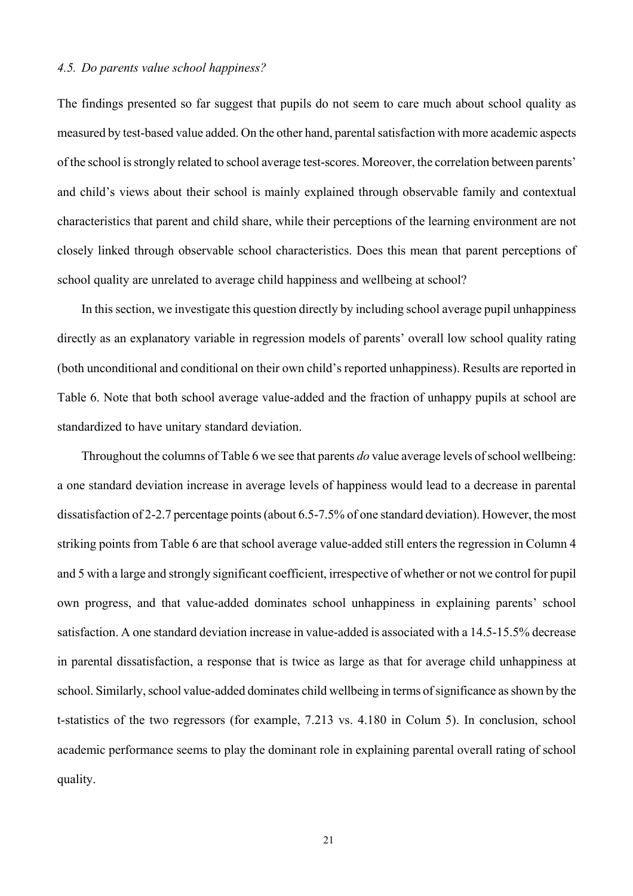### *4.5. Do parents value school happiness?*

The findings presented so far suggest that pupils do not seem to care much about school quality as measured by test-based value added. On the other hand, parental satisfaction with more academic aspects of the school is strongly related to school average test-scores. Moreover, the correlation between parents' and child's views about their school is mainly explained through observable family and contextual characteristics that parent and child share, while their perceptions of the learning environment are not closely linked through observable school characteristics. Does this mean that parent perceptions of school quality are unrelated to average child happiness and wellbeing at school?

In this section, we investigate this question directly by including school average pupil unhappiness directly as an explanatory variable in regression models of parents' overall low school quality rating (both unconditional and conditional on their own child's reported unhappiness). Results are reported in Table 6. Note that both school average value-added and the fraction of unhappy pupils at school are standardized to have unitary standard deviation.

Throughout the columns of Table 6 we see that parents *do* value average levels of school wellbeing: a one standard deviation increase in average levels of happiness would lead to a decrease in parental dissatisfaction of 2-2.7 percentage points (about 6.5-7.5% of one standard deviation). However, the most striking points from Table 6 are that school average value-added still enters the regression in Column 4 and 5 with a large and strongly significant coefficient, irrespective of whether or not we control for pupil own progress, and that value-added dominates school unhappiness in explaining parents' school satisfaction. A one standard deviation increase in value-added is associated with a 14.5-15.5% decrease in parental dissatisfaction, a response that is twice as large as that for average child unhappiness at school. Similarly, school value-added dominates child wellbeing in terms of significance as shown by the t-statistics of the two regressors (for example, 7.213 vs. 4.180 in Colum 5). In conclusion, school academic performance seems to play the dominant role in explaining parental overall rating of school quality.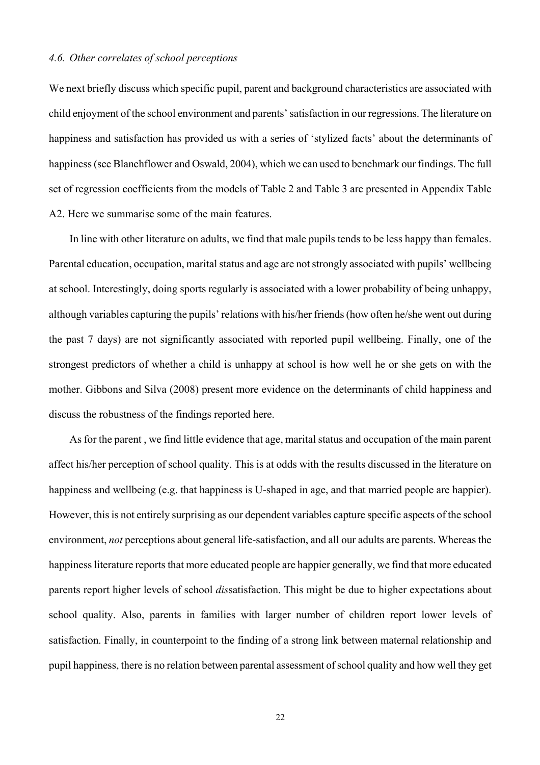#### *4.6. Other correlates of school perceptions*

We next briefly discuss which specific pupil, parent and background characteristics are associated with child enjoyment of the school environment and parents' satisfaction in our regressions. The literature on happiness and satisfaction has provided us with a series of 'stylized facts' about the determinants of happiness (see Blanchflower and Oswald, 2004), which we can used to benchmark our findings. The full set of regression coefficients from the models of Table 2 and Table 3 are presented in Appendix Table A2. Here we summarise some of the main features.

In line with other literature on adults, we find that male pupils tends to be less happy than females. Parental education, occupation, marital status and age are not strongly associated with pupils' wellbeing at school. Interestingly, doing sports regularly is associated with a lower probability of being unhappy, although variables capturing the pupils' relations with his/her friends (how often he/she went out during the past 7 days) are not significantly associated with reported pupil wellbeing. Finally, one of the strongest predictors of whether a child is unhappy at school is how well he or she gets on with the mother. Gibbons and Silva (2008) present more evidence on the determinants of child happiness and discuss the robustness of the findings reported here.

As for the parent , we find little evidence that age, marital status and occupation of the main parent affect his/her perception of school quality. This is at odds with the results discussed in the literature on happiness and wellbeing (e.g. that happiness is U-shaped in age, and that married people are happier). However, this is not entirely surprising as our dependent variables capture specific aspects of the school environment, *not* perceptions about general life-satisfaction, and all our adults are parents. Whereas the happiness literature reports that more educated people are happier generally, we find that more educated parents report higher levels of school *dis*satisfaction. This might be due to higher expectations about school quality. Also, parents in families with larger number of children report lower levels of satisfaction. Finally, in counterpoint to the finding of a strong link between maternal relationship and pupil happiness, there is no relation between parental assessment of school quality and how well they get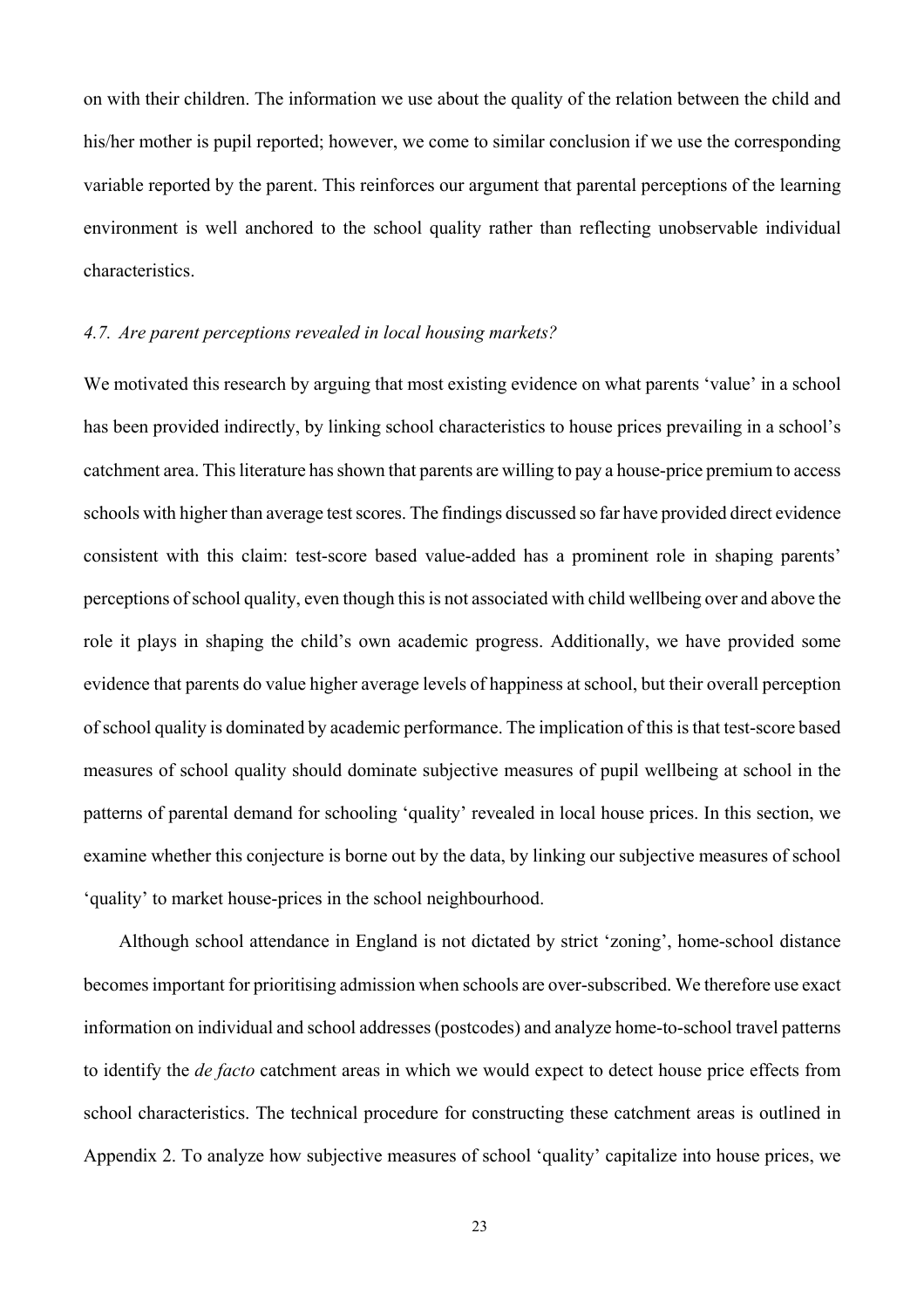on with their children. The information we use about the quality of the relation between the child and his/her mother is pupil reported; however, we come to similar conclusion if we use the corresponding variable reported by the parent. This reinforces our argument that parental perceptions of the learning environment is well anchored to the school quality rather than reflecting unobservable individual characteristics.

### *4.7. Are parent perceptions revealed in local housing markets?*

We motivated this research by arguing that most existing evidence on what parents 'value' in a school has been provided indirectly, by linking school characteristics to house prices prevailing in a school's catchment area. This literature has shown that parents are willing to pay a house-price premium to access schools with higher than average test scores. The findings discussed so far have provided direct evidence consistent with this claim: test-score based value-added has a prominent role in shaping parents' perceptions of school quality, even though this is not associated with child wellbeing over and above the role it plays in shaping the child's own academic progress. Additionally, we have provided some evidence that parents do value higher average levels of happiness at school, but their overall perception of school quality is dominated by academic performance. The implication of this is that test-score based measures of school quality should dominate subjective measures of pupil wellbeing at school in the patterns of parental demand for schooling 'quality' revealed in local house prices. In this section, we examine whether this conjecture is borne out by the data, by linking our subjective measures of school 'quality' to market house-prices in the school neighbourhood.

Although school attendance in England is not dictated by strict 'zoning', home-school distance becomes important for prioritising admission when schools are over-subscribed. We therefore use exact information on individual and school addresses (postcodes) and analyze home-to-school travel patterns to identify the *de facto* catchment areas in which we would expect to detect house price effects from school characteristics. The technical procedure for constructing these catchment areas is outlined in Appendix 2. To analyze how subjective measures of school 'quality' capitalize into house prices, we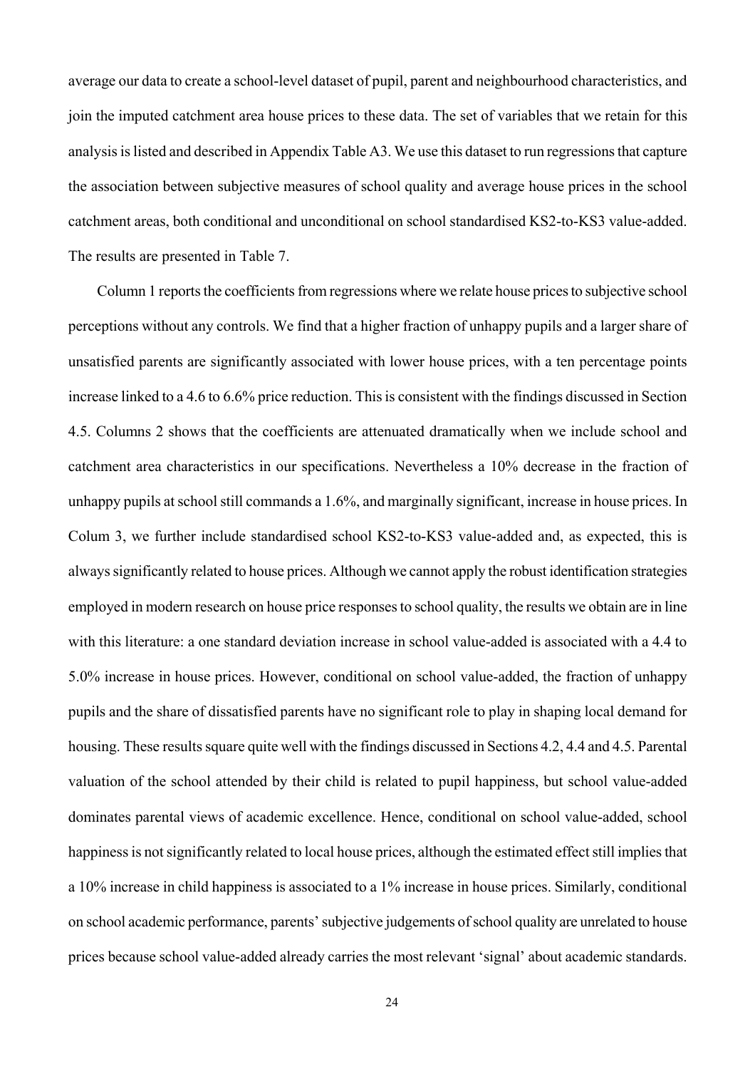average our data to create a school-level dataset of pupil, parent and neighbourhood characteristics, and join the imputed catchment area house prices to these data. The set of variables that we retain for this analysis is listed and described in Appendix Table A3. We use this dataset to run regressions that capture the association between subjective measures of school quality and average house prices in the school catchment areas, both conditional and unconditional on school standardised KS2-to-KS3 value-added. The results are presented in Table 7.

Column 1 reports the coefficients from regressions where we relate house prices to subjective school perceptions without any controls. We find that a higher fraction of unhappy pupils and a larger share of unsatisfied parents are significantly associated with lower house prices, with a ten percentage points increase linked to a 4.6 to 6.6% price reduction. This is consistent with the findings discussed in Section 4.5. Columns 2 shows that the coefficients are attenuated dramatically when we include school and catchment area characteristics in our specifications. Nevertheless a 10% decrease in the fraction of unhappy pupils at school still commands a 1.6%, and marginally significant, increase in house prices. In Colum 3, we further include standardised school KS2-to-KS3 value-added and, as expected, this is always significantly related to house prices. Although we cannot apply the robust identification strategies employed in modern research on house price responses to school quality, the results we obtain are in line with this literature: a one standard deviation increase in school value-added is associated with a 4.4 to 5.0% increase in house prices. However, conditional on school value-added, the fraction of unhappy pupils and the share of dissatisfied parents have no significant role to play in shaping local demand for housing. These results square quite well with the findings discussed in Sections 4.2, 4.4 and 4.5. Parental valuation of the school attended by their child is related to pupil happiness, but school value-added dominates parental views of academic excellence. Hence, conditional on school value-added, school happiness is not significantly related to local house prices, although the estimated effect still implies that a 10% increase in child happiness is associated to a 1% increase in house prices. Similarly, conditional on school academic performance, parents' subjective judgements of school quality are unrelated to house prices because school value-added already carries the most relevant 'signal' about academic standards.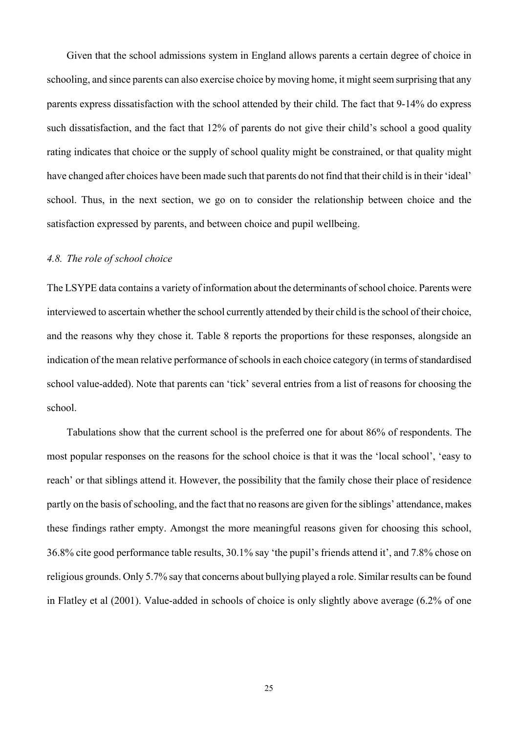Given that the school admissions system in England allows parents a certain degree of choice in schooling, and since parents can also exercise choice by moving home, it might seem surprising that any parents express dissatisfaction with the school attended by their child. The fact that 9-14% do express such dissatisfaction, and the fact that 12% of parents do not give their child's school a good quality rating indicates that choice or the supply of school quality might be constrained, or that quality might have changed after choices have been made such that parents do not find that their child is in their 'ideal' school. Thus, in the next section, we go on to consider the relationship between choice and the satisfaction expressed by parents, and between choice and pupil wellbeing.

### *4.8. The role of school choice*

The LSYPE data contains a variety of information about the determinants of school choice. Parents were interviewed to ascertain whether the school currently attended by their child is the school of their choice, and the reasons why they chose it. Table 8 reports the proportions for these responses, alongside an indication of the mean relative performance of schools in each choice category (in terms of standardised school value-added). Note that parents can 'tick' several entries from a list of reasons for choosing the school.

Tabulations show that the current school is the preferred one for about 86% of respondents. The most popular responses on the reasons for the school choice is that it was the 'local school', 'easy to reach' or that siblings attend it. However, the possibility that the family chose their place of residence partly on the basis of schooling, and the fact that no reasons are given for the siblings' attendance, makes these findings rather empty. Amongst the more meaningful reasons given for choosing this school, 36.8% cite good performance table results, 30.1% say 'the pupil's friends attend it', and 7.8% chose on religious grounds. Only 5.7% say that concerns about bullying played a role. Similar results can be found in Flatley et al (2001). Value-added in schools of choice is only slightly above average (6.2% of one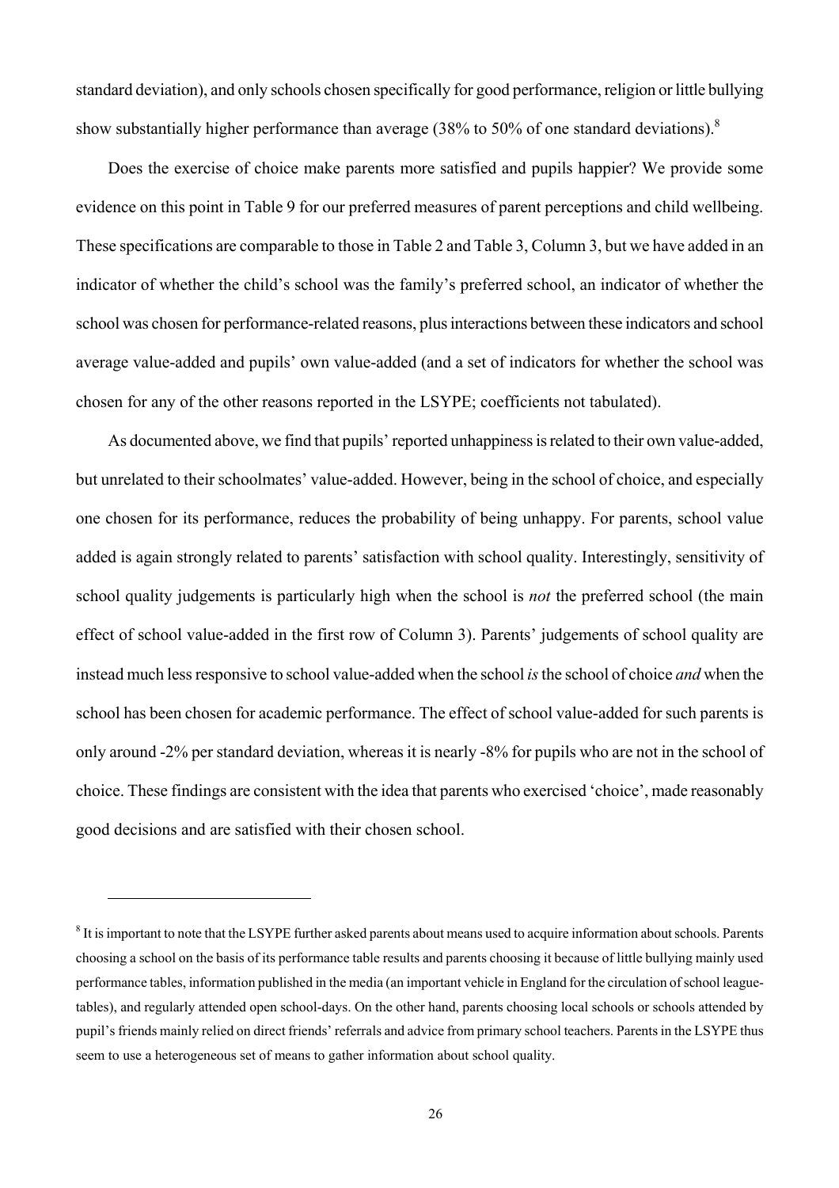standard deviation), and only schools chosen specifically for good performance, religion or little bullying show substantially higher performance than average (38% to 50% of one standard deviations).[8]

Does the exercise of choice make parents more satisfied and pupils happier? We provide some evidence on this point in Table 9 for our preferred measures of parent perceptions and child wellbeing. These specifications are comparable to those in Table 2 and Table 3, Column 3, but we have added in an indicator of whether the child's school was the family's preferred school, an indicator of whether the school was chosen for performance-related reasons, plus interactions between these indicators and school average value-added and pupils' own value-added (and a set of indicators for whether the school was chosen for any of the other reasons reported in the LSYPE; coefficients not tabulated).

As documented above, we find that pupils' reported unhappiness is related to their own value-added, but unrelated to their schoolmates' value-added. However, being in the school of choice, and especially one chosen for its performance, reduces the probability of being unhappy. For parents, school value added is again strongly related to parents' satisfaction with school quality. Interestingly, sensitivity of school quality judgements is particularly high when the school is *not* the preferred school (the main effect of school value-added in the first row of Column 3). Parents' judgements of school quality are instead much less responsive to school value-added when the school *is* the school of choice *and* when the school has been chosen for academic performance. The effect of school value-added for such parents is only around -2% per standard deviation, whereas it is nearly -8% for pupils who are not in the school of choice. These findings are consistent with the idea that parents who exercised 'choice', made reasonably good decisions and are satisfied with their chosen school.

---

[8] It is important to note that the LSYPE further asked parents about means used to acquire information about schools. Parents choosing a school on the basis of its performance table results and parents choosing it because of little bullying mainly used performance tables, information published in the media (an important vehicle in England for the circulation of school league-tables), and regularly attended open school-days. On the other hand, parents choosing local schools or schools attended by pupil's friends mainly relied on direct friends' referrals and advice from primary school teachers. Parents in the LSYPE thus seem to use a heterogeneous set of means to gather information about school quality.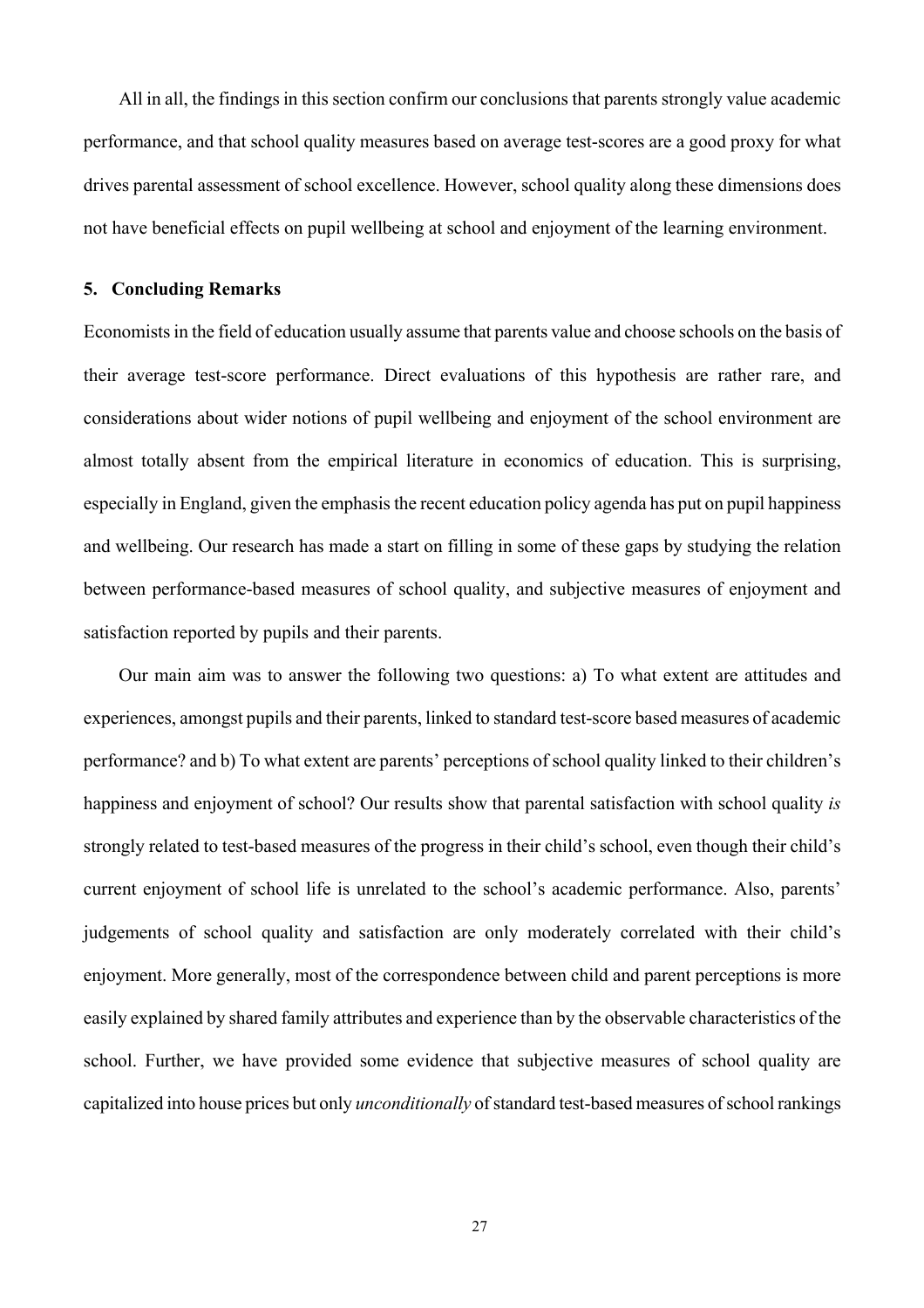All in all, the findings in this section confirm our conclusions that parents strongly value academic performance, and that school quality measures based on average test-scores are a good proxy for what drives parental assessment of school excellence. However, school quality along these dimensions does not have beneficial effects on pupil wellbeing at school and enjoyment of the learning environment.

## 5. Concluding Remarks

Economists in the field of education usually assume that parents value and choose schools on the basis of their average test-score performance. Direct evaluations of this hypothesis are rather rare, and considerations about wider notions of pupil wellbeing and enjoyment of the school environment are almost totally absent from the empirical literature in economics of education. This is surprising, especially in England, given the emphasis the recent education policy agenda has put on pupil happiness and wellbeing. Our research has made a start on filling in some of these gaps by studying the relation between performance-based measures of school quality, and subjective measures of enjoyment and satisfaction reported by pupils and their parents.

Our main aim was to answer the following two questions: a) To what extent are attitudes and experiences, amongst pupils and their parents, linked to standard test-score based measures of academic performance? and b) To what extent are parents' perceptions of school quality linked to their children's happiness and enjoyment of school? Our results show that parental satisfaction with school quality *is* strongly related to test-based measures of the progress in their child's school, even though their child's current enjoyment of school life is unrelated to the school's academic performance. Also, parents' judgements of school quality and satisfaction are only moderately correlated with their child's enjoyment. More generally, most of the correspondence between child and parent perceptions is more easily explained by shared family attributes and experience than by the observable characteristics of the school. Further, we have provided some evidence that subjective measures of school quality are capitalized into house prices but only *unconditionally* of standard test-based measures of school rankings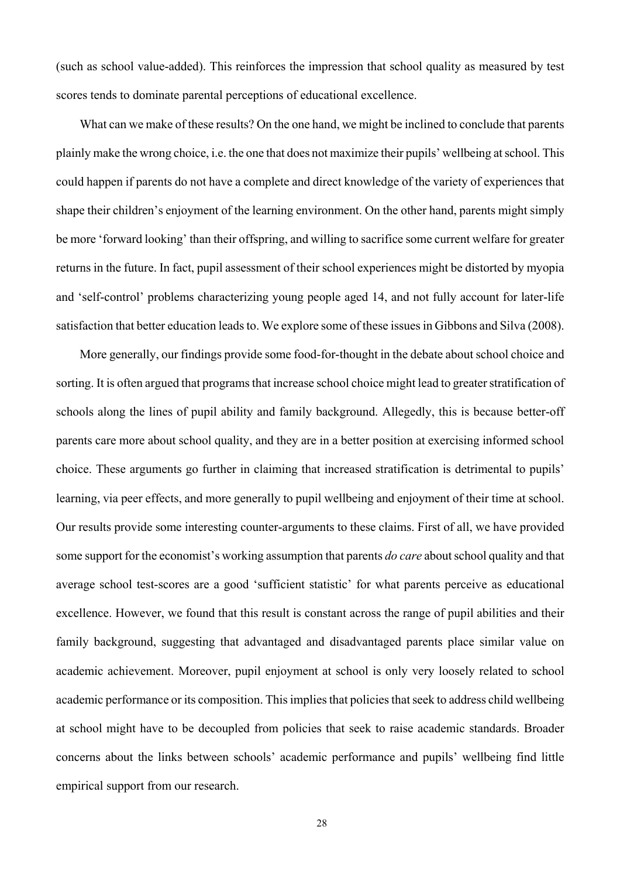(such as school value-added). This reinforces the impression that school quality as measured by test scores tends to dominate parental perceptions of educational excellence.

What can we make of these results? On the one hand, we might be inclined to conclude that parents plainly make the wrong choice, i.e. the one that does not maximize their pupils' wellbeing at school. This could happen if parents do not have a complete and direct knowledge of the variety of experiences that shape their children's enjoyment of the learning environment. On the other hand, parents might simply be more 'forward looking' than their offspring, and willing to sacrifice some current welfare for greater returns in the future. In fact, pupil assessment of their school experiences might be distorted by myopia and 'self-control' problems characterizing young people aged 14, and not fully account for later-life satisfaction that better education leads to. We explore some of these issues in Gibbons and Silva (2008).

More generally, our findings provide some food-for-thought in the debate about school choice and sorting. It is often argued that programs that increase school choice might lead to greater stratification of schools along the lines of pupil ability and family background. Allegedly, this is because better-off parents care more about school quality, and they are in a better position at exercising informed school choice. These arguments go further in claiming that increased stratification is detrimental to pupils' learning, via peer effects, and more generally to pupil wellbeing and enjoyment of their time at school. Our results provide some interesting counter-arguments to these claims. First of all, we have provided some support for the economist's working assumption that parents *do care* about school quality and that average school test-scores are a good 'sufficient statistic' for what parents perceive as educational excellence. However, we found that this result is constant across the range of pupil abilities and their family background, suggesting that advantaged and disadvantaged parents place similar value on academic achievement. Moreover, pupil enjoyment at school is only very loosely related to school academic performance or its composition. This implies that policies that seek to address child wellbeing at school might have to be decoupled from policies that seek to raise academic standards. Broader concerns about the links between schools' academic performance and pupils' wellbeing find little empirical support from our research.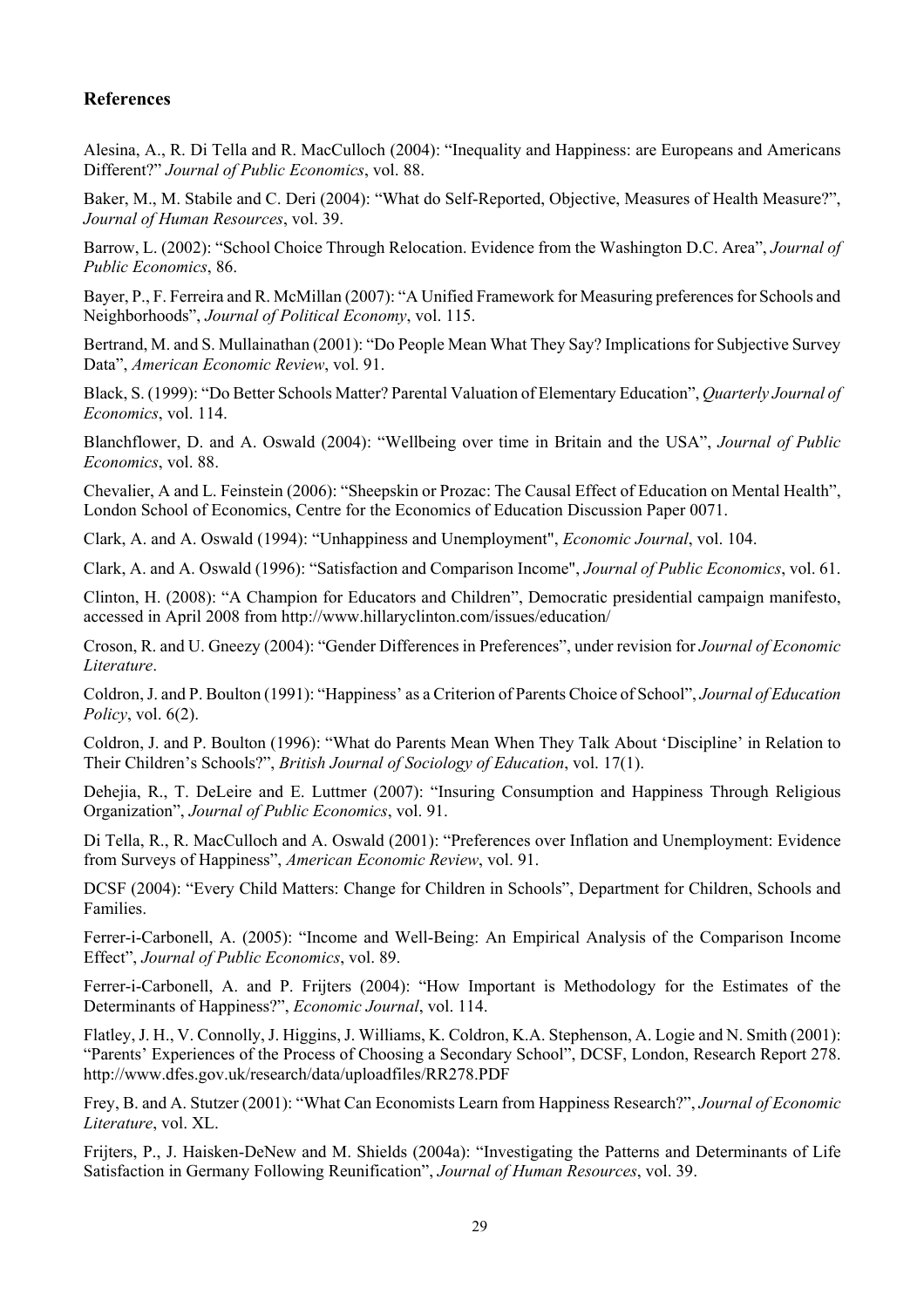### References

Alesina, A., R. Di Tella and R. MacCulloch (2004): "Inequality and Happiness: are Europeans and Americans Different?" *Journal of Public Economics*, vol. 88.

Baker, M., M. Stabile and C. Deri (2004): "What do Self-Reported, Objective, Measures of Health Measure?", *Journal of Human Resources*, vol. 39.

Barrow, L. (2002): "School Choice Through Relocation. Evidence from the Washington D.C. Area", *Journal of Public Economics*, 86.

Bayer, P., F. Ferreira and R. McMillan (2007): "A Unified Framework for Measuring preferences for Schools and Neighborhoods", *Journal of Political Economy*, vol. 115.

Bertrand, M. and S. Mullainathan (2001): "Do People Mean What They Say? Implications for Subjective Survey Data", *American Economic Review*, vol. 91.

Black, S. (1999): "Do Better Schools Matter? Parental Valuation of Elementary Education", *Quarterly Journal of Economics*, vol. 114.

Blanchflower, D. and A. Oswald (2004): "Wellbeing over time in Britain and the USA", *Journal of Public Economics*, vol. 88.

Chevalier, A and L. Feinstein (2006): "Sheepskin or Prozac: The Causal Effect of Education on Mental Health", London School of Economics, Centre for the Economics of Education Discussion Paper 0071.

Clark, A. and A. Oswald (1994): "Unhappiness and Unemployment", *Economic Journal*, vol. 104.

Clark, A. and A. Oswald (1996): "Satisfaction and Comparison Income", *Journal of Public Economics*, vol. 61.

Clinton, H. (2008): "A Champion for Educators and Children", Democratic presidential campaign manifesto, accessed in April 2008 from http://www.hillaryclinton.com/issues/education/

Croson, R. and U. Gneezy (2004): "Gender Differences in Preferences", under revision for *Journal of Economic Literature*.

Coldron, J. and P. Boulton (1991): "'Happiness' as a Criterion of Parents Choice of School", *Journal of Education Policy*, vol. 6(2).

Coldron, J. and P. Boulton (1996): "What do Parents Mean When They Talk About 'Discipline' in Relation to Their Children's Schools?", *British Journal of Sociology of Education*, vol. 17(1).

Dehejia, R., T. DeLeire and E. Luttmer (2007): "Insuring Consumption and Happiness Through Religious Organization", *Journal of Public Economics*, vol. 91.

Di Tella, R., R. MacCulloch and A. Oswald (2001): "Preferences over Inflation and Unemployment: Evidence from Surveys of Happiness", *American Economic Review*, vol. 91.

DCSF (2004): "Every Child Matters: Change for Children in Schools", Department for Children, Schools and Families.

Ferrer-i-Carbonell, A. (2005): "Income and Well-Being: An Empirical Analysis of the Comparison Income Effect", *Journal of Public Economics*, vol. 89.

Ferrer-i-Carbonell, A. and P. Frijters (2004): "How Important is Methodology for the Estimates of the Determinants of Happiness?", *Economic Journal*, vol. 114.

Flatley, J. H., V. Connolly, J. Higgins, J. Williams, K. Coldron, K.A. Stephenson, A. Logie and N. Smith (2001): "Parents' Experiences of the Process of Choosing a Secondary School", DCSF, London, Research Report 278. http://www.dfes.gov.uk/research/data/uploadfiles/RR278.PDF

Frey, B. and A. Stutzer (2001): "What Can Economists Learn from Happiness Research?", *Journal of Economic Literature*, vol. XL.

Frijters, P., J. Haisken-DeNew and M. Shields (2004a): "Investigating the Patterns and Determinants of Life Satisfaction in Germany Following Reunification", *Journal of Human Resources*, vol. 39.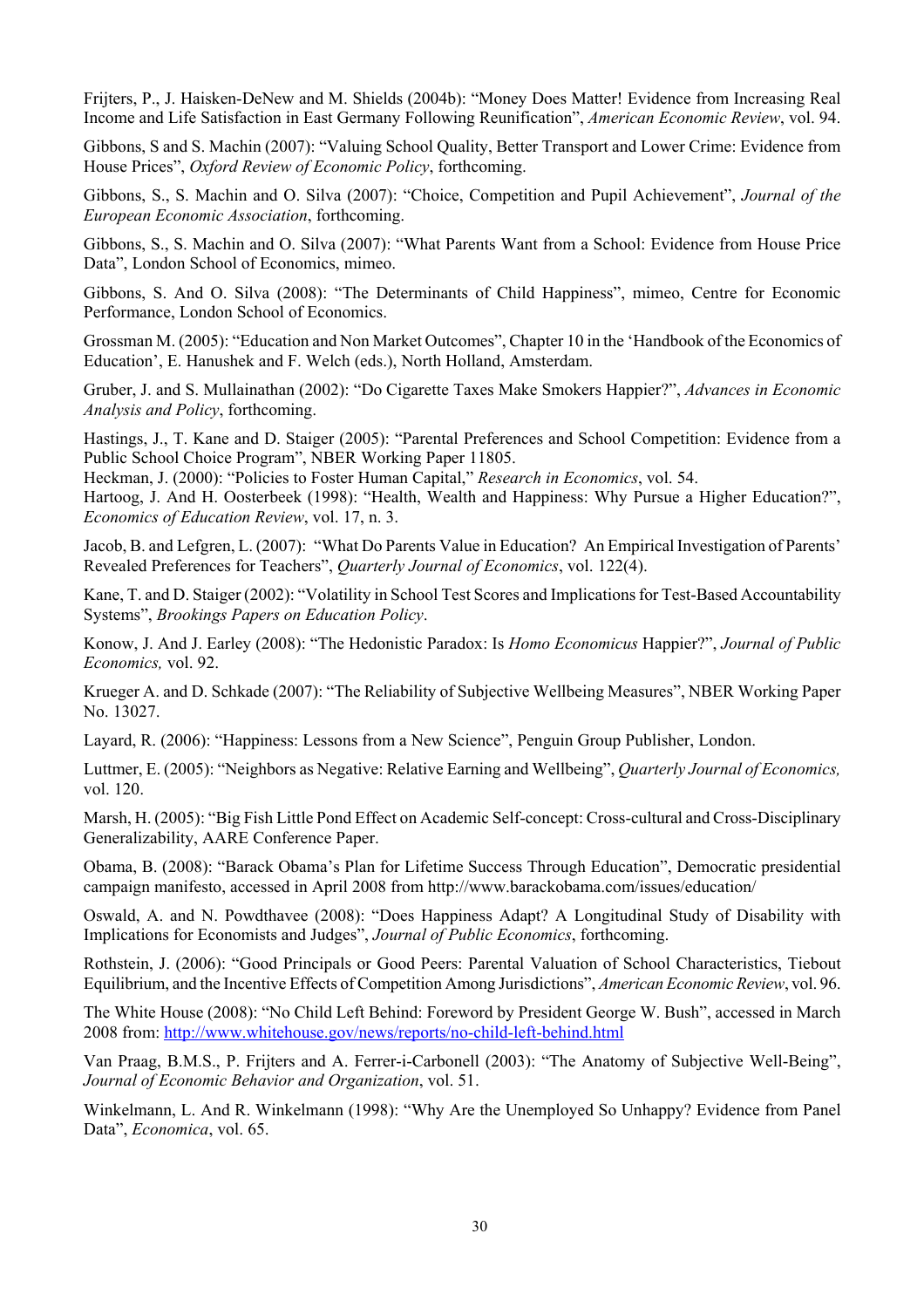Frijters, P., J. Haisken-DeNew and M. Shields (2004b): "Money Does Matter! Evidence from Increasing Real Income and Life Satisfaction in East Germany Following Reunification", *American Economic Review*, vol. 94.

Gibbons, S and S. Machin (2007): "Valuing School Quality, Better Transport and Lower Crime: Evidence from House Prices", *Oxford Review of Economic Policy*, forthcoming.

Gibbons, S., S. Machin and O. Silva (2007): "Choice, Competition and Pupil Achievement", *Journal of the European Economic Association*, forthcoming.

Gibbons, S., S. Machin and O. Silva (2007): "What Parents Want from a School: Evidence from House Price Data", London School of Economics, mimeo.

Gibbons, S. And O. Silva (2008): "The Determinants of Child Happiness", mimeo, Centre for Economic Performance, London School of Economics.

Grossman M. (2005): "Education and Non Market Outcomes", Chapter 10 in the 'Handbook of the Economics of Education', E. Hanushek and F. Welch (eds.), North Holland, Amsterdam.

Gruber, J. and S. Mullainathan (2002): "Do Cigarette Taxes Make Smokers Happier?", *Advances in Economic Analysis and Policy*, forthcoming.

Hastings, J., T. Kane and D. Staiger (2005): "Parental Preferences and School Competition: Evidence from a Public School Choice Program", NBER Working Paper 11805.

Heckman, J. (2000): "Policies to Foster Human Capital," *Research in Economics*, vol. 54.

Hartoog, J. And H. Oosterbeek (1998): "Health, Wealth and Happiness: Why Pursue a Higher Education?", *Economics of Education Review*, vol. 17, n. 3.

Jacob, B. and Lefgren, L. (2007): "What Do Parents Value in Education? An Empirical Investigation of Parents' Revealed Preferences for Teachers", *Quarterly Journal of Economics*, vol. 122(4).

Kane, T. and D. Staiger (2002): "Volatility in School Test Scores and Implications for Test-Based Accountability Systems", *Brookings Papers on Education Policy*.

Konow, J. And J. Earley (2008): "The Hedonistic Paradox: Is *Homo Economicus* Happier?", *Journal of Public Economics,* vol. 92.

Krueger A. and D. Schkade (2007): "The Reliability of Subjective Wellbeing Measures", NBER Working Paper No. 13027.

Layard, R. (2006): "Happiness: Lessons from a New Science", Penguin Group Publisher, London.

Luttmer, E. (2005): "Neighbors as Negative: Relative Earning and Wellbeing", *Quarterly Journal of Economics,* vol. 120.

Marsh, H. (2005): "Big Fish Little Pond Effect on Academic Self-concept: Cross-cultural and Cross-Disciplinary Generalizability, AARE Conference Paper.

Obama, B. (2008): "Barack Obama's Plan for Lifetime Success Through Education", Democratic presidential campaign manifesto, accessed in April 2008 from http://www.barackobama.com/issues/education/

Oswald, A. and N. Powdthavee (2008): "Does Happiness Adapt? A Longitudinal Study of Disability with Implications for Economists and Judges", *Journal of Public Economics*, forthcoming.

Rothstein, J. (2006): "Good Principals or Good Peers: Parental Valuation of School Characteristics, Tiebout Equilibrium, and the Incentive Effects of Competition Among Jurisdictions", *American Economic Review*, vol. 96.

The White House (2008): "No Child Left Behind: Foreword by President George W. Bush", accessed in March 2008 from: http://www.whitehouse.gov/news/reports/no-child-left-behind.html

Van Praag, B.M.S., P. Frijters and A. Ferrer-i-Carbonell (2003): "The Anatomy of Subjective Well-Being", *Journal of Economic Behavior and Organization*, vol. 51.

Winkelmann, L. And R. Winkelmann (1998): "Why Are the Unemployed So Unhappy? Evidence from Panel Data", *Economica*, vol. 65.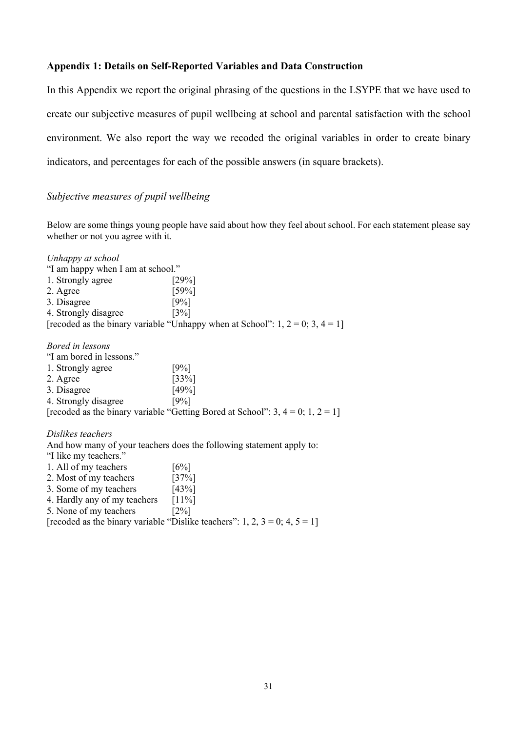## Appendix 1: Details on Self-Reported Variables and Data Construction

In this Appendix we report the original phrasing of the questions in the LSYPE that we have used to create our subjective measures of pupil wellbeing at school and parental satisfaction with the school environment. We also report the way we recoded the original variables in order to create binary indicators, and percentages for each of the possible answers (in square brackets).

### *Subjective measures of pupil wellbeing*

Below are some things young people have said about how they feel about school. For each statement please say whether or not you agree with it.

*Unhappy at school*
"I am happy when I am at school."
1. Strongly agree [29%]
2. Agree [59%]
3. Disagree [9%]
4. Strongly disagree [3%]

[recoded as the binary variable "Unhappy when at School": 1, 2 = 0; 3, 4 = 1]

*Bored in lessons*
"I am bored in lessons."
1. Strongly agree [9%]
2. Agree [33%]
3. Disagree [49%]
4. Strongly disagree [9%]

[recoded as the binary variable "Getting Bored at School": 3, 4 = 0; 1, 2 = 1]

*Dislikes teachers*
And how many of your teachers does the following statement apply to:
"I like my teachers."
1. All of my teachers [6%]
2. Most of my teachers [37%]
3. Some of my teachers [43%]
4. Hardly any of my teachers [11%]
5. None of my teachers [2%]

[recoded as the binary variable "Dislike teachers": 1, 2, 3 = 0; 4, 5 = 1]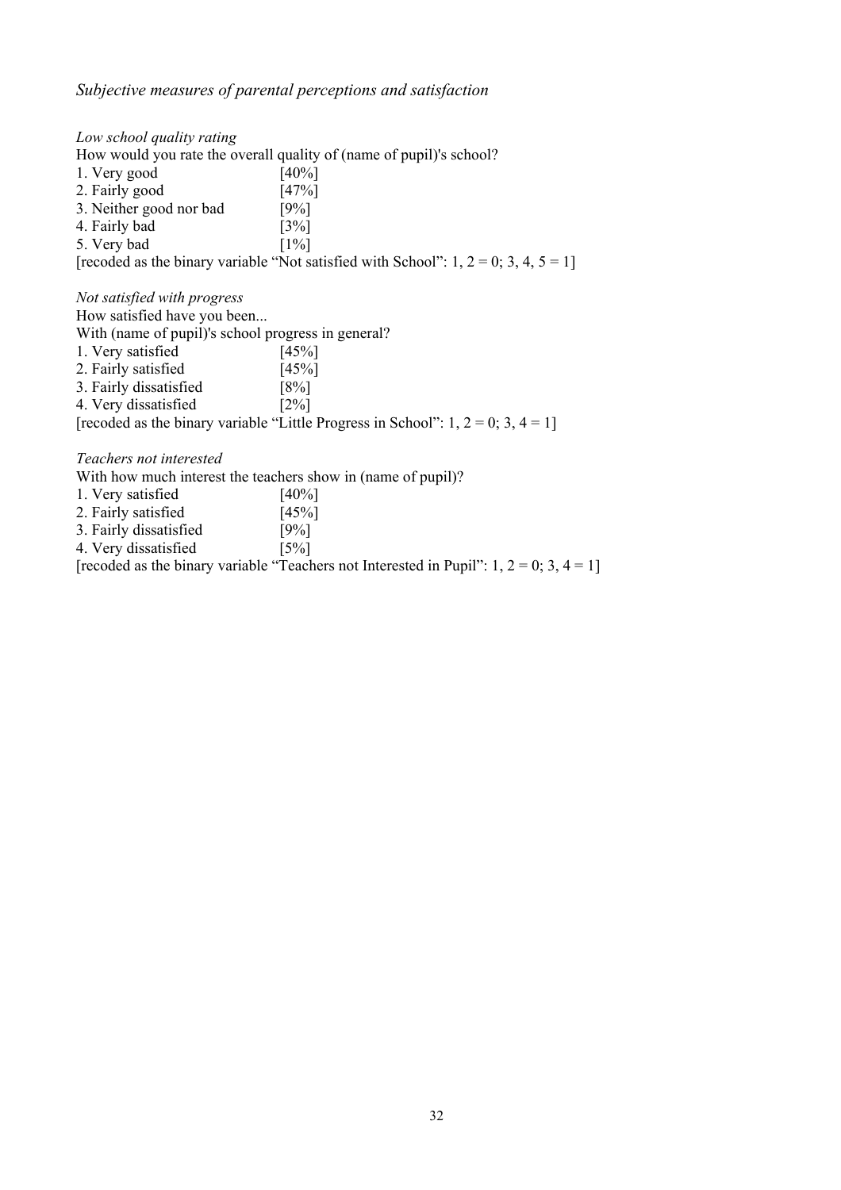*Subjective measures of parental perceptions and satisfaction*

*Low school quality rating*

How would you rate the overall quality of (name of pupil)'s school?

1. Very good [40%]
2. Fairly good [47%]
3. Neither good nor bad [9%]
4. Fairly bad [3%]
5. Very bad [1%]

[recoded as the binary variable "Not satisfied with School": 1, 2 = 0; 3, 4, 5 = 1]

*Not satisfied with progress*

How satisfied have you been...

With (name of pupil)'s school progress in general?

1. Very satisfied [45%]
2. Fairly satisfied [45%]
3. Fairly dissatisfied [8%]
4. Very dissatisfied [2%]

[recoded as the binary variable "Little Progress in School": 1, 2 = 0; 3, 4 = 1]

*Teachers not interested*

With how much interest the teachers show in (name of pupil)?

1. Very satisfied [40%]
2. Fairly satisfied [45%]
3. Fairly dissatisfied [9%]
4. Very dissatisfied [5%]

[recoded as the binary variable "Teachers not Interested in Pupil": 1, 2 = 0; 3, 4 = 1]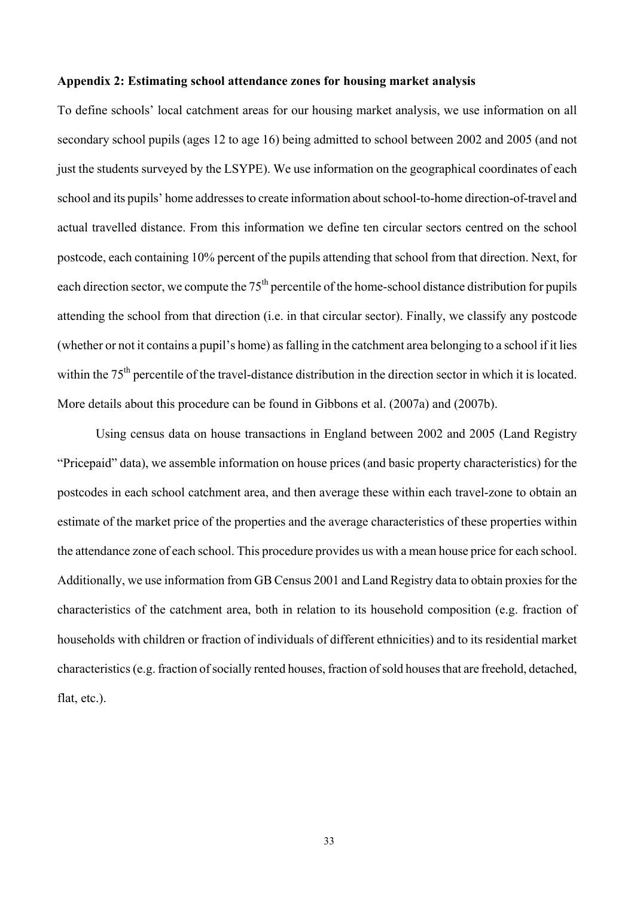**Appendix 2: Estimating school attendance zones for housing market analysis**

To define schools' local catchment areas for our housing market analysis, we use information on all secondary school pupils (ages 12 to age 16) being admitted to school between 2002 and 2005 (and not just the students surveyed by the LSYPE). We use information on the geographical coordinates of each school and its pupils' home addresses to create information about school-to-home direction-of-travel and actual travelled distance. From this information we define ten circular sectors centred on the school postcode, each containing 10% percent of the pupils attending that school from that direction. Next, for each direction sector, we compute the 75$^{th}$ percentile of the home-school distance distribution for pupils attending the school from that direction (i.e. in that circular sector). Finally, we classify any postcode (whether or not it contains a pupil's home) as falling in the catchment area belonging to a school if it lies within the 75$^{th}$ percentile of the travel-distance distribution in the direction sector in which it is located. More details about this procedure can be found in Gibbons et al. (2007a) and (2007b).

Using census data on house transactions in England between 2002 and 2005 (Land Registry "Pricepaid" data), we assemble information on house prices (and basic property characteristics) for the postcodes in each school catchment area, and then average these within each travel-zone to obtain an estimate of the market price of the properties and the average characteristics of these properties within the attendance zone of each school. This procedure provides us with a mean house price for each school. Additionally, we use information from GB Census 2001 and Land Registry data to obtain proxies for the characteristics of the catchment area, both in relation to its household composition (e.g. fraction of households with children or fraction of individuals of different ethnicities) and to its residential market characteristics (e.g. fraction of socially rented houses, fraction of sold houses that are freehold, detached, flat, etc.).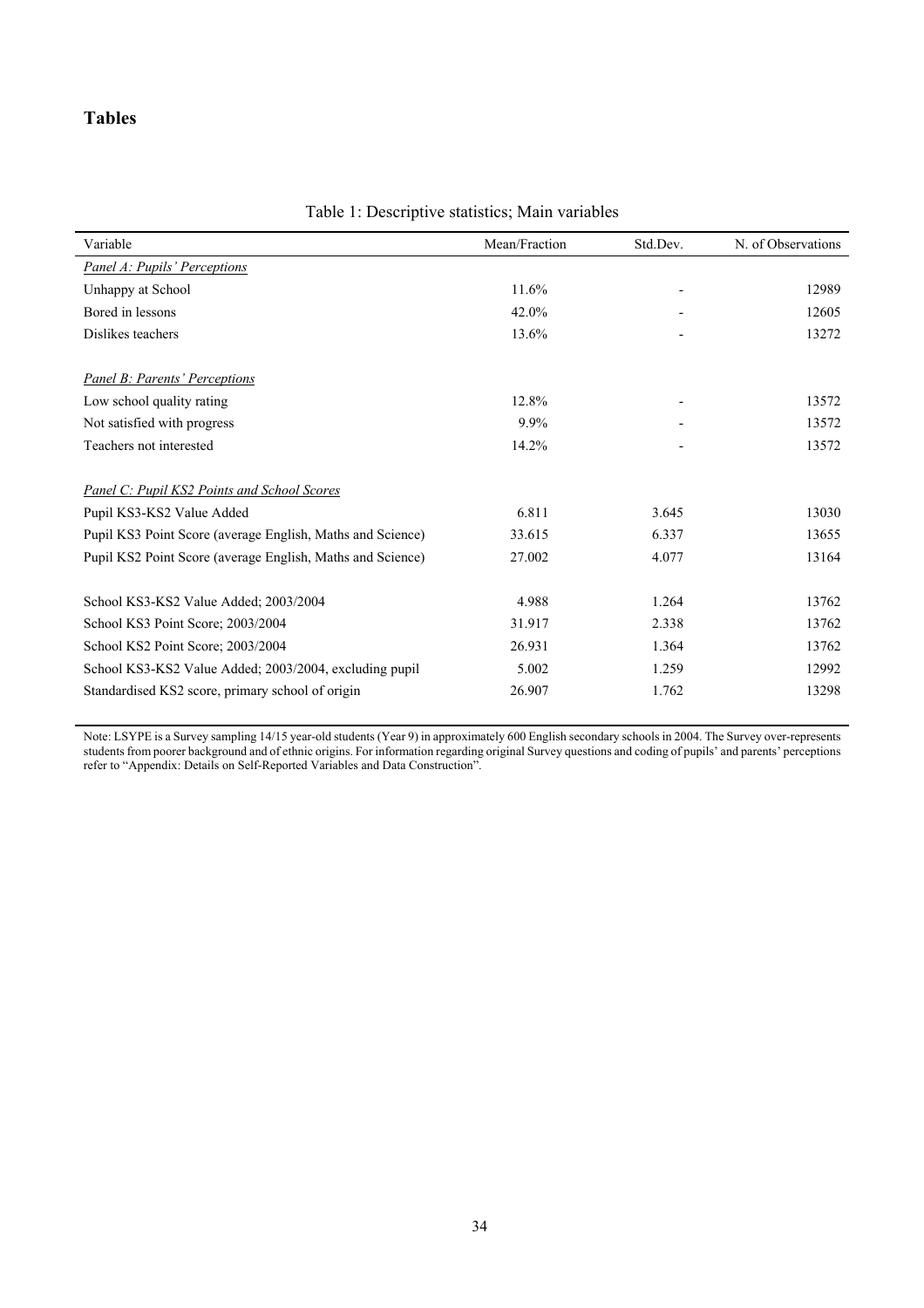# Tables

Table 1: Descriptive statistics; Main variables

| Variable | Mean/Fraction | Std.Dev. | N. of Observations |
|---|---|---|---|
| *Panel A: Pupils' Perceptions* | | | |
| Unhappy at School | 11.6% | - | 12989 |
| Bored in lessons | 42.0% | - | 12605 |
| Dislikes teachers | 13.6% | - | 13272 |
| *Panel B: Parents' Perceptions* | | | |
| Low school quality rating | 12.8% | - | 13572 |
| Not satisfied with progress | 9.9% | - | 13572 |
| Teachers not interested | 14.2% | - | 13572 |
| *Panel C: Pupil KS2 Points and School Scores* | | | |
| Pupil KS3-KS2 Value Added | 6.811 | 3.645 | 13030 |
| Pupil KS3 Point Score (average English, Maths and Science) | 33.615 | 6.337 | 13655 |
| Pupil KS2 Point Score (average English, Maths and Science) | 27.002 | 4.077 | 13164 |
| School KS3-KS2 Value Added; 2003/2004 | 4.988 | 1.264 | 13762 |
| School KS3 Point Score; 2003/2004 | 31.917 | 2.338 | 13762 |
| School KS2 Point Score; 2003/2004 | 26.931 | 1.364 | 13762 |
| School KS3-KS2 Value Added; 2003/2004, excluding pupil | 5.002 | 1.259 | 12992 |
| Standardised KS2 score, primary school of origin | 26.907 | 1.762 | 13298 |

Note: LSYPE is a Survey sampling 14/15 year-old students (Year 9) in approximately 600 English secondary schools in 2004. The Survey over-represents students from poorer background and of ethnic origins. For information regarding original Survey questions and coding of pupils' and parents' perceptions refer to "Appendix: Details on Self-Reported Variables and Data Construction".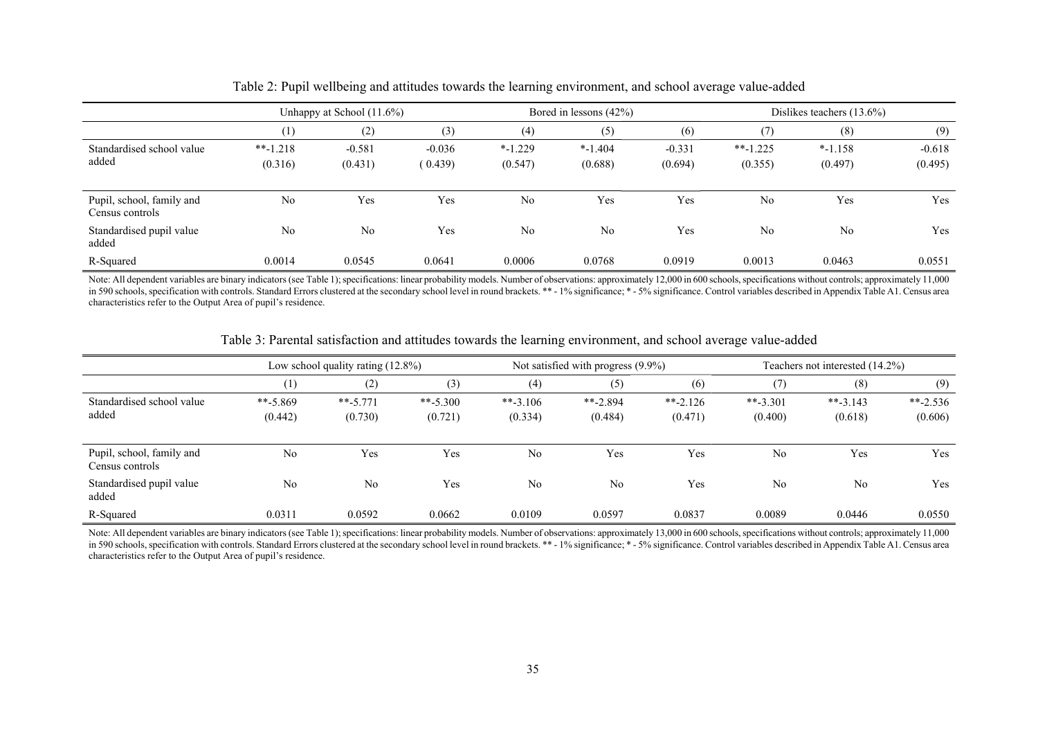Table 2: Pupil wellbeing and attitudes towards the learning environment, and school average value-added

| | Unhappy at School (11.6%) | | | Bored in lessons (42%) | | | Dislikes teachers (13.6%) | | |
|---|---|---|---|---|---|---|---|---|---|
| | (1) | (2) | (3) | (4) | (5) | (6) | (7) | (8) | (9) |
| Standardised school value added | **-1.218 | -0.581 | -0.036 | *-1.229 | *-1.404 | -0.331 | **-1.225 | *-1.158 | -0.618 |
| | (0.316) | (0.431) | ( 0.439) | (0.547) | (0.688) | (0.694) | (0.355) | (0.497) | (0.495) |
| Pupil, school, family and Census controls | No | Yes | Yes | No | Yes | Yes | No | Yes | Yes |
| Standardised pupil value added | No | No | Yes | No | No | Yes | No | No | Yes |
| R-Squared | 0.0014 | 0.0545 | 0.0641 | 0.0006 | 0.0768 | 0.0919 | 0.0013 | 0.0463 | 0.0551 |

Note: All dependent variables are binary indicators (see Table 1); specifications: linear probability models. Number of observations: approximately 12,000 in 600 schools, specifications without controls; approximately 11,000 in 590 schools, specification with controls. Standard Errors clustered at the secondary school level in round brackets. ** - 1% significance; * - 5% significance. Control variables described in Appendix Table A1. Census area characteristics refer to the Output Area of pupil's residence.

Table 3: Parental satisfaction and attitudes towards the learning environment, and school average value-added

| | Low school quality rating (12.8%) | | | Not satisfied with progress (9.9%) | | | Teachers not interested (14.2%) | | |
|---|---|---|---|---|---|---|---|---|---|
| | (1) | (2) | (3) | (4) | (5) | (6) | (7) | (8) | (9) |
| Standardised school value added | **-5.869 | **-5.771 | **-5.300 | **-3.106 | **-2.894 | **-2.126 | **-3.301 | **-3.143 | **-2.536 |
| | (0.442) | (0.730) | (0.721) | (0.334) | (0.484) | (0.471) | (0.400) | (0.618) | (0.606) |
| Pupil, school, family and Census controls | No | Yes | Yes | No | Yes | Yes | No | Yes | Yes |
| Standardised pupil value added | No | No | Yes | No | No | Yes | No | No | Yes |
| R-Squared | 0.0311 | 0.0592 | 0.0662 | 0.0109 | 0.0597 | 0.0837 | 0.0089 | 0.0446 | 0.0550 |

Note: All dependent variables are binary indicators (see Table 1); specifications: linear probability models. Number of observations: approximately 13,000 in 600 schools, specifications without controls; approximately 11,000 in 590 schools, specification with controls. Standard Errors clustered at the secondary school level in round brackets. ** - 1% significance; * - 5% significance. Control variables described in Appendix Table A1. Census area characteristics refer to the Output Area of pupil's residence.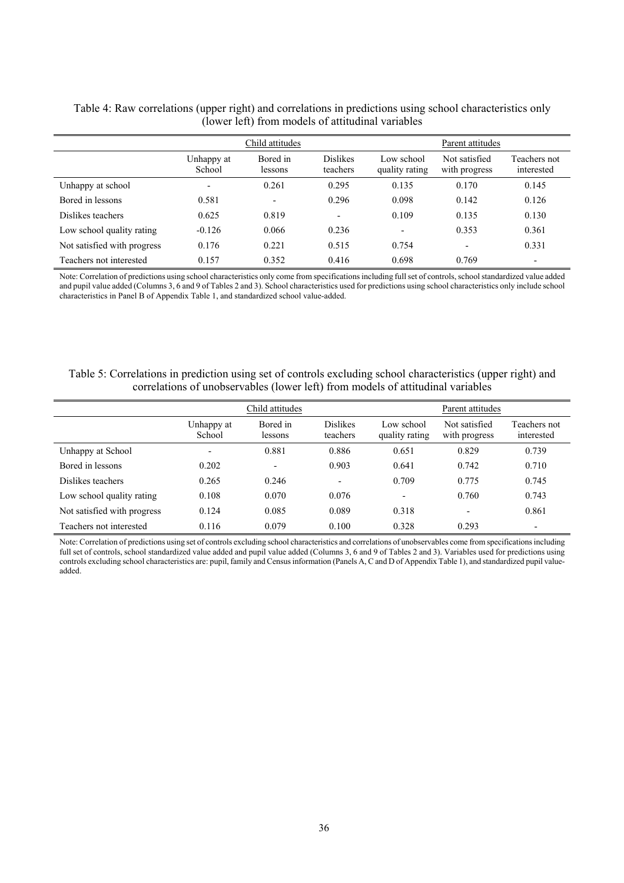Table 4: Raw correlations (upper right) and correlations in predictions using school characteristics only (lower left) from models of attitudinal variables

| | Child attitudes | | | Parent attitudes | | |
|---|---|---|---|---|---|---|
| | Unhappy at School | Bored in lessons | Dislikes teachers | Low school quality rating | Not satisfied with progress | Teachers not interested |
| Unhappy at school | - | 0.261 | 0.295 | 0.135 | 0.170 | 0.145 |
| Bored in lessons | 0.581 | - | 0.296 | 0.098 | 0.142 | 0.126 |
| Dislikes teachers | 0.625 | 0.819 | - | 0.109 | 0.135 | 0.130 |
| Low school quality rating | -0.126 | 0.066 | 0.236 | - | 0.353 | 0.361 |
| Not satisfied with progress | 0.176 | 0.221 | 0.515 | 0.754 | - | 0.331 |
| Teachers not interested | 0.157 | 0.352 | 0.416 | 0.698 | 0.769 | - |

Note: Correlation of predictions using school characteristics only come from specifications including full set of controls, school standardized value added and pupil value added (Columns 3, 6 and 9 of Tables 2 and 3). School characteristics used for predictions using school characteristics only include school characteristics in Panel B of Appendix Table 1, and standardized school value-added.

Table 5: Correlations in prediction using set of controls excluding school characteristics (upper right) and correlations of unobservables (lower left) from models of attitudinal variables

| | Child attitudes | | | Parent attitudes | | |
|---|---|---|---|---|---|---|
| | Unhappy at School | Bored in lessons | Dislikes teachers | Low school quality rating | Not satisfied with progress | Teachers not interested |
| Unhappy at School | - | 0.881 | 0.886 | 0.651 | 0.829 | 0.739 |
| Bored in lessons | 0.202 | - | 0.903 | 0.641 | 0.742 | 0.710 |
| Dislikes teachers | 0.265 | 0.246 | - | 0.709 | 0.775 | 0.745 |
| Low school quality rating | 0.108 | 0.070 | 0.076 | - | 0.760 | 0.743 |
| Not satisfied with progress | 0.124 | 0.085 | 0.089 | 0.318 | - | 0.861 |
| Teachers not interested | 0.116 | 0.079 | 0.100 | 0.328 | 0.293 | - |

Note: Correlation of predictions using set of controls excluding school characteristics and correlations of unobservables come from specifications including full set of controls, school standardized value added and pupil value added (Columns 3, 6 and 9 of Tables 2 and 3). Variables used for predictions using controls excluding school characteristics are: pupil, family and Census information (Panels A, C and D of Appendix Table 1), and standardized pupil value-added.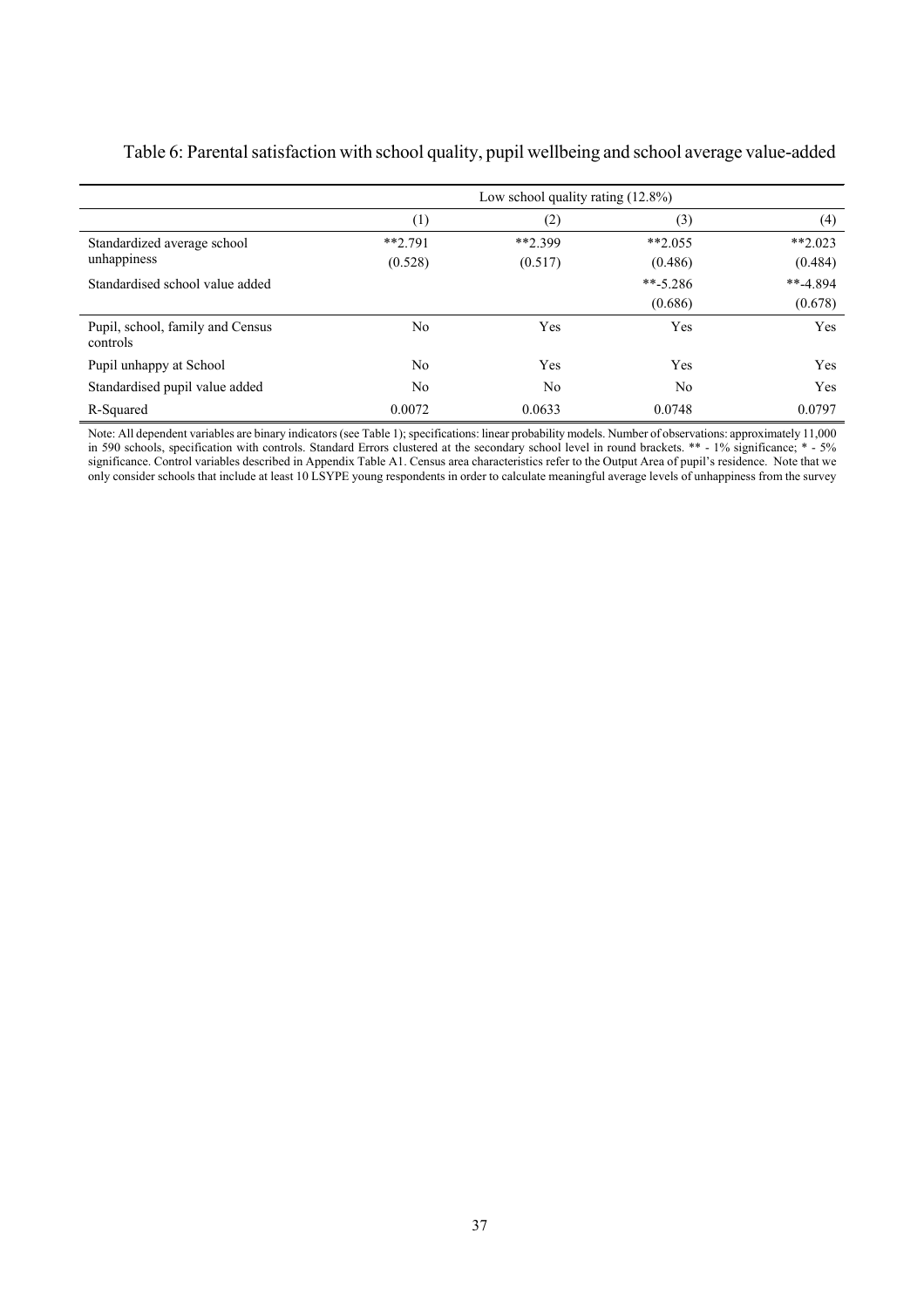Table 6: Parental satisfaction with school quality, pupil wellbeing and school average value-added

| | Low school quality rating (12.8%) | | | |
|---|---|---|---|---|
| | (1) | (2) | (3) | (4) |
| Standardized average school unhappiness | **2.791<br>(0.528) | **2.399<br>(0.517) | **2.055<br>(0.486) | **2.023<br>(0.484) |
| Standardised school value added | | | **-5.286<br>(0.686) | **-4.894<br>(0.678) |
| Pupil, school, family and Census controls | No | Yes | Yes | Yes |
| Pupil unhappy at School | No | Yes | Yes | Yes |
| Standardised pupil value added | No | No | No | Yes |
| R-Squared | 0.0072 | 0.0633 | 0.0748 | 0.0797 |

Note: All dependent variables are binary indicators (see Table 1); specifications: linear probability models. Number of observations: approximately 11,000 in 590 schools, specification with controls. Standard Errors clustered at the secondary school level in round brackets. ** - 1% significance; * - 5% significance. Control variables described in Appendix Table A1. Census area characteristics refer to the Output Area of pupil's residence. Note that we only consider schools that include at least 10 LSYPE young respondents in order to calculate meaningful average levels of unhappiness from the survey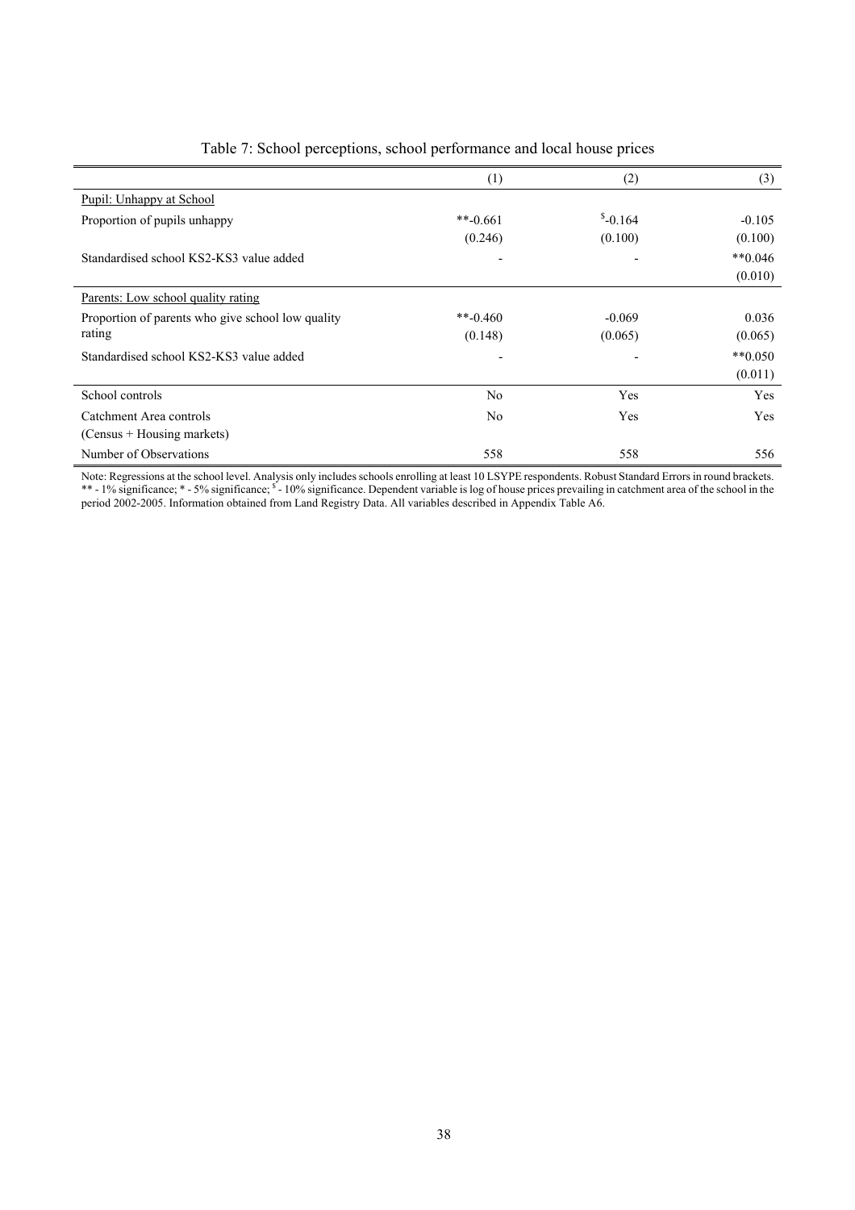Table 7: School perceptions, school performance and local house prices

| | (1) | (2) | (3) |
|---|---|---|---|
| Pupil: Unhappy at School | | | |
| Proportion of pupils unhappy | **-0.661 | $-0.164 | -0.105 |
| | (0.246) | (0.100) | (0.100) |
| Standardised school KS2-KS3 value added | - | - | **0.046 |
| | | | (0.010) |
| Parents: Low school quality rating | | | |
| Proportion of parents who give school low quality rating | **-0.460 | -0.069 | 0.036 |
| | (0.148) | (0.065) | (0.065) |
| Standardised school KS2-KS3 value added | - | - | **0.050 |
| | | | (0.011) |
| School controls | No | Yes | Yes |
| Catchment Area controls (Census + Housing markets) | No | Yes | Yes |
| Number of Observations | 558 | 558 | 556 |

Note: Regressions at the school level. Analysis only includes schools enrolling at least 10 LSYPE respondents. Robust Standard Errors in round brackets. ** - 1% significance; * - 5% significance; $ - 10% significance. Dependent variable is log of house prices prevailing in catchment area of the school in the period 2002-2005. Information obtained from Land Registry Data. All variables described in Appendix Table A6.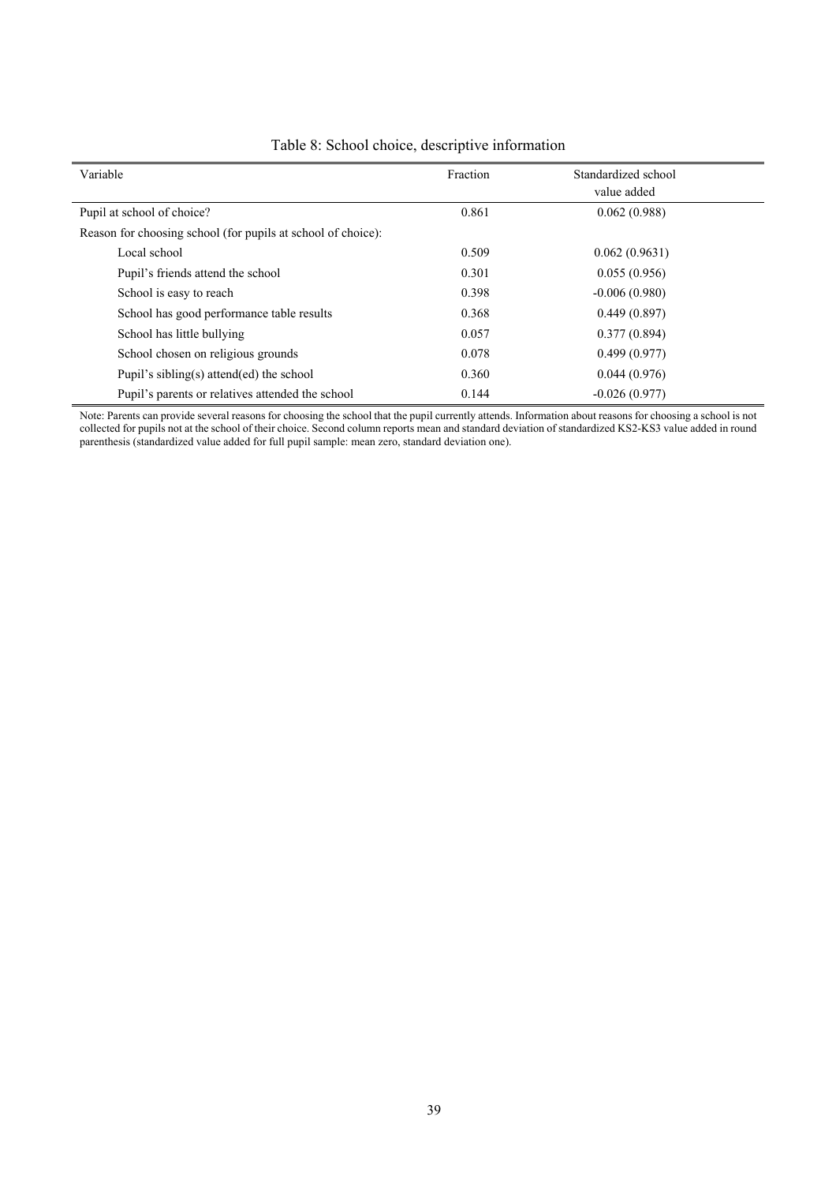Table 8: School choice, descriptive information

| Variable | Fraction | Standardized school value added |
|---|---|---|
| Pupil at school of choice? | 0.861 | 0.062 (0.988) |
| Reason for choosing school (for pupils at school of choice): | | |
| Local school | 0.509 | 0.062 (0.9631) |
| Pupil's friends attend the school | 0.301 | 0.055 (0.956) |
| School is easy to reach | 0.398 | -0.006 (0.980) |
| School has good performance table results | 0.368 | 0.449 (0.897) |
| School has little bullying | 0.057 | 0.377 (0.894) |
| School chosen on religious grounds | 0.078 | 0.499 (0.977) |
| Pupil's sibling(s) attend(ed) the school | 0.360 | 0.044 (0.976) |
| Pupil's parents or relatives attended the school | 0.144 | -0.026 (0.977) |

Note: Parents can provide several reasons for choosing the school that the pupil currently attends. Information about reasons for choosing a school is not collected for pupils not at the school of their choice. Second column reports mean and standard deviation of standardized KS2-KS3 value added in round parenthesis (standardized value added for full pupil sample: mean zero, standard deviation one).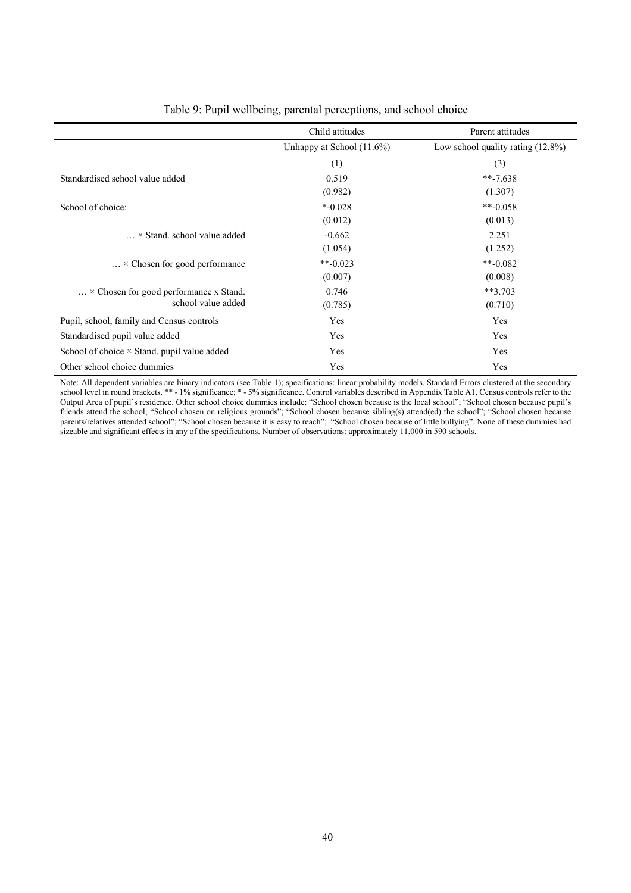Table 9: Pupil wellbeing, parental perceptions, and school choice

| | Child attitudes | Parent attitudes |
|---|---|---|
| | Unhappy at School (11.6%) | Low school quality rating (12.8%) |
| | (1) | (3) |
| Standardised school value added | 0.519 | **-7.638 |
| | (0.982) | (1.307) |
| School of choice: | *-0.028 | **-0.058 |
| | (0.012) | (0.013) |
| … × Stand. school value added | -0.662 | 2.251 |
| | (1.054) | (1.252) |
| … × Chosen for good performance | **-0.023 | **-0.082 |
| | (0.007) | (0.008) |
| … × Chosen for good performance x Stand. school value added | 0.746 | **3.703 |
| | (0.785) | (0.710) |
| Pupil, school, family and Census controls | Yes | Yes |
| Standardised pupil value added | Yes | Yes |
| School of choice × Stand. pupil value added | Yes | Yes |
| Other school choice dummies | Yes | Yes |

Note: All dependent variables are binary indicators (see Table 1); specifications: linear probability models. Standard Errors clustered at the secondary school level in round brackets. ** - 1% significance; * - 5% significance. Control variables described in Appendix Table A1. Census controls refer to the Output Area of pupil's residence. Other school choice dummies include: "School chosen because is the local school"; "School chosen because pupil's friends attend the school; "School chosen on religious grounds"; "School chosen because sibling(s) attend(ed) the school"; "School chosen because parents/relatives attended school"; "School chosen because it is easy to reach"; "School chosen because of little bullying". None of these dummies had sizeable and significant effects in any of the specifications. Number of observations: approximately 11,000 in 590 schools.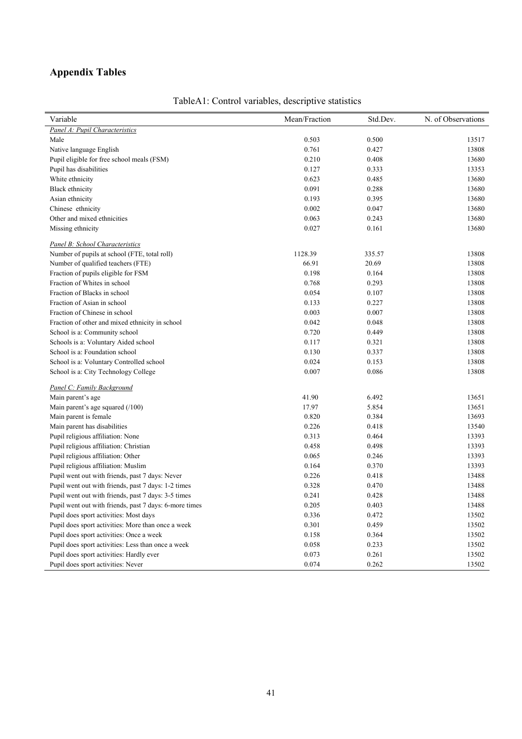## Appendix Tables

TableA1: Control variables, descriptive statistics

| Variable | Mean/Fraction | Std.Dev. | N. of Observations |
|---|---|---|---|
| *Panel A: Pupil Characteristics* | | | |
| Male | 0.503 | 0.500 | 13517 |
| Native language English | 0.761 | 0.427 | 13808 |
| Pupil eligible for free school meals (FSM) | 0.210 | 0.408 | 13680 |
| Pupil has disabilities | 0.127 | 0.333 | 13353 |
| White ethnicity | 0.623 | 0.485 | 13680 |
| Black ethnicity | 0.091 | 0.288 | 13680 |
| Asian ethnicity | 0.193 | 0.395 | 13680 |
| Chinese ethnicity | 0.002 | 0.047 | 13680 |
| Other and mixed ethnicities | 0.063 | 0.243 | 13680 |
| Missing ethnicity | 0.027 | 0.161 | 13680 |
| *Panel B: School Characteristics* | | | |
| Number of pupils at school (FTE, total roll) | 1128.39 | 335.57 | 13808 |
| Number of qualified teachers (FTE) | 66.91 | 20.69 | 13808 |
| Fraction of pupils eligible for FSM | 0.198 | 0.164 | 13808 |
| Fraction of Whites in school | 0.768 | 0.293 | 13808 |
| Fraction of Blacks in school | 0.054 | 0.107 | 13808 |
| Fraction of Asian in school | 0.133 | 0.227 | 13808 |
| Fraction of Chinese in school | 0.003 | 0.007 | 13808 |
| Fraction of other and mixed ethnicity in school | 0.042 | 0.048 | 13808 |
| School is a: Community school | 0.720 | 0.449 | 13808 |
| Schools is a: Voluntary Aided school | 0.117 | 0.321 | 13808 |
| School is a: Foundation school | 0.130 | 0.337 | 13808 |
| School is a: Voluntary Controlled school | 0.024 | 0.153 | 13808 |
| School is a: City Technology College | 0.007 | 0.086 | 13808 |
| *Panel C: Family Background* | | | |
| Main parent's age | 41.90 | 6.492 | 13651 |
| Main parent's age squared (/100) | 17.97 | 5.854 | 13651 |
| Main parent is female | 0.820 | 0.384 | 13693 |
| Main parent has disabilities | 0.226 | 0.418 | 13540 |
| Pupil religious affiliation: None | 0.313 | 0.464 | 13393 |
| Pupil religious affiliation: Christian | 0.458 | 0.498 | 13393 |
| Pupil religious affiliation: Other | 0.065 | 0.246 | 13393 |
| Pupil religious affiliation: Muslim | 0.164 | 0.370 | 13393 |
| Pupil went out with friends, past 7 days: Never | 0.226 | 0.418 | 13488 |
| Pupil went out with friends, past 7 days: 1-2 times | 0.328 | 0.470 | 13488 |
| Pupil went out with friends, past 7 days: 3-5 times | 0.241 | 0.428 | 13488 |
| Pupil went out with friends, past 7 days: 6-more times | 0.205 | 0.403 | 13488 |
| Pupil does sport activities: Most days | 0.336 | 0.472 | 13502 |
| Pupil does sport activities: More than once a week | 0.301 | 0.459 | 13502 |
| Pupil does sport activities: Once a week | 0.158 | 0.364 | 13502 |
| Pupil does sport activities: Less than once a week | 0.058 | 0.233 | 13502 |
| Pupil does sport activities: Hardly ever | 0.073 | 0.261 | 13502 |
| Pupil does sport activities: Never | 0.074 | 0.262 | 13502 |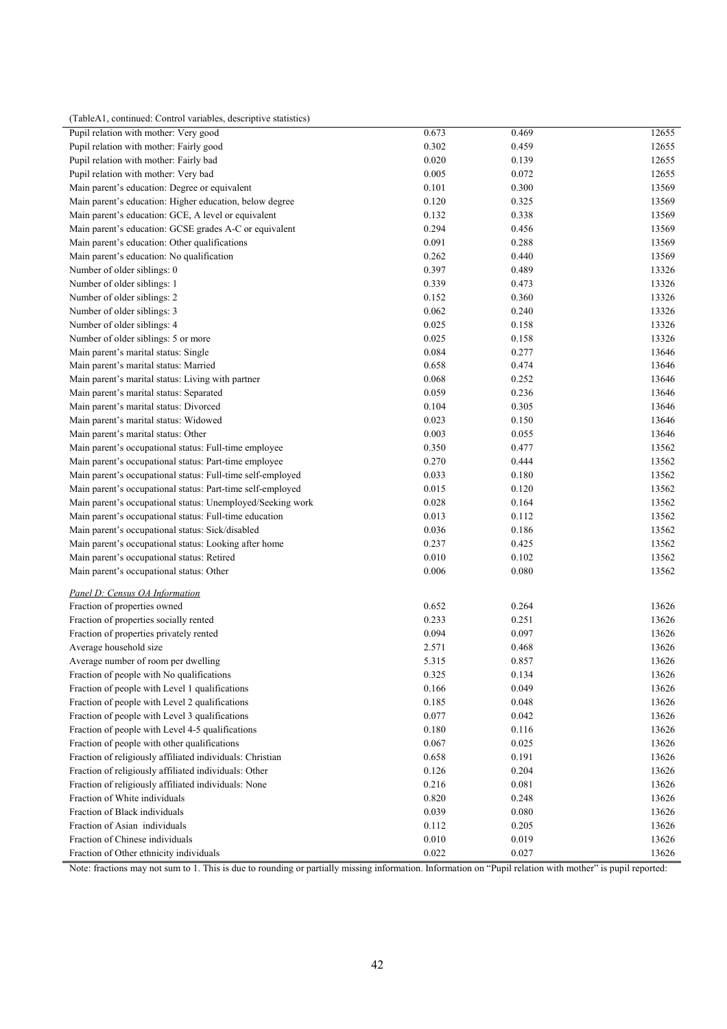(TableA1, continued: Control variables, descriptive statistics)

| | | | |
|---|---|---|---|
| Pupil relation with mother: Very good | 0.673 | 0.469 | 12655 |
| Pupil relation with mother: Fairly good | 0.302 | 0.459 | 12655 |
| Pupil relation with mother: Fairly bad | 0.020 | 0.139 | 12655 |
| Pupil relation with mother: Very bad | 0.005 | 0.072 | 12655 |
| Main parent's education: Degree or equivalent | 0.101 | 0.300 | 13569 |
| Main parent's education: Higher education, below degree | 0.120 | 0.325 | 13569 |
| Main parent's education: GCE, A level or equivalent | 0.132 | 0.338 | 13569 |
| Main parent's education: GCSE grades A-C or equivalent | 0.294 | 0.456 | 13569 |
| Main parent's education: Other qualifications | 0.091 | 0.288 | 13569 |
| Main parent's education: No qualification | 0.262 | 0.440 | 13569 |
| Number of older siblings: 0 | 0.397 | 0.489 | 13326 |
| Number of older siblings: 1 | 0.339 | 0.473 | 13326 |
| Number of older siblings: 2 | 0.152 | 0.360 | 13326 |
| Number of older siblings: 3 | 0.062 | 0.240 | 13326 |
| Number of older siblings: 4 | 0.025 | 0.158 | 13326 |
| Number of older siblings: 5 or more | 0.025 | 0.158 | 13326 |
| Main parent's marital status: Single | 0.084 | 0.277 | 13646 |
| Main parent's marital status: Married | 0.658 | 0.474 | 13646 |
| Main parent's marital status: Living with partner | 0.068 | 0.252 | 13646 |
| Main parent's marital status: Separated | 0.059 | 0.236 | 13646 |
| Main parent's marital status: Divorced | 0.104 | 0.305 | 13646 |
| Main parent's marital status: Widowed | 0.023 | 0.150 | 13646 |
| Main parent's marital status: Other | 0.003 | 0.055 | 13646 |
| Main parent's occupational status: Full-time employee | 0.350 | 0.477 | 13562 |
| Main parent's occupational status: Part-time employee | 0.270 | 0.444 | 13562 |
| Main parent's occupational status: Full-time self-employed | 0.033 | 0.180 | 13562 |
| Main parent's occupational status: Part-time self-employed | 0.015 | 0.120 | 13562 |
| Main parent's occupational status: Unemployed/Seeking work | 0.028 | 0.164 | 13562 |
| Main parent's occupational status: Full-time education | 0.013 | 0.112 | 13562 |
| Main parent's occupational status: Sick/disabled | 0.036 | 0.186 | 13562 |
| Main parent's occupational status: Looking after home | 0.237 | 0.425 | 13562 |
| Main parent's occupational status: Retired | 0.010 | 0.102 | 13562 |
| Main parent's occupational status: Other | 0.006 | 0.080 | 13562 |
| *Panel D: Census OA Information* | | | |
| Fraction of properties owned | 0.652 | 0.264 | 13626 |
| Fraction of properties socially rented | 0.233 | 0.251 | 13626 |
| Fraction of properties privately rented | 0.094 | 0.097 | 13626 |
| Average household size | 2.571 | 0.468 | 13626 |
| Average number of room per dwelling | 5.315 | 0.857 | 13626 |
| Fraction of people with No qualifications | 0.325 | 0.134 | 13626 |
| Fraction of people with Level 1 qualifications | 0.166 | 0.049 | 13626 |
| Fraction of people with Level 2 qualifications | 0.185 | 0.048 | 13626 |
| Fraction of people with Level 3 qualifications | 0.077 | 0.042 | 13626 |
| Fraction of people with Level 4-5 qualifications | 0.180 | 0.116 | 13626 |
| Fraction of people with other qualifications | 0.067 | 0.025 | 13626 |
| Fraction of religiously affiliated individuals: Christian | 0.658 | 0.191 | 13626 |
| Fraction of religiously affiliated individuals: Other | 0.126 | 0.204 | 13626 |
| Fraction of religiously affiliated individuals: None | 0.216 | 0.081 | 13626 |
| Fraction of White individuals | 0.820 | 0.248 | 13626 |
| Fraction of Black individuals | 0.039 | 0.080 | 13626 |
| Fraction of Asian individuals | 0.112 | 0.205 | 13626 |
| Fraction of Chinese individuals | 0.010 | 0.019 | 13626 |
| Fraction of Other ethnicity individuals | 0.022 | 0.027 | 13626 |

Note: fractions may not sum to 1. This is due to rounding or partially missing information. Information on "Pupil relation with mother" is pupil reported: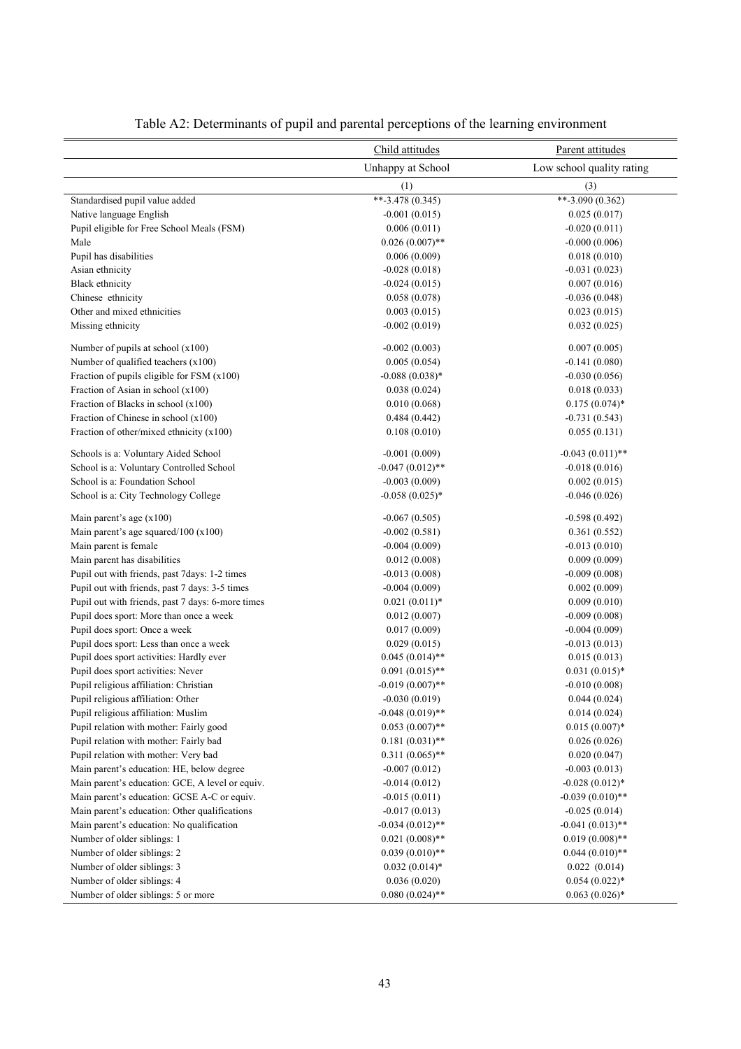Table A2: Determinants of pupil and parental perceptions of the learning environment

| | Child attitudes | Parent attitudes |
|---|---|---|
| | Unhappy at School | Low school quality rating |
| | (1) | (3) |
| Standardised pupil value added | **-3.478 (0.345) | **-3.090 (0.362) |
| Native language English | -0.001 (0.015) | 0.025 (0.017) |
| Pupil eligible for Free School Meals (FSM) | 0.006 (0.011) | -0.020 (0.011) |
| Male | 0.026 (0.007)** | -0.000 (0.006) |
| Pupil has disabilities | 0.006 (0.009) | 0.018 (0.010) |
| Asian ethnicity | -0.028 (0.018) | -0.031 (0.023) |
| Black ethnicity | -0.024 (0.015) | 0.007 (0.016) |
| Chinese ethnicity | 0.058 (0.078) | -0.036 (0.048) |
| Other and mixed ethnicities | 0.003 (0.015) | 0.023 (0.015) |
| Missing ethnicity | -0.002 (0.019) | 0.032 (0.025) |
| Number of pupils at school (x100) | -0.002 (0.003) | 0.007 (0.005) |
| Number of qualified teachers (x100) | 0.005 (0.054) | -0.141 (0.080) |
| Fraction of pupils eligible for FSM (x100) | -0.088 (0.038)* | -0.030 (0.056) |
| Fraction of Asian in school (x100) | 0.038 (0.024) | 0.018 (0.033) |
| Fraction of Blacks in school (x100) | 0.010 (0.068) | 0.175 (0.074)* |
| Fraction of Chinese in school (x100) | 0.484 (0.442) | -0.731 (0.543) |
| Fraction of other/mixed ethnicity (x100) | 0.108 (0.010) | 0.055 (0.131) |
| Schools is a: Voluntary Aided School | -0.001 (0.009) | -0.043 (0.011)** |
| School is a: Voluntary Controlled School | -0.047 (0.012)** | -0.018 (0.016) |
| School is a: Foundation School | -0.003 (0.009) | 0.002 (0.015) |
| School is a: City Technology College | -0.058 (0.025)* | -0.046 (0.026) |
| Main parent's age (x100) | -0.067 (0.505) | -0.598 (0.492) |
| Main parent's age squared/100 (x100) | -0.002 (0.581) | 0.361 (0.552) |
| Main parent is female | -0.004 (0.009) | -0.013 (0.010) |
| Main parent has disabilities | 0.012 (0.008) | 0.009 (0.009) |
| Pupil out with friends, past 7days: 1-2 times | -0.013 (0.008) | -0.009 (0.008) |
| Pupil out with friends, past 7 days: 3-5 times | -0.004 (0.009) | 0.002 (0.009) |
| Pupil out with friends, past 7 days: 6-more times | 0.021 (0.011)* | 0.009 (0.010) |
| Pupil does sport: More than once a week | 0.012 (0.007) | -0.009 (0.008) |
| Pupil does sport: Once a week | 0.017 (0.009) | -0.004 (0.009) |
| Pupil does sport: Less than once a week | 0.029 (0.015) | -0.013 (0.013) |
| Pupil does sport activities: Hardly ever | 0.045 (0.014)** | 0.015 (0.013) |
| Pupil does sport activities: Never | 0.091 (0.015)** | 0.031 (0.015)* |
| Pupil religious affiliation: Christian | -0.019 (0.007)** | -0.010 (0.008) |
| Pupil religious affiliation: Other | -0.030 (0.019) | 0.044 (0.024) |
| Pupil religious affiliation: Muslim | -0.048 (0.019)** | 0.014 (0.024) |
| Pupil relation with mother: Fairly good | 0.053 (0.007)** | 0.015 (0.007)* |
| Pupil relation with mother: Fairly bad | 0.181 (0.031)** | 0.026 (0.026) |
| Pupil relation with mother: Very bad | 0.311 (0.065)** | 0.020 (0.047) |
| Main parent's education: HE, below degree | -0.007 (0.012) | -0.003 (0.013) |
| Main parent's education: GCE, A level or equiv. | -0.014 (0.012) | -0.028 (0.012)* |
| Main parent's education: GCSE A-C or equiv. | -0.015 (0.011) | -0.039 (0.010)** |
| Main parent's education: Other qualifications | -0.017 (0.013) | -0.025 (0.014) |
| Main parent's education: No qualification | -0.034 (0.012)** | -0.041 (0.013)** |
| Number of older siblings: 1 | 0.021 (0.008)** | 0.019 (0.008)** |
| Number of older siblings: 2 | 0.039 (0.010)** | 0.044 (0.010)** |
| Number of older siblings: 3 | 0.032 (0.014)* | 0.022 (0.014) |
| Number of older siblings: 4 | 0.036 (0.020) | 0.054 (0.022)* |
| Number of older siblings: 5 or more | 0.080 (0.024)** | 0.063 (0.026)* |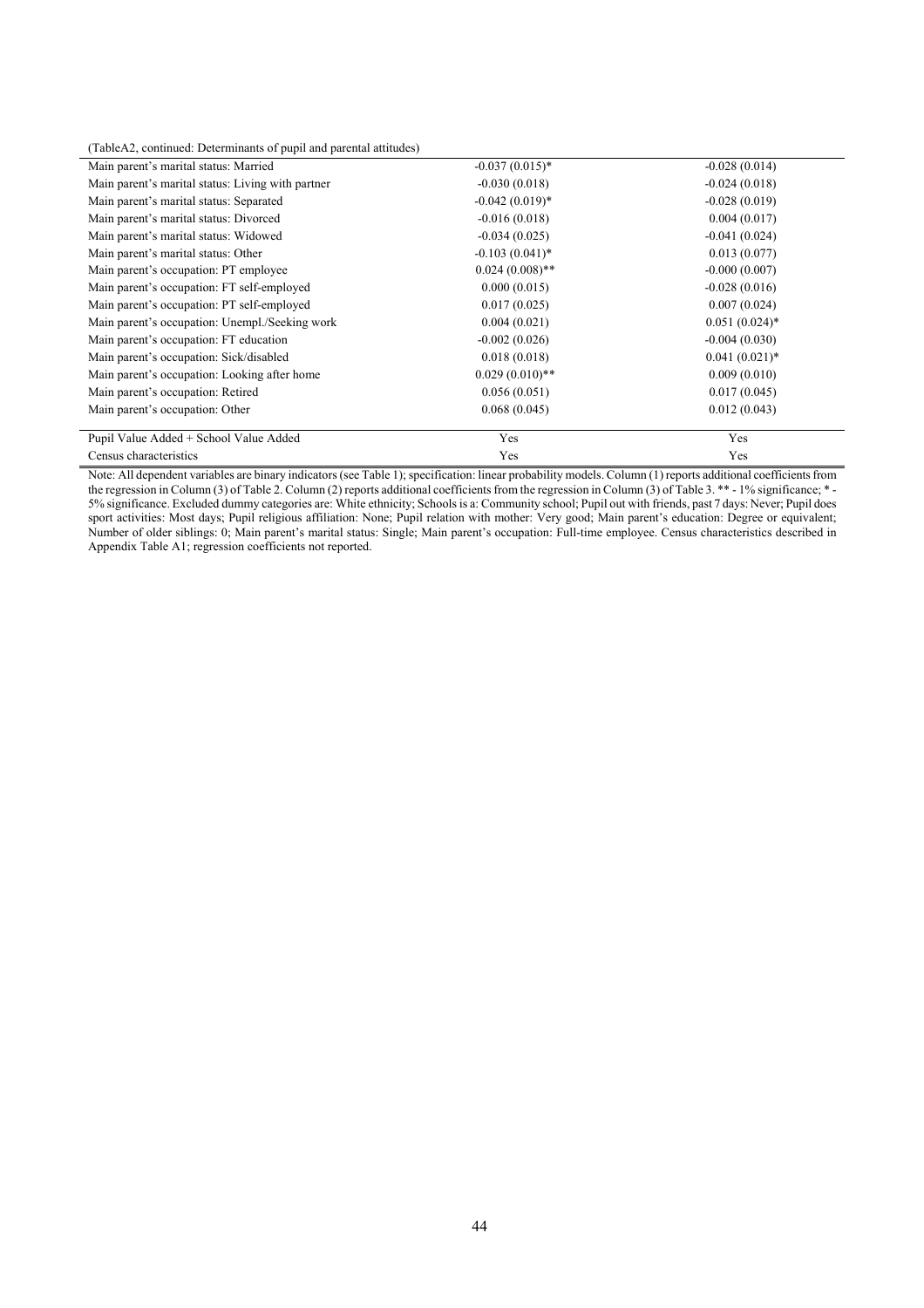(TableA2, continued: Determinants of pupil and parental attitudes)

| | | |
|---|---|---|
| Main parent's marital status: Married | -0.037 (0.015)* | -0.028 (0.014) |
| Main parent's marital status: Living with partner | -0.030 (0.018) | -0.024 (0.018) |
| Main parent's marital status: Separated | -0.042 (0.019)* | -0.028 (0.019) |
| Main parent's marital status: Divorced | -0.016 (0.018) | 0.004 (0.017) |
| Main parent's marital status: Widowed | -0.034 (0.025) | -0.041 (0.024) |
| Main parent's marital status: Other | -0.103 (0.041)* | 0.013 (0.077) |
| Main parent's occupation: PT employee | 0.024 (0.008)** | -0.000 (0.007) |
| Main parent's occupation: FT self-employed | 0.000 (0.015) | -0.028 (0.016) |
| Main parent's occupation: PT self-employed | 0.017 (0.025) | 0.007 (0.024) |
| Main parent's occupation: Unempl./Seeking work | 0.004 (0.021) | 0.051 (0.024)* |
| Main parent's occupation: FT education | -0.002 (0.026) | -0.004 (0.030) |
| Main parent's occupation: Sick/disabled | 0.018 (0.018) | 0.041 (0.021)* |
| Main parent's occupation: Looking after home | 0.029 (0.010)** | 0.009 (0.010) |
| Main parent's occupation: Retired | 0.056 (0.051) | 0.017 (0.045) |
| Main parent's occupation: Other | 0.068 (0.045) | 0.012 (0.043) |
| Pupil Value Added + School Value Added | Yes | Yes |
| Census characteristics | Yes | Yes |

Note: All dependent variables are binary indicators (see Table 1); specification: linear probability models. Column (1) reports additional coefficients from the regression in Column (3) of Table 2. Column (2) reports additional coefficients from the regression in Column (3) of Table 3. ** - 1% significance; * - 5% significance. Excluded dummy categories are: White ethnicity; Schools is a: Community school; Pupil out with friends, past 7 days: Never; Pupil does sport activities: Most days; Pupil religious affiliation: None; Pupil relation with mother: Very good; Main parent's education: Degree or equivalent; Number of older siblings: 0; Main parent's marital status: Single; Main parent's occupation: Full-time employee. Census characteristics described in Appendix Table A1; regression coefficients not reported.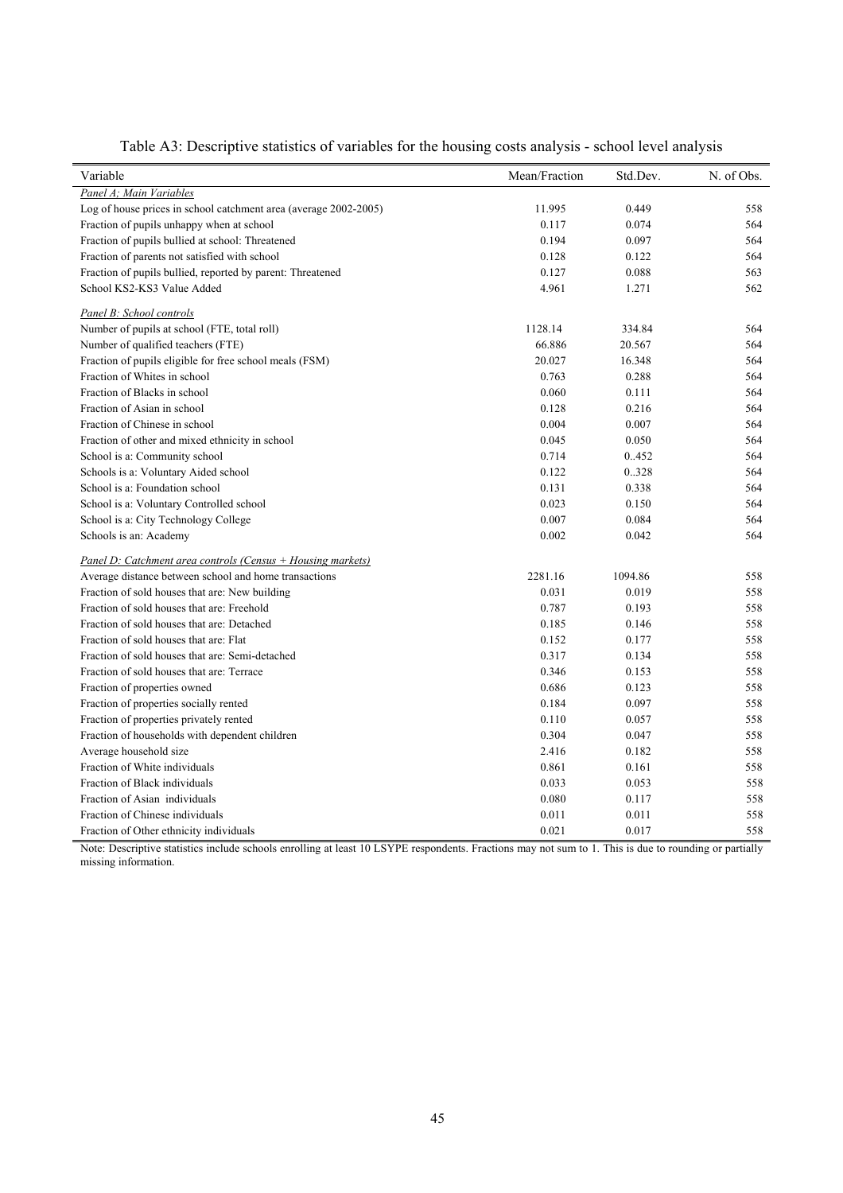Table A3: Descriptive statistics of variables for the housing costs analysis - school level analysis

| Variable | Mean/Fraction | Std.Dev. | N. of Obs. |
|---|---|---|---|
| *Panel A; Main Variables* | | | |
| Log of house prices in school catchment area (average 2002-2005) | 11.995 | 0.449 | 558 |
| Fraction of pupils unhappy when at school | 0.117 | 0.074 | 564 |
| Fraction of pupils bullied at school: Threatened | 0.194 | 0.097 | 564 |
| Fraction of parents not satisfied with school | 0.128 | 0.122 | 564 |
| Fraction of pupils bullied, reported by parent: Threatened | 0.127 | 0.088 | 563 |
| School KS2-KS3 Value Added | 4.961 | 1.271 | 562 |
| *Panel B: School controls* | | | |
| Number of pupils at school (FTE, total roll) | 1128.14 | 334.84 | 564 |
| Number of qualified teachers (FTE) | 66.886 | 20.567 | 564 |
| Fraction of pupils eligible for free school meals (FSM) | 20.027 | 16.348 | 564 |
| Fraction of Whites in school | 0.763 | 0.288 | 564 |
| Fraction of Blacks in school | 0.060 | 0.111 | 564 |
| Fraction of Asian in school | 0.128 | 0.216 | 564 |
| Fraction of Chinese in school | 0.004 | 0.007 | 564 |
| Fraction of other and mixed ethnicity in school | 0.045 | 0.050 | 564 |
| School is a: Community school | 0.714 | 0..452 | 564 |
| Schools is a: Voluntary Aided school | 0.122 | 0..328 | 564 |
| School is a: Foundation school | 0.131 | 0.338 | 564 |
| School is a: Voluntary Controlled school | 0.023 | 0.150 | 564 |
| School is a: City Technology College | 0.007 | 0.084 | 564 |
| Schools is an: Academy | 0.002 | 0.042 | 564 |
| *Panel D: Catchment area controls (Census + Housing markets)* | | | |
| Average distance between school and home transactions | 2281.16 | 1094.86 | 558 |
| Fraction of sold houses that are: New building | 0.031 | 0.019 | 558 |
| Fraction of sold houses that are: Freehold | 0.787 | 0.193 | 558 |
| Fraction of sold houses that are: Detached | 0.185 | 0.146 | 558 |
| Fraction of sold houses that are: Flat | 0.152 | 0.177 | 558 |
| Fraction of sold houses that are: Semi-detached | 0.317 | 0.134 | 558 |
| Fraction of sold houses that are: Terrace | 0.346 | 0.153 | 558 |
| Fraction of properties owned | 0.686 | 0.123 | 558 |
| Fraction of properties socially rented | 0.184 | 0.097 | 558 |
| Fraction of properties privately rented | 0.110 | 0.057 | 558 |
| Fraction of households with dependent children | 0.304 | 0.047 | 558 |
| Average household size | 2.416 | 0.182 | 558 |
| Fraction of White individuals | 0.861 | 0.161 | 558 |
| Fraction of Black individuals | 0.033 | 0.053 | 558 |
| Fraction of Asian individuals | 0.080 | 0.117 | 558 |
| Fraction of Chinese individuals | 0.011 | 0.011 | 558 |
| Fraction of Other ethnicity individuals | 0.021 | 0.017 | 558 |

Note: Descriptive statistics include schools enrolling at least 10 LSYPE respondents. Fractions may not sum to 1. This is due to rounding or partially missing information.